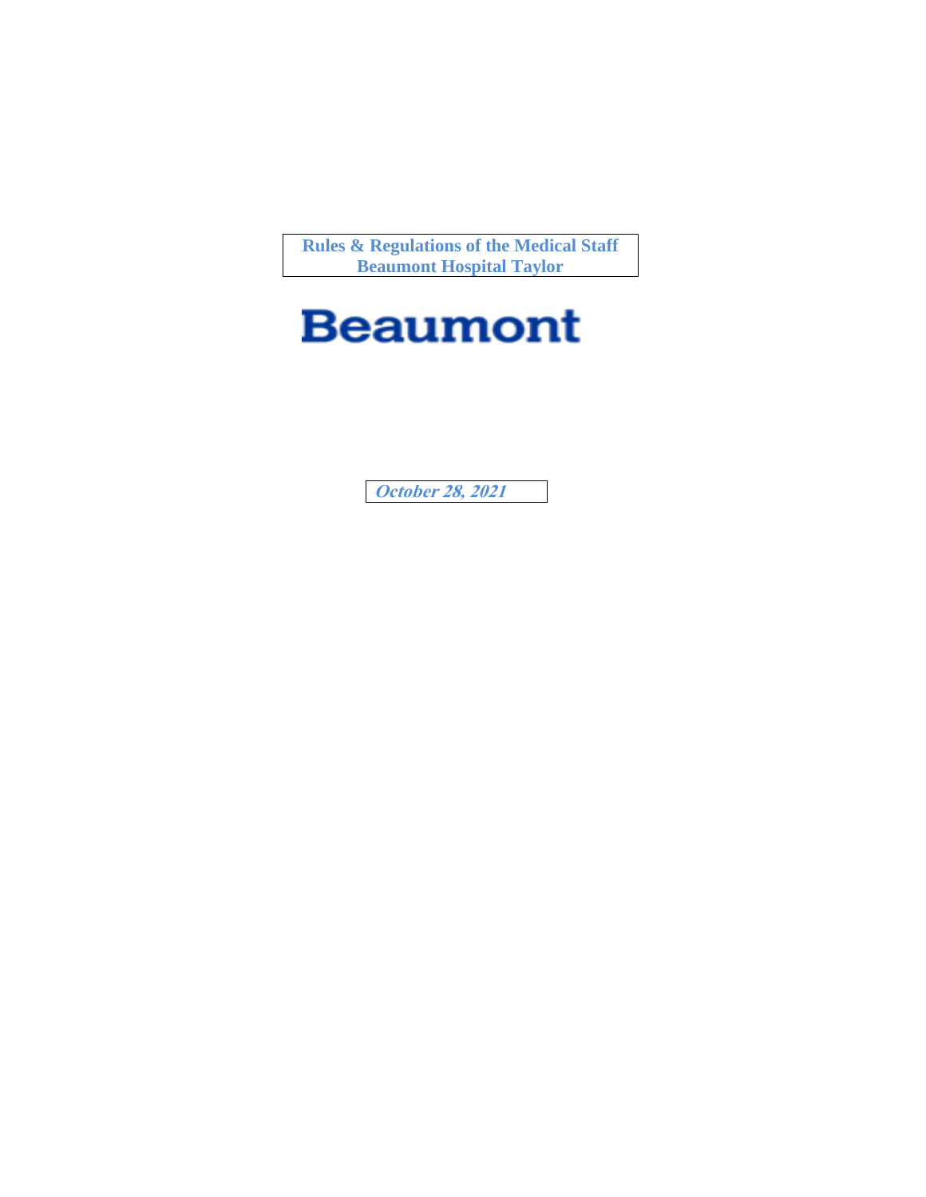# Rules & Regulations of the Medical Staff
# Beaumont Hospital Taylor

Beaumont

***October 28, 2021***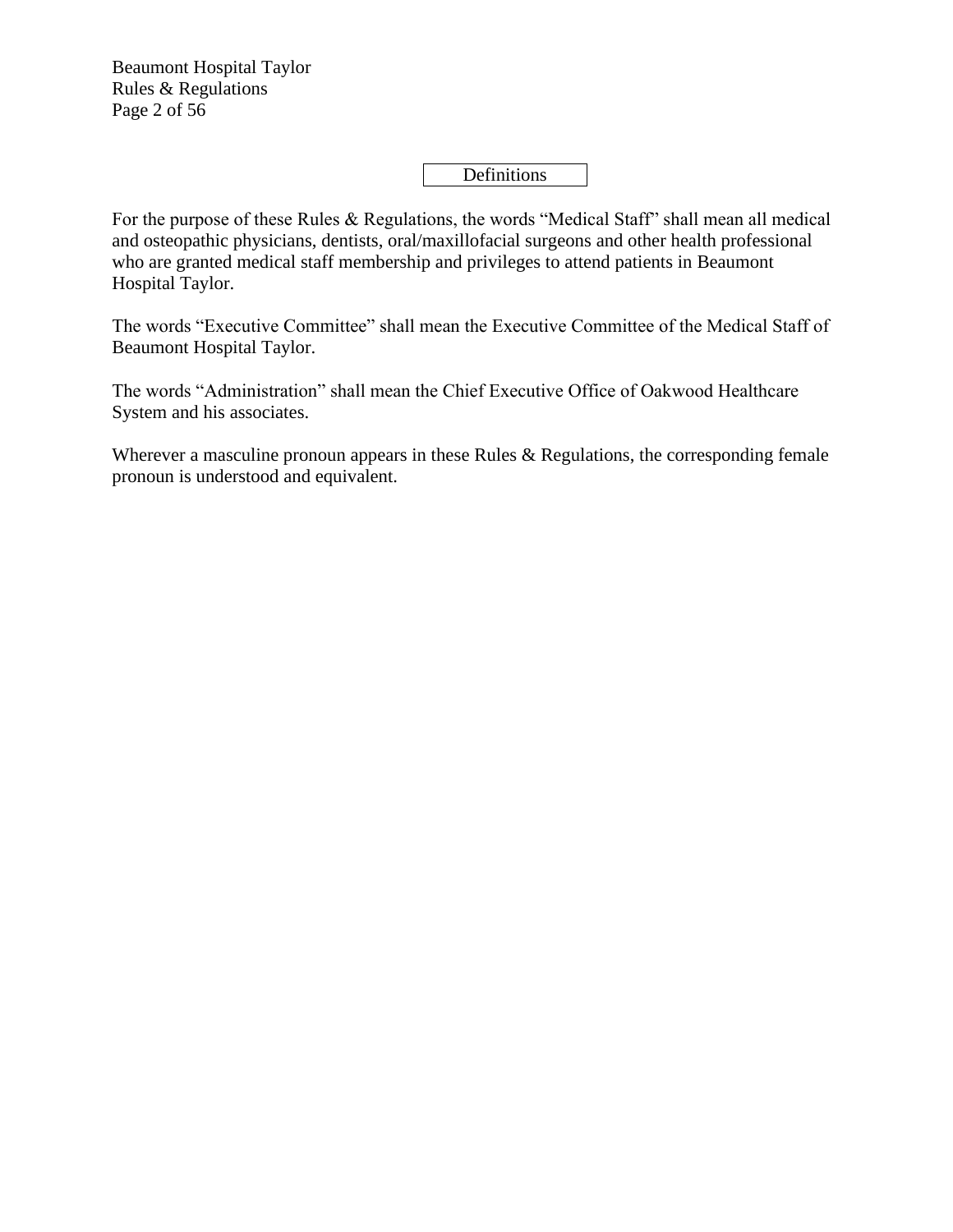## Definitions

For the purpose of these Rules & Regulations, the words "Medical Staff" shall mean all medical and osteopathic physicians, dentists, oral/maxillofacial surgeons and other health professional who are granted medical staff membership and privileges to attend patients in Beaumont Hospital Taylor.

The words "Executive Committee" shall mean the Executive Committee of the Medical Staff of Beaumont Hospital Taylor.

The words "Administration" shall mean the Chief Executive Office of Oakwood Healthcare System and his associates.

Wherever a masculine pronoun appears in these Rules & Regulations, the corresponding female pronoun is understood and equivalent.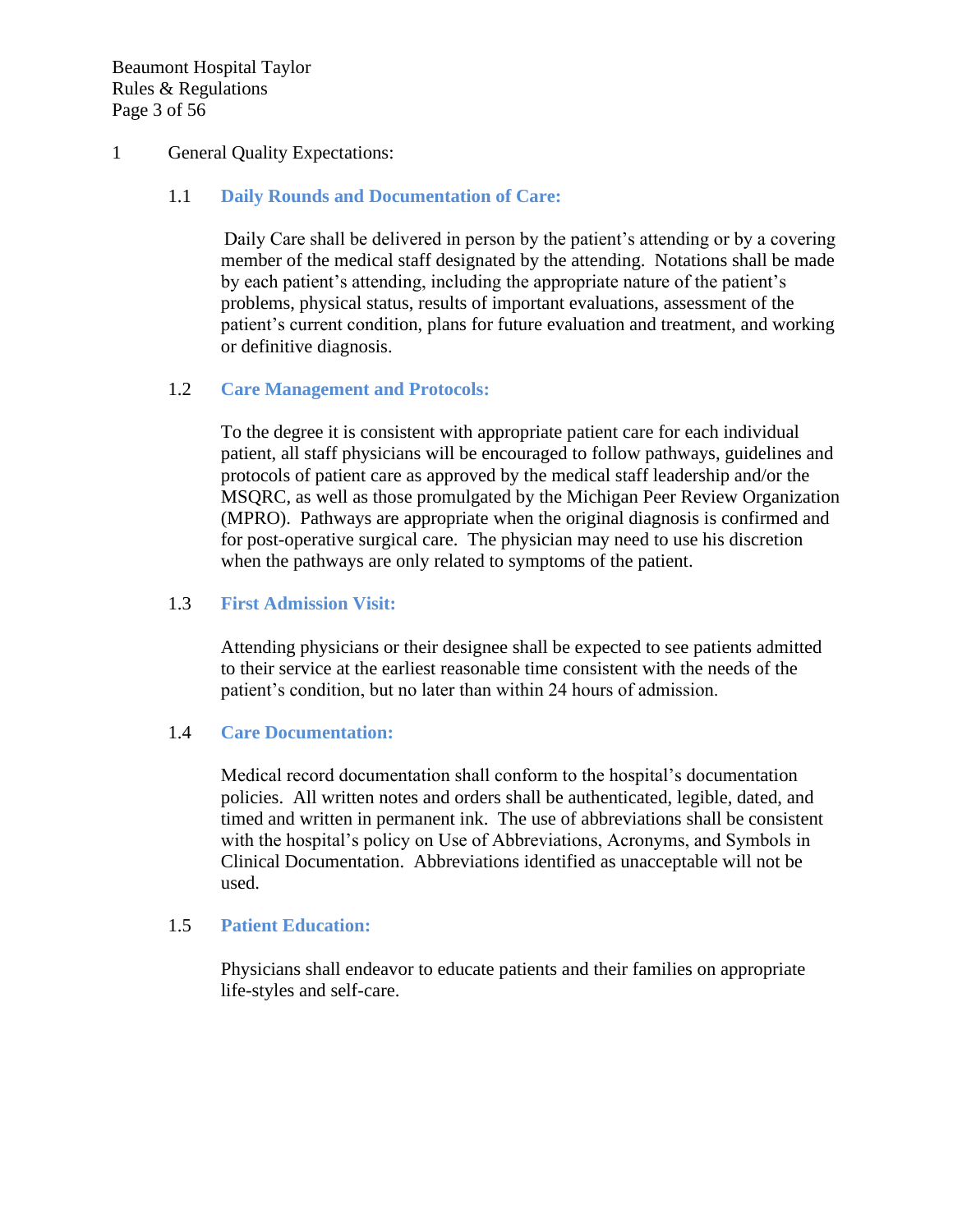## 1 General Quality Expectations:

### 1.1 Daily Rounds and Documentation of Care:

Daily Care shall be delivered in person by the patient's attending or by a covering member of the medical staff designated by the attending. Notations shall be made by each patient's attending, including the appropriate nature of the patient's problems, physical status, results of important evaluations, assessment of the patient's current condition, plans for future evaluation and treatment, and working or definitive diagnosis.

### 1.2 Care Management and Protocols:

To the degree it is consistent with appropriate patient care for each individual patient, all staff physicians will be encouraged to follow pathways, guidelines and protocols of patient care as approved by the medical staff leadership and/or the MSQRC, as well as those promulgated by the Michigan Peer Review Organization (MPRO). Pathways are appropriate when the original diagnosis is confirmed and for post-operative surgical care. The physician may need to use his discretion when the pathways are only related to symptoms of the patient.

### 1.3 First Admission Visit:

Attending physicians or their designee shall be expected to see patients admitted to their service at the earliest reasonable time consistent with the needs of the patient's condition, but no later than within 24 hours of admission.

### 1.4 Care Documentation:

Medical record documentation shall conform to the hospital's documentation policies. All written notes and orders shall be authenticated, legible, dated, and timed and written in permanent ink. The use of abbreviations shall be consistent with the hospital's policy on Use of Abbreviations, Acronyms, and Symbols in Clinical Documentation. Abbreviations identified as unacceptable will not be used.

### 1.5 Patient Education:

Physicians shall endeavor to educate patients and their families on appropriate life-styles and self-care.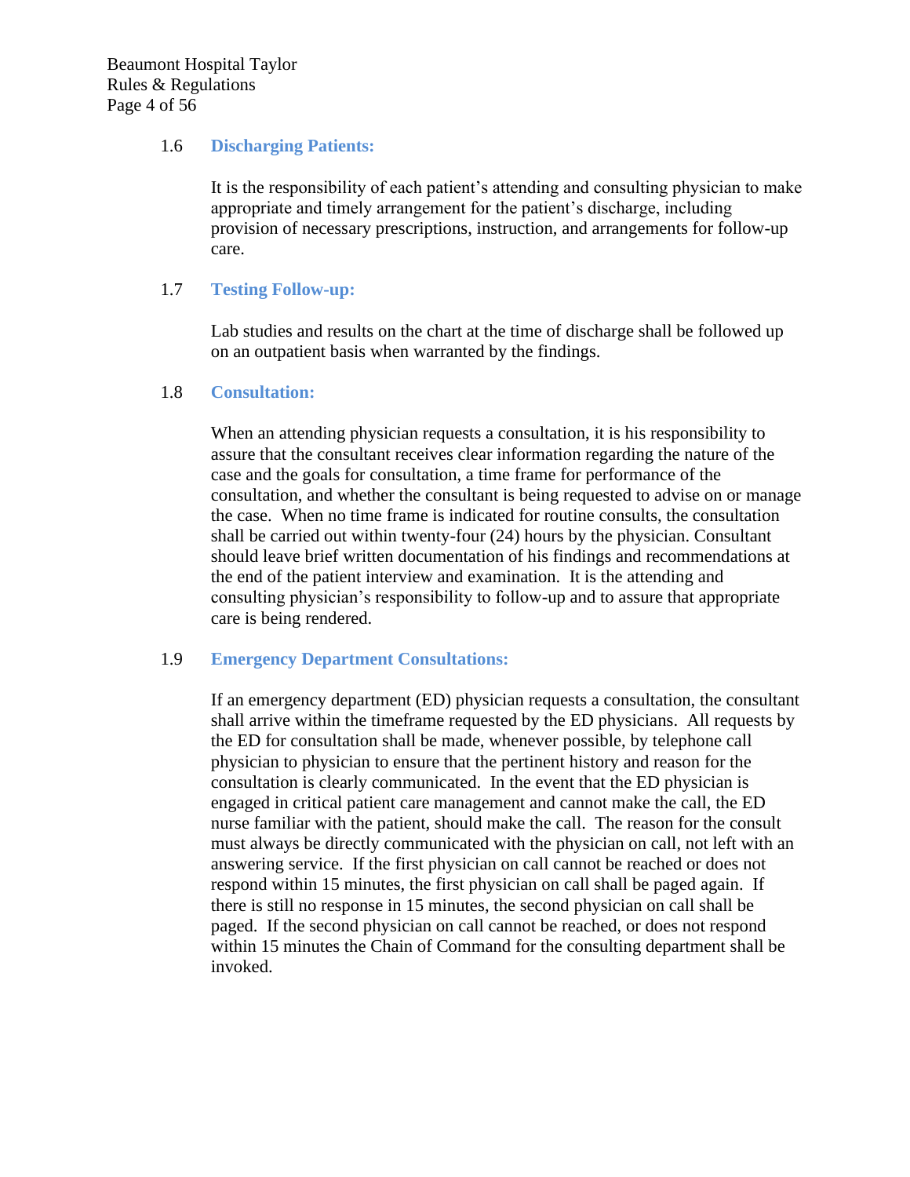### 1.6 Discharging Patients:

It is the responsibility of each patient's attending and consulting physician to make appropriate and timely arrangement for the patient's discharge, including provision of necessary prescriptions, instruction, and arrangements for follow-up care.

### 1.7 Testing Follow-up:

Lab studies and results on the chart at the time of discharge shall be followed up on an outpatient basis when warranted by the findings.

### 1.8 Consultation:

When an attending physician requests a consultation, it is his responsibility to assure that the consultant receives clear information regarding the nature of the case and the goals for consultation, a time frame for performance of the consultation, and whether the consultant is being requested to advise on or manage the case. When no time frame is indicated for routine consults, the consultation shall be carried out within twenty-four (24) hours by the physician. Consultant should leave brief written documentation of his findings and recommendations at the end of the patient interview and examination. It is the attending and consulting physician's responsibility to follow-up and to assure that appropriate care is being rendered.

### 1.9 Emergency Department Consultations:

If an emergency department (ED) physician requests a consultation, the consultant shall arrive within the timeframe requested by the ED physicians. All requests by the ED for consultation shall be made, whenever possible, by telephone call physician to physician to ensure that the pertinent history and reason for the consultation is clearly communicated. In the event that the ED physician is engaged in critical patient care management and cannot make the call, the ED nurse familiar with the patient, should make the call. The reason for the consult must always be directly communicated with the physician on call, not left with an answering service. If the first physician on call cannot be reached or does not respond within 15 minutes, the first physician on call shall be paged again. If there is still no response in 15 minutes, the second physician on call shall be paged. If the second physician on call cannot be reached, or does not respond within 15 minutes the Chain of Command for the consulting department shall be invoked.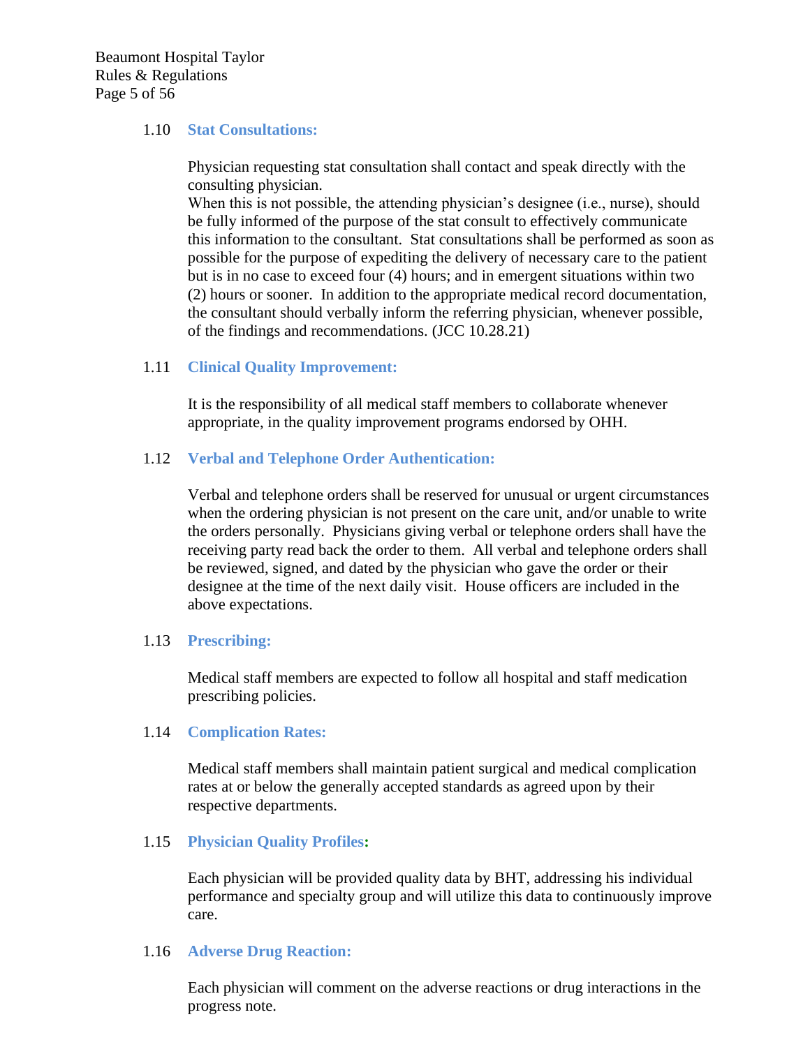### 1.10 Stat Consultations:

Physician requesting stat consultation shall contact and speak directly with the consulting physician.
When this is not possible, the attending physician's designee (i.e., nurse), should be fully informed of the purpose of the stat consult to effectively communicate this information to the consultant. Stat consultations shall be performed as soon as possible for the purpose of expediting the delivery of necessary care to the patient but is in no case to exceed four (4) hours; and in emergent situations within two (2) hours or sooner. In addition to the appropriate medical record documentation, the consultant should verbally inform the referring physician, whenever possible, of the findings and recommendations. (JCC 10.28.21)

### 1.11 Clinical Quality Improvement:

It is the responsibility of all medical staff members to collaborate whenever appropriate, in the quality improvement programs endorsed by OHH.

### 1.12 Verbal and Telephone Order Authentication:

Verbal and telephone orders shall be reserved for unusual or urgent circumstances when the ordering physician is not present on the care unit, and/or unable to write the orders personally. Physicians giving verbal or telephone orders shall have the receiving party read back the order to them. All verbal and telephone orders shall be reviewed, signed, and dated by the physician who gave the order or their designee at the time of the next daily visit. House officers are included in the above expectations.

### 1.13 Prescribing:

Medical staff members are expected to follow all hospital and staff medication prescribing policies.

### 1.14 Complication Rates:

Medical staff members shall maintain patient surgical and medical complication rates at or below the generally accepted standards as agreed upon by their respective departments.

### 1.15 Physician Quality Profiles:

Each physician will be provided quality data by BHT, addressing his individual performance and specialty group and will utilize this data to continuously improve care.

### 1.16 Adverse Drug Reaction:

Each physician will comment on the adverse reactions or drug interactions in the progress note.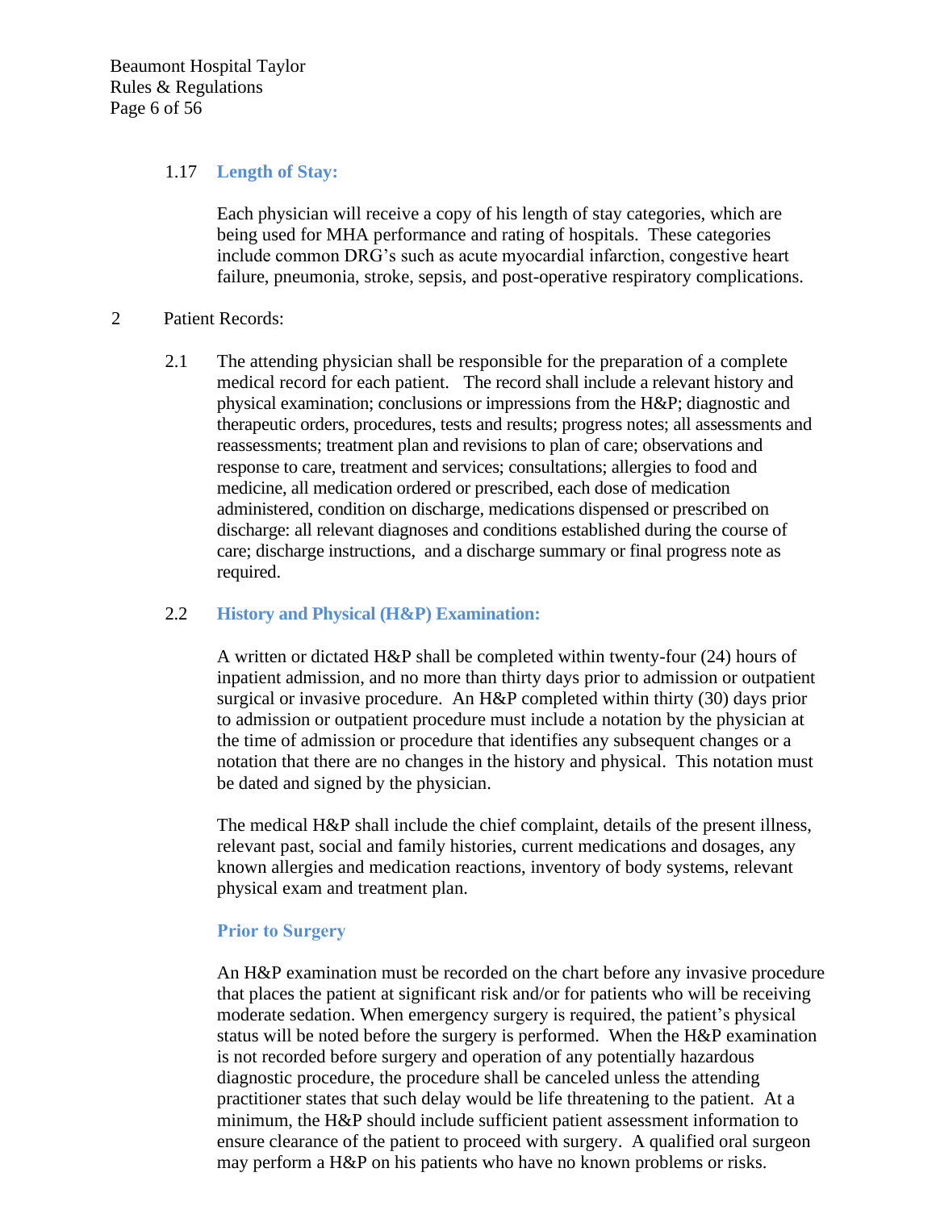### 1.17 Length of Stay:

Each physician will receive a copy of his length of stay categories, which are being used for MHA performance and rating of hospitals. These categories include common DRG's such as acute myocardial infarction, congestive heart failure, pneumonia, stroke, sepsis, and post-operative respiratory complications.

## 2 Patient Records:

2.1 The attending physician shall be responsible for the preparation of a complete medical record for each patient. The record shall include a relevant history and physical examination; conclusions or impressions from the H&P; diagnostic and therapeutic orders, procedures, tests and results; progress notes; all assessments and reassessments; treatment plan and revisions to plan of care; observations and response to care, treatment and services; consultations; allergies to food and medicine, all medication ordered or prescribed, each dose of medication administered, condition on discharge, medications dispensed or prescribed on discharge: all relevant diagnoses and conditions established during the course of care; discharge instructions, and a discharge summary or final progress note as required.

### 2.2 History and Physical (H&P) Examination:

A written or dictated H&P shall be completed within twenty-four (24) hours of inpatient admission, and no more than thirty days prior to admission or outpatient surgical or invasive procedure. An H&P completed within thirty (30) days prior to admission or outpatient procedure must include a notation by the physician at the time of admission or procedure that identifies any subsequent changes or a notation that there are no changes in the history and physical. This notation must be dated and signed by the physician.

The medical H&P shall include the chief complaint, details of the present illness, relevant past, social and family histories, current medications and dosages, any known allergies and medication reactions, inventory of body systems, relevant physical exam and treatment plan.

#### Prior to Surgery

An H&P examination must be recorded on the chart before any invasive procedure that places the patient at significant risk and/or for patients who will be receiving moderate sedation. When emergency surgery is required, the patient's physical status will be noted before the surgery is performed. When the H&P examination is not recorded before surgery and operation of any potentially hazardous diagnostic procedure, the procedure shall be canceled unless the attending practitioner states that such delay would be life threatening to the patient. At a minimum, the H&P should include sufficient patient assessment information to ensure clearance of the patient to proceed with surgery. A qualified oral surgeon may perform a H&P on his patients who have no known problems or risks.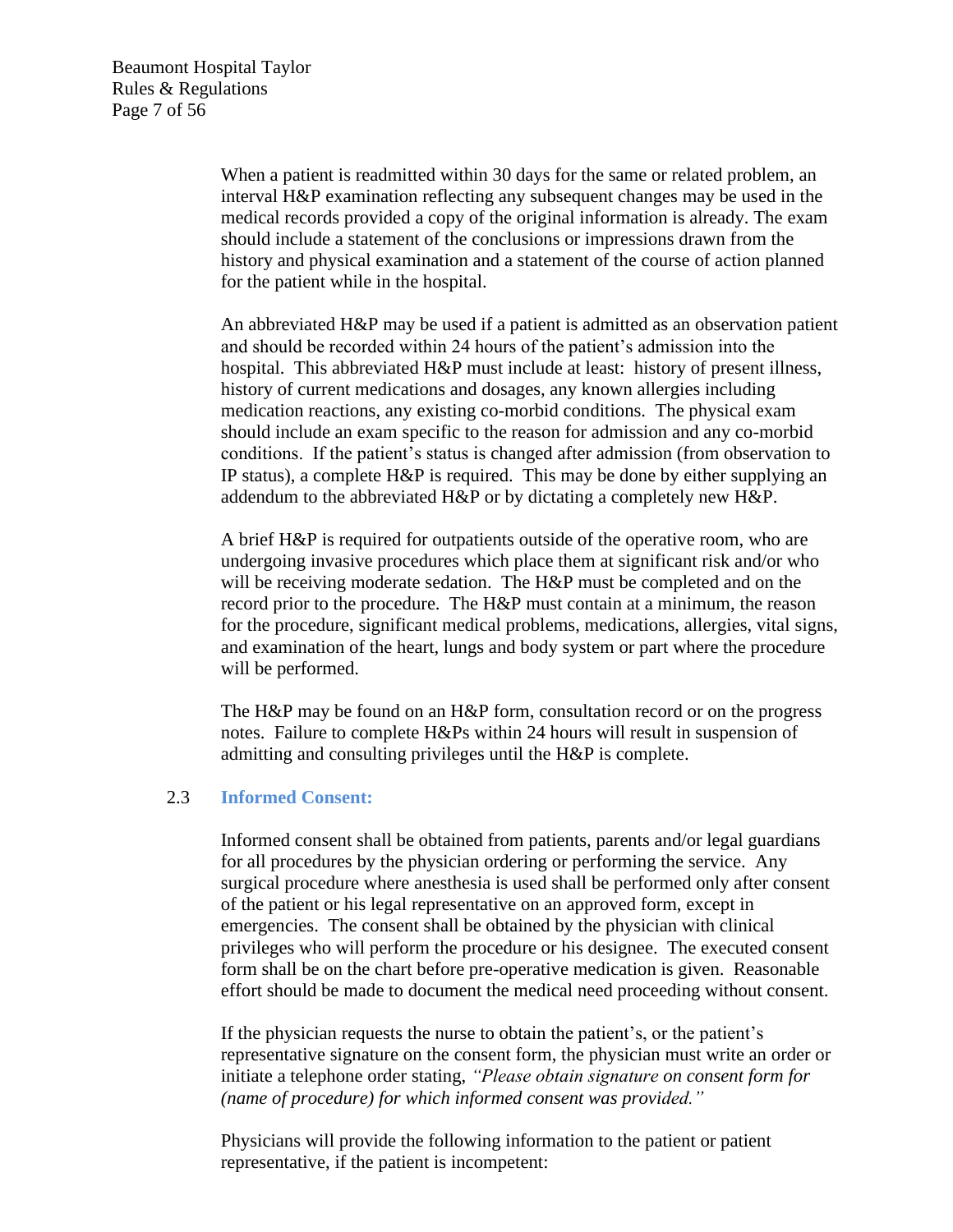When a patient is readmitted within 30 days for the same or related problem, an interval H&P examination reflecting any subsequent changes may be used in the medical records provided a copy of the original information is already. The exam should include a statement of the conclusions or impressions drawn from the history and physical examination and a statement of the course of action planned for the patient while in the hospital.

An abbreviated H&P may be used if a patient is admitted as an observation patient and should be recorded within 24 hours of the patient's admission into the hospital. This abbreviated H&P must include at least: history of present illness, history of current medications and dosages, any known allergies including medication reactions, any existing co-morbid conditions. The physical exam should include an exam specific to the reason for admission and any co-morbid conditions. If the patient's status is changed after admission (from observation to IP status), a complete H&P is required. This may be done by either supplying an addendum to the abbreviated H&P or by dictating a completely new H&P.

A brief H&P is required for outpatients outside of the operative room, who are undergoing invasive procedures which place them at significant risk and/or who will be receiving moderate sedation. The H&P must be completed and on the record prior to the procedure. The H&P must contain at a minimum, the reason for the procedure, significant medical problems, medications, allergies, vital signs, and examination of the heart, lungs and body system or part where the procedure will be performed.

The H&P may be found on an H&P form, consultation record or on the progress notes. Failure to complete H&Ps within 24 hours will result in suspension of admitting and consulting privileges until the H&P is complete.

### 2.3 Informed Consent:

Informed consent shall be obtained from patients, parents and/or legal guardians for all procedures by the physician ordering or performing the service. Any surgical procedure where anesthesia is used shall be performed only after consent of the patient or his legal representative on an approved form, except in emergencies. The consent shall be obtained by the physician with clinical privileges who will perform the procedure or his designee. The executed consent form shall be on the chart before pre-operative medication is given. Reasonable effort should be made to document the medical need proceeding without consent.

If the physician requests the nurse to obtain the patient's, or the patient's representative signature on the consent form, the physician must write an order or initiate a telephone order stating, *"Please obtain signature on consent form for (name of procedure) for which informed consent was provided."*

Physicians will provide the following information to the patient or patient representative, if the patient is incompetent: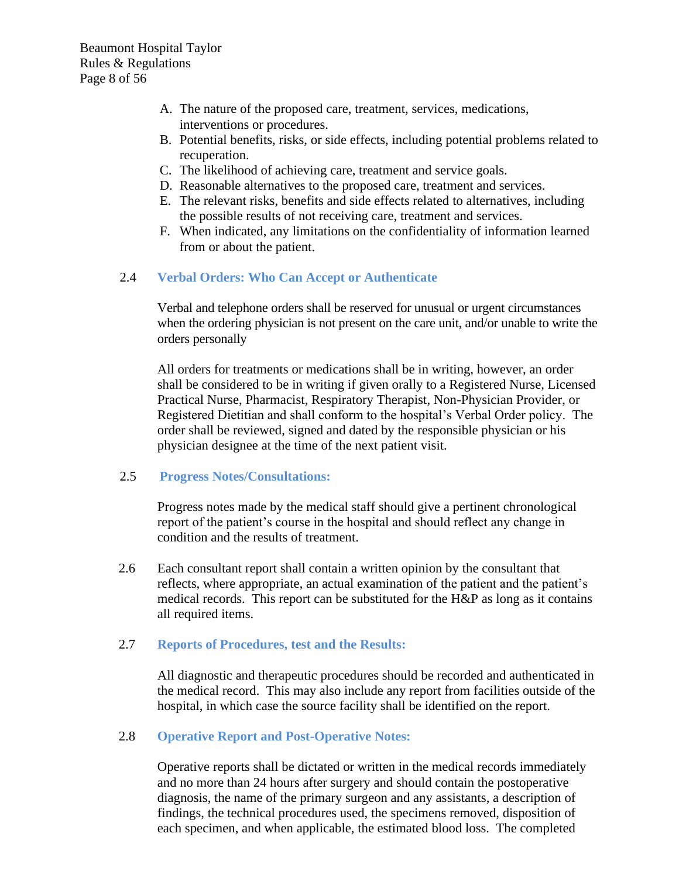A. The nature of the proposed care, treatment, services, medications, interventions or procedures.
B. Potential benefits, risks, or side effects, including potential problems related to recuperation.
C. The likelihood of achieving care, treatment and service goals.
D. Reasonable alternatives to the proposed care, treatment and services.
E. The relevant risks, benefits and side effects related to alternatives, including the possible results of not receiving care, treatment and services.
F. When indicated, any limitations on the confidentiality of information learned from or about the patient.

### 2.4 Verbal Orders: Who Can Accept or Authenticate

Verbal and telephone orders shall be reserved for unusual or urgent circumstances when the ordering physician is not present on the care unit, and/or unable to write the orders personally

All orders for treatments or medications shall be in writing, however, an order shall be considered to be in writing if given orally to a Registered Nurse, Licensed Practical Nurse, Pharmacist, Respiratory Therapist, Non-Physician Provider, or Registered Dietitian and shall conform to the hospital's Verbal Order policy. The order shall be reviewed, signed and dated by the responsible physician or his physician designee at the time of the next patient visit.

### 2.5 Progress Notes/Consultations:

Progress notes made by the medical staff should give a pertinent chronological report of the patient's course in the hospital and should reflect any change in condition and the results of treatment.

2.6 Each consultant report shall contain a written opinion by the consultant that reflects, where appropriate, an actual examination of the patient and the patient's medical records. This report can be substituted for the H&P as long as it contains all required items.

### 2.7 Reports of Procedures, test and the Results:

All diagnostic and therapeutic procedures should be recorded and authenticated in the medical record. This may also include any report from facilities outside of the hospital, in which case the source facility shall be identified on the report.

### 2.8 Operative Report and Post-Operative Notes:

Operative reports shall be dictated or written in the medical records immediately and no more than 24 hours after surgery and should contain the postoperative diagnosis, the name of the primary surgeon and any assistants, a description of findings, the technical procedures used, the specimens removed, disposition of each specimen, and when applicable, the estimated blood loss. The completed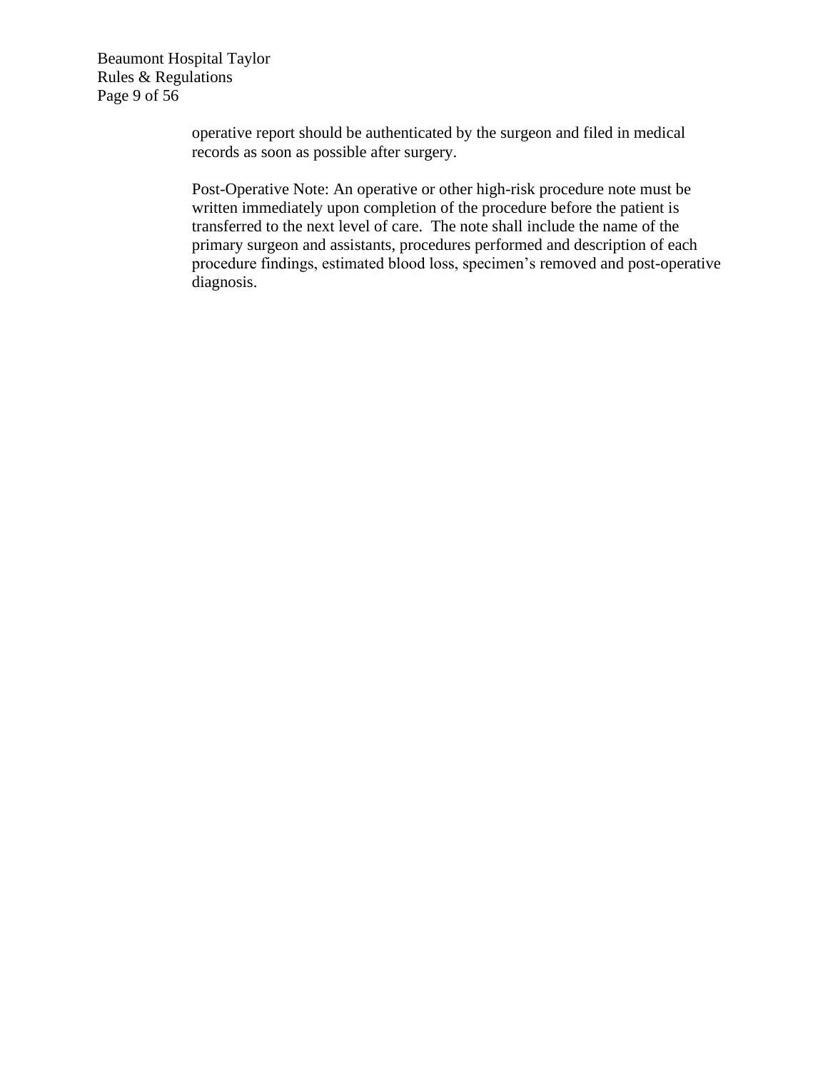operative report should be authenticated by the surgeon and filed in medical records as soon as possible after surgery.

Post-Operative Note: An operative or other high-risk procedure note must be written immediately upon completion of the procedure before the patient is transferred to the next level of care. The note shall include the name of the primary surgeon and assistants, procedures performed and description of each procedure findings, estimated blood loss, specimen's removed and post-operative diagnosis.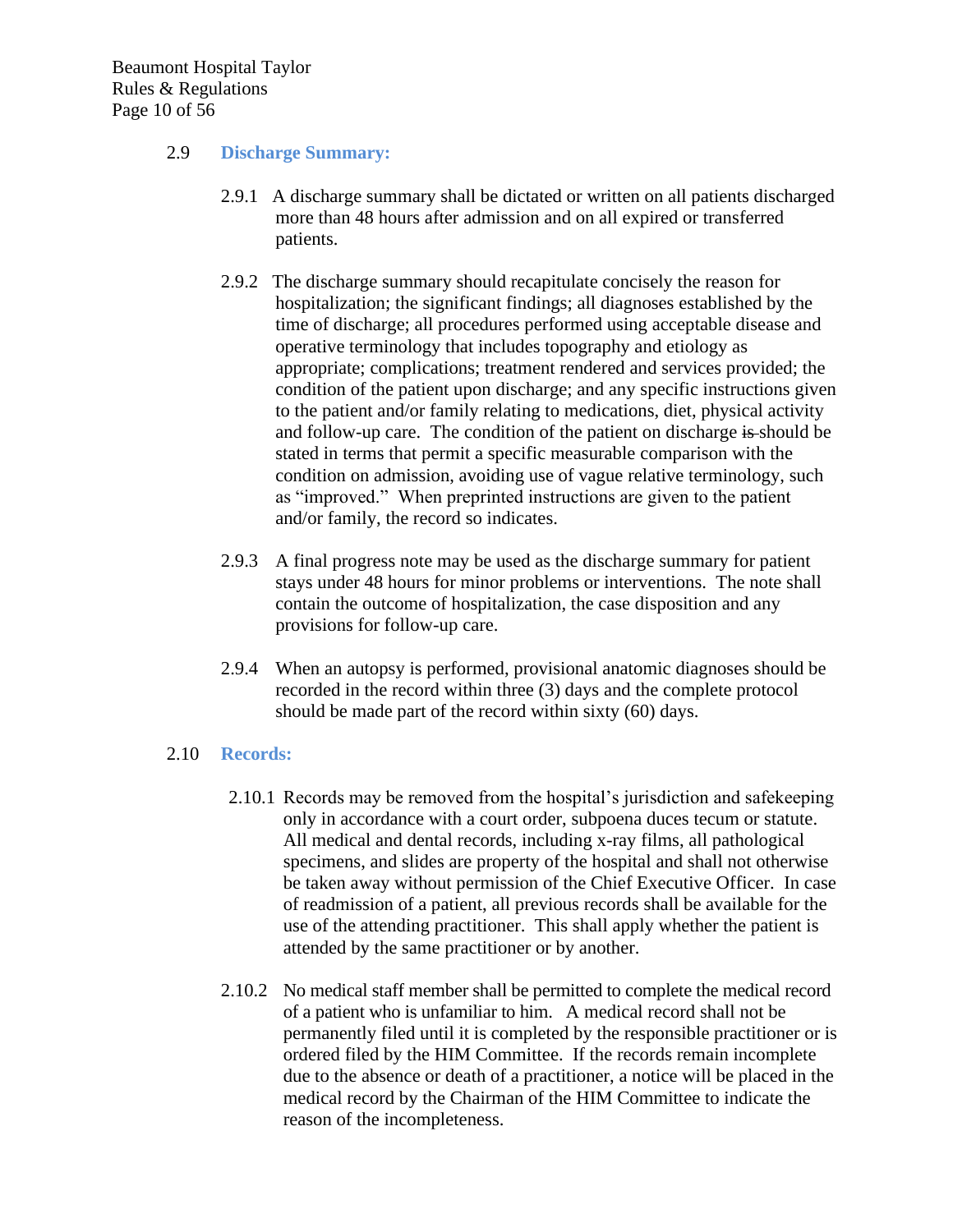## 2.9 Discharge Summary:

2.9.1 A discharge summary shall be dictated or written on all patients discharged more than 48 hours after admission and on all expired or transferred patients.

2.9.2 The discharge summary should recapitulate concisely the reason for hospitalization; the significant findings; all diagnoses established by the time of discharge; all procedures performed using acceptable disease and operative terminology that includes topography and etiology as appropriate; complications; treatment rendered and services provided; the condition of the patient upon discharge; and any specific instructions given to the patient and/or family relating to medications, diet, physical activity and follow-up care. The condition of the patient on discharge ~~is~~ should be stated in terms that permit a specific measurable comparison with the condition on admission, avoiding use of vague relative terminology, such as "improved." When preprinted instructions are given to the patient and/or family, the record so indicates.

2.9.3 A final progress note may be used as the discharge summary for patient stays under 48 hours for minor problems or interventions. The note shall contain the outcome of hospitalization, the case disposition and any provisions for follow-up care.

2.9.4 When an autopsy is performed, provisional anatomic diagnoses should be recorded in the record within three (3) days and the complete protocol should be made part of the record within sixty (60) days.

## 2.10 Records:

2.10.1 Records may be removed from the hospital's jurisdiction and safekeeping only in accordance with a court order, subpoena duces tecum or statute. All medical and dental records, including x-ray films, all pathological specimens, and slides are property of the hospital and shall not otherwise be taken away without permission of the Chief Executive Officer. In case of readmission of a patient, all previous records shall be available for the use of the attending practitioner. This shall apply whether the patient is attended by the same practitioner or by another.

2.10.2 No medical staff member shall be permitted to complete the medical record of a patient who is unfamiliar to him. A medical record shall not be permanently filed until it is completed by the responsible practitioner or is ordered filed by the HIM Committee. If the records remain incomplete due to the absence or death of a practitioner, a notice will be placed in the medical record by the Chairman of the HIM Committee to indicate the reason of the incompleteness.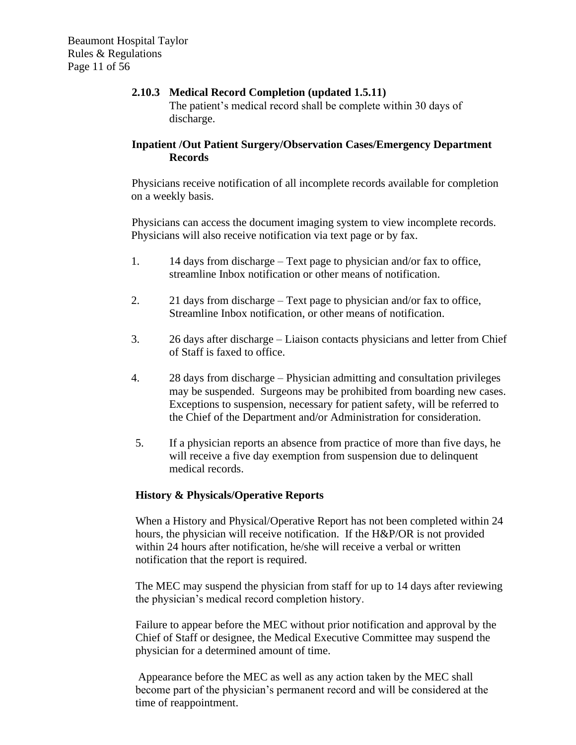### 2.10.3 Medical Record Completion (updated 1.5.11)

The patient's medical record shall be complete within 30 days of discharge.

**Inpatient /Out Patient Surgery/Observation Cases/Emergency Department Records**

Physicians receive notification of all incomplete records available for completion on a weekly basis.

Physicians can access the document imaging system to view incomplete records. Physicians will also receive notification via text page or by fax.

1. 14 days from discharge – Text page to physician and/or fax to office, streamline Inbox notification or other means of notification.
2. 21 days from discharge – Text page to physician and/or fax to office, Streamline Inbox notification, or other means of notification.
3. 26 days after discharge – Liaison contacts physicians and letter from Chief of Staff is faxed to office.
4. 28 days from discharge – Physician admitting and consultation privileges may be suspended. Surgeons may be prohibited from boarding new cases. Exceptions to suspension, necessary for patient safety, will be referred to the Chief of the Department and/or Administration for consideration.
5. If a physician reports an absence from practice of more than five days, he will receive a five day exemption from suspension due to delinquent medical records.

**History & Physicals/Operative Reports**

When a History and Physical/Operative Report has not been completed within 24 hours, the physician will receive notification. If the H&P/OR is not provided within 24 hours after notification, he/she will receive a verbal or written notification that the report is required.

The MEC may suspend the physician from staff for up to 14 days after reviewing the physician's medical record completion history.

Failure to appear before the MEC without prior notification and approval by the Chief of Staff or designee, the Medical Executive Committee may suspend the physician for a determined amount of time.

Appearance before the MEC as well as any action taken by the MEC shall become part of the physician's permanent record and will be considered at the time of reappointment.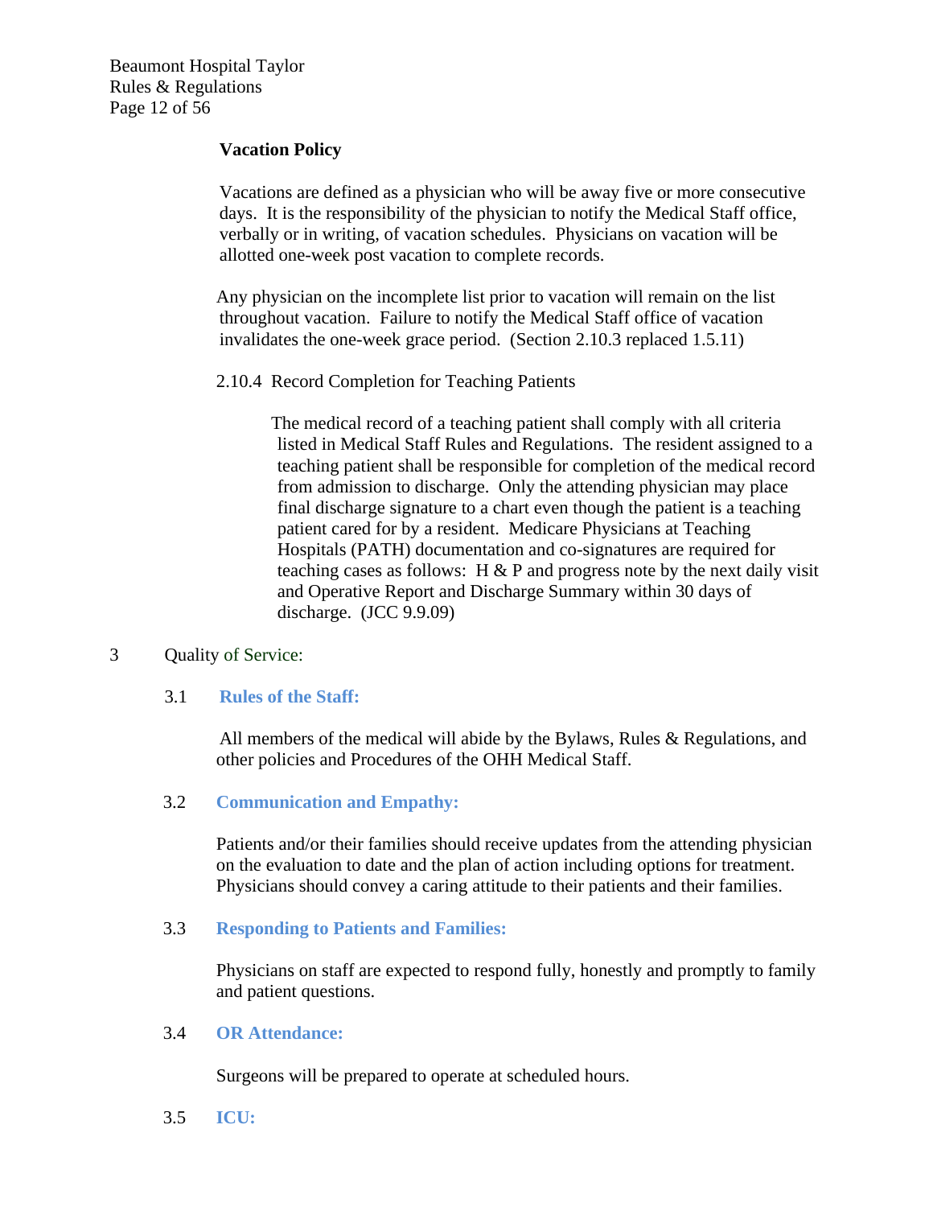**Vacation Policy**

Vacations are defined as a physician who will be away five or more consecutive days. It is the responsibility of the physician to notify the Medical Staff office, verbally or in writing, of vacation schedules. Physicians on vacation will be allotted one-week post vacation to complete records.

Any physician on the incomplete list prior to vacation will remain on the list throughout vacation. Failure to notify the Medical Staff office of vacation invalidates the one-week grace period. (Section 2.10.3 replaced 1.5.11)

2.10.4 Record Completion for Teaching Patients

The medical record of a teaching patient shall comply with all criteria listed in Medical Staff Rules and Regulations. The resident assigned to a teaching patient shall be responsible for completion of the medical record from admission to discharge. Only the attending physician may place final discharge signature to a chart even though the patient is a teaching patient cared for by a resident. Medicare Physicians at Teaching Hospitals (PATH) documentation and co-signatures are required for teaching cases as follows: H & P and progress note by the next daily visit and Operative Report and Discharge Summary within 30 days of discharge. (JCC 9.9.09)

3 Quality of Service:

3.1 **Rules of the Staff:**

All members of the medical will abide by the Bylaws, Rules & Regulations, and other policies and Procedures of the OHH Medical Staff.

3.2 **Communication and Empathy:**

Patients and/or their families should receive updates from the attending physician on the evaluation to date and the plan of action including options for treatment. Physicians should convey a caring attitude to their patients and their families.

3.3 **Responding to Patients and Families:**

Physicians on staff are expected to respond fully, honestly and promptly to family and patient questions.

3.4 **OR Attendance:**

Surgeons will be prepared to operate at scheduled hours.

3.5 **ICU:**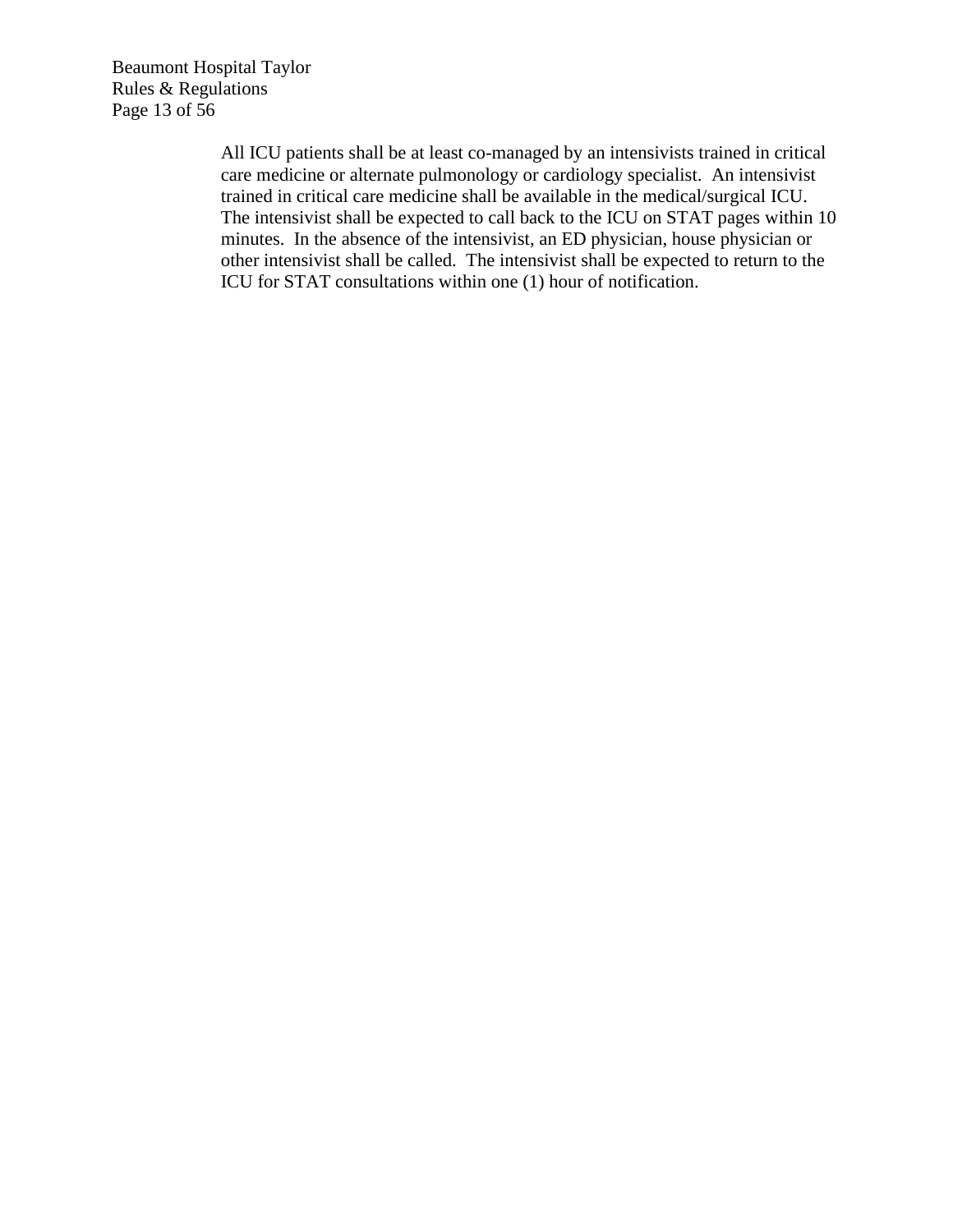All ICU patients shall be at least co-managed by an intensivists trained in critical care medicine or alternate pulmonology or cardiology specialist.  An intensivist trained in critical care medicine shall be available in the medical/surgical ICU.  The intensivist shall be expected to call back to the ICU on STAT pages within 10 minutes.  In the absence of the intensivist, an ED physician, house physician or other intensivist shall be called.  The intensivist shall be expected to return to the ICU for STAT consultations within one (1) hour of notification.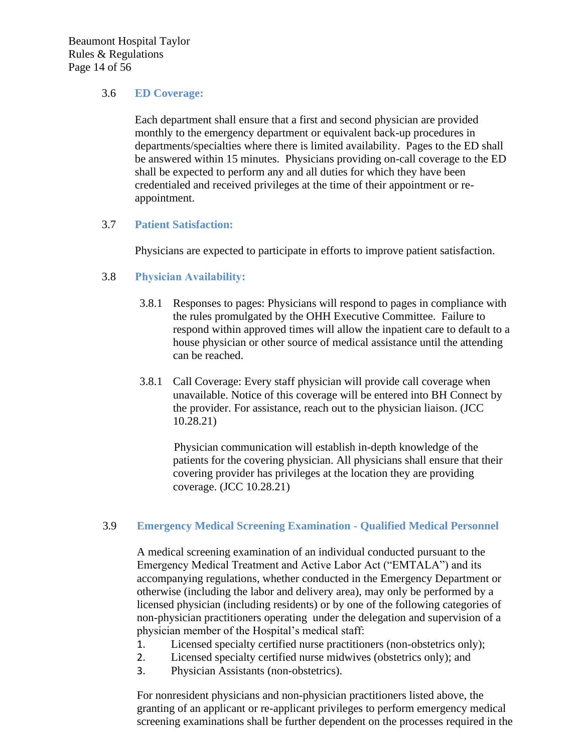### 3.6 ED Coverage:

Each department shall ensure that a first and second physician are provided monthly to the emergency department or equivalent back-up procedures in departments/specialties where there is limited availability. Pages to the ED shall be answered within 15 minutes. Physicians providing on-call coverage to the ED shall be expected to perform any and all duties for which they have been credentialed and received privileges at the time of their appointment or re-appointment.

### 3.7 Patient Satisfaction:

Physicians are expected to participate in efforts to improve patient satisfaction.

### 3.8 Physician Availability:

3.8.1 Responses to pages: Physicians will respond to pages in compliance with the rules promulgated by the OHH Executive Committee. Failure to respond within approved times will allow the inpatient care to default to a house physician or other source of medical assistance until the attending can be reached.

3.8.1 Call Coverage: Every staff physician will provide call coverage when unavailable. Notice of this coverage will be entered into BH Connect by the provider. For assistance, reach out to the physician liaison. (JCC 10.28.21)

Physician communication will establish in-depth knowledge of the patients for the covering physician. All physicians shall ensure that their covering provider has privileges at the location they are providing coverage. (JCC 10.28.21)

### 3.9 Emergency Medical Screening Examination - Qualified Medical Personnel

A medical screening examination of an individual conducted pursuant to the Emergency Medical Treatment and Active Labor Act ("EMTALA") and its accompanying regulations, whether conducted in the Emergency Department or otherwise (including the labor and delivery area), may only be performed by a licensed physician (including residents) or by one of the following categories of non-physician practitioners operating under the delegation and supervision of a physician member of the Hospital's medical staff:

1. Licensed specialty certified nurse practitioners (non-obstetrics only);
2. Licensed specialty certified nurse midwives (obstetrics only); and
3. Physician Assistants (non-obstetrics).

For nonresident physicians and non-physician practitioners listed above, the granting of an applicant or re-applicant privileges to perform emergency medical screening examinations shall be further dependent on the processes required in the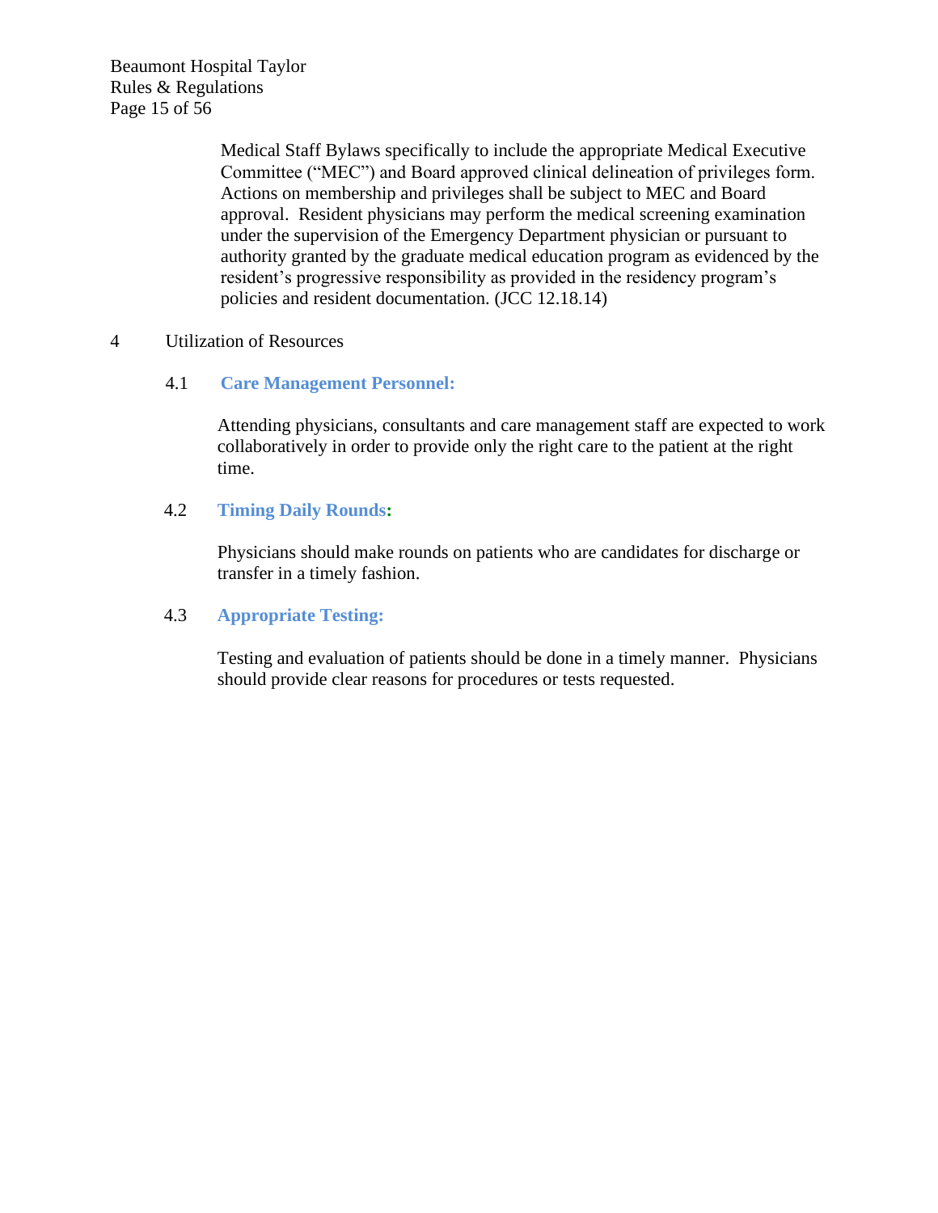Medical Staff Bylaws specifically to include the appropriate Medical Executive Committee ("MEC") and Board approved clinical delineation of privileges form. Actions on membership and privileges shall be subject to MEC and Board approval. Resident physicians may perform the medical screening examination under the supervision of the Emergency Department physician or pursuant to authority granted by the graduate medical education program as evidenced by the resident's progressive responsibility as provided in the residency program's policies and resident documentation. (JCC 12.18.14)

## 4 Utilization of Resources

### 4.1 **Care Management Personnel:**

Attending physicians, consultants and care management staff are expected to work collaboratively in order to provide only the right care to the patient at the right time.

### 4.2 **Timing Daily Rounds:**

Physicians should make rounds on patients who are candidates for discharge or transfer in a timely fashion.

### 4.3 **Appropriate Testing:**

Testing and evaluation of patients should be done in a timely manner. Physicians should provide clear reasons for procedures or tests requested.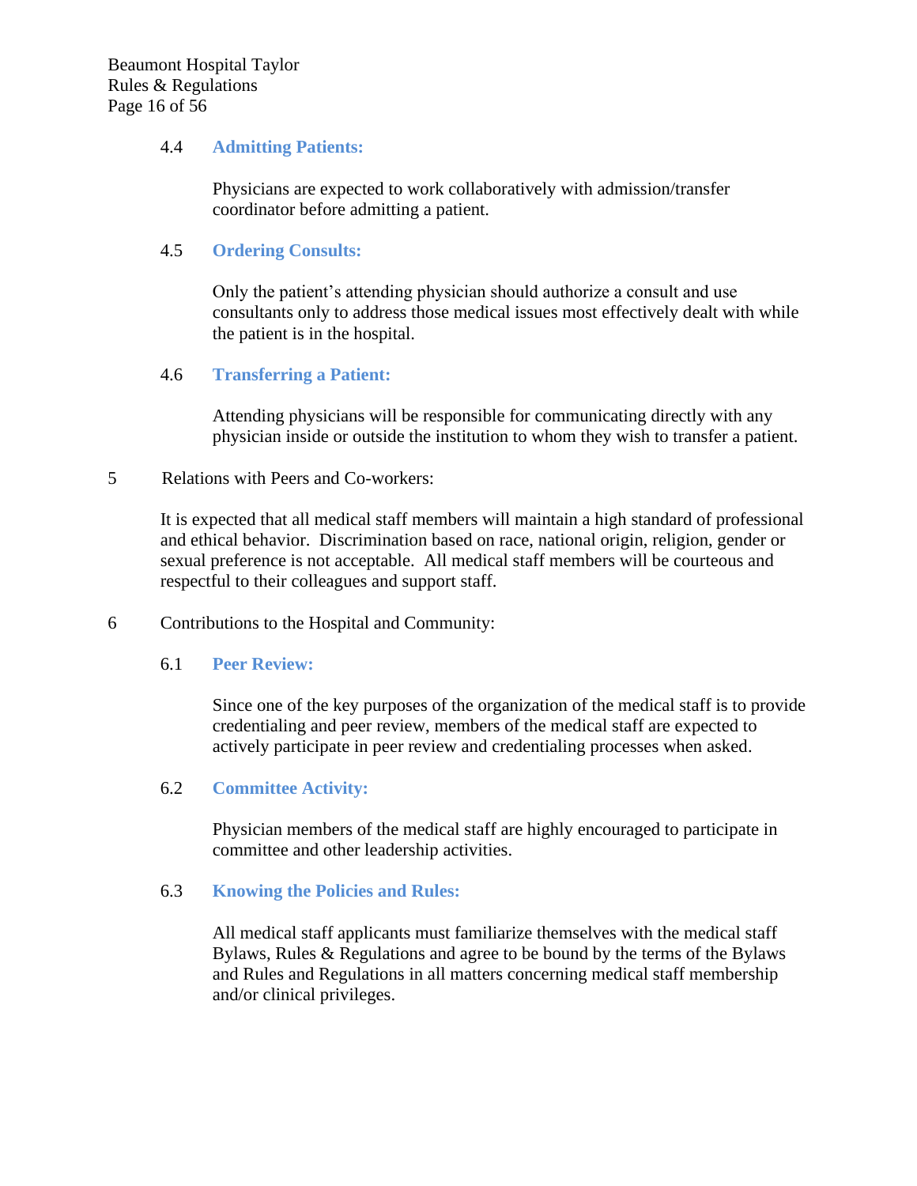### 4.4 Admitting Patients:

Physicians are expected to work collaboratively with admission/transfer coordinator before admitting a patient.

### 4.5 Ordering Consults:

Only the patient's attending physician should authorize a consult and use consultants only to address those medical issues most effectively dealt with while the patient is in the hospital.

### 4.6 Transferring a Patient:

Attending physicians will be responsible for communicating directly with any physician inside or outside the institution to whom they wish to transfer a patient.

## 5 Relations with Peers and Co-workers:

It is expected that all medical staff members will maintain a high standard of professional and ethical behavior. Discrimination based on race, national origin, religion, gender or sexual preference is not acceptable. All medical staff members will be courteous and respectful to their colleagues and support staff.

## 6 Contributions to the Hospital and Community:

### 6.1 Peer Review:

Since one of the key purposes of the organization of the medical staff is to provide credentialing and peer review, members of the medical staff are expected to actively participate in peer review and credentialing processes when asked.

### 6.2 Committee Activity:

Physician members of the medical staff are highly encouraged to participate in committee and other leadership activities.

### 6.3 Knowing the Policies and Rules:

All medical staff applicants must familiarize themselves with the medical staff Bylaws, Rules & Regulations and agree to be bound by the terms of the Bylaws and Rules and Regulations in all matters concerning medical staff membership and/or clinical privileges.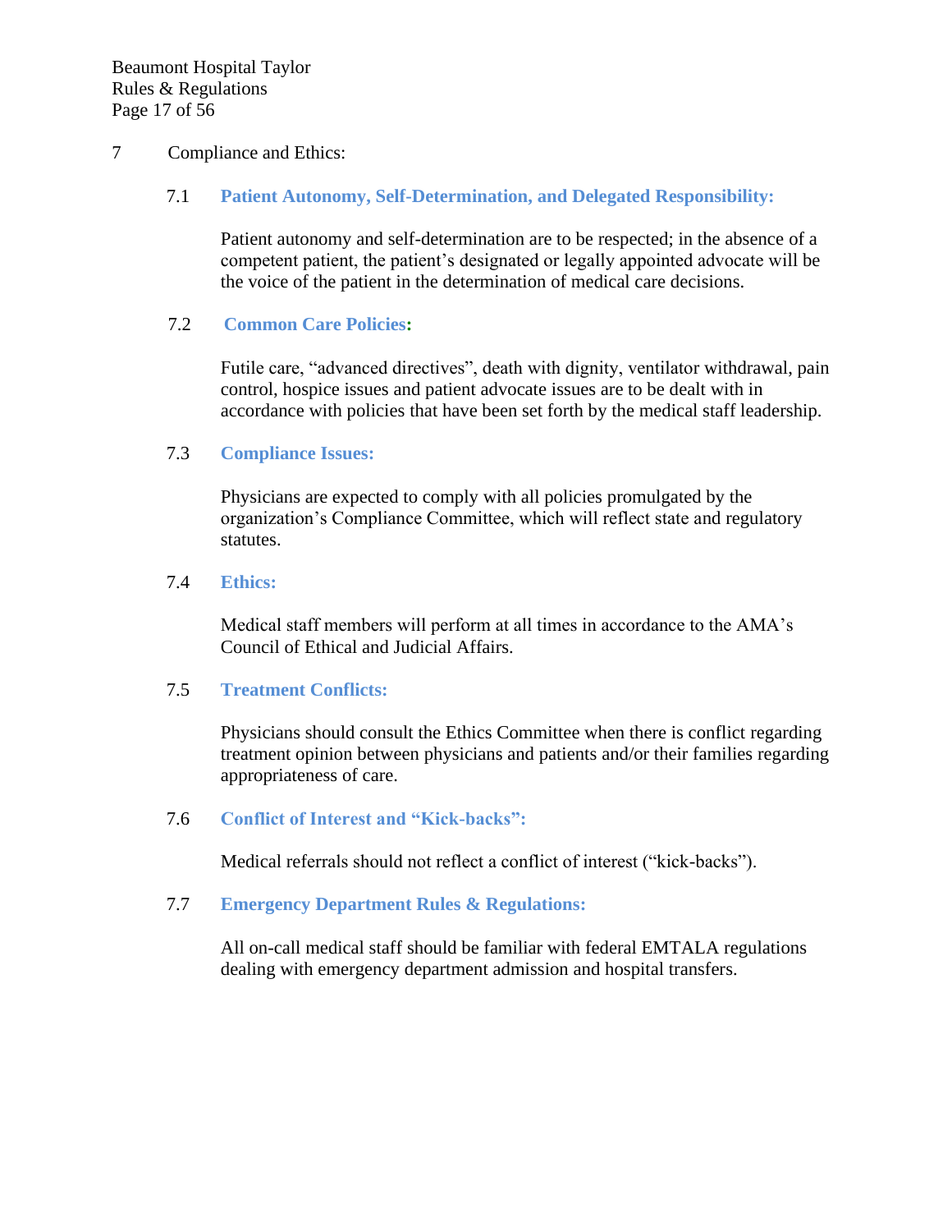## 7 Compliance and Ethics:

### 7.1 Patient Autonomy, Self-Determination, and Delegated Responsibility:

Patient autonomy and self-determination are to be respected; in the absence of a competent patient, the patient's designated or legally appointed advocate will be the voice of the patient in the determination of medical care decisions.

### 7.2 Common Care Policies:

Futile care, "advanced directives", death with dignity, ventilator withdrawal, pain control, hospice issues and patient advocate issues are to be dealt with in accordance with policies that have been set forth by the medical staff leadership.

### 7.3 Compliance Issues:

Physicians are expected to comply with all policies promulgated by the organization's Compliance Committee, which will reflect state and regulatory statutes.

### 7.4 Ethics:

Medical staff members will perform at all times in accordance to the AMA's Council of Ethical and Judicial Affairs.

### 7.5 Treatment Conflicts:

Physicians should consult the Ethics Committee when there is conflict regarding treatment opinion between physicians and patients and/or their families regarding appropriateness of care.

### 7.6 Conflict of Interest and "Kick-backs":

Medical referrals should not reflect a conflict of interest ("kick-backs").

### 7.7 Emergency Department Rules & Regulations:

All on-call medical staff should be familiar with federal EMTALA regulations dealing with emergency department admission and hospital transfers.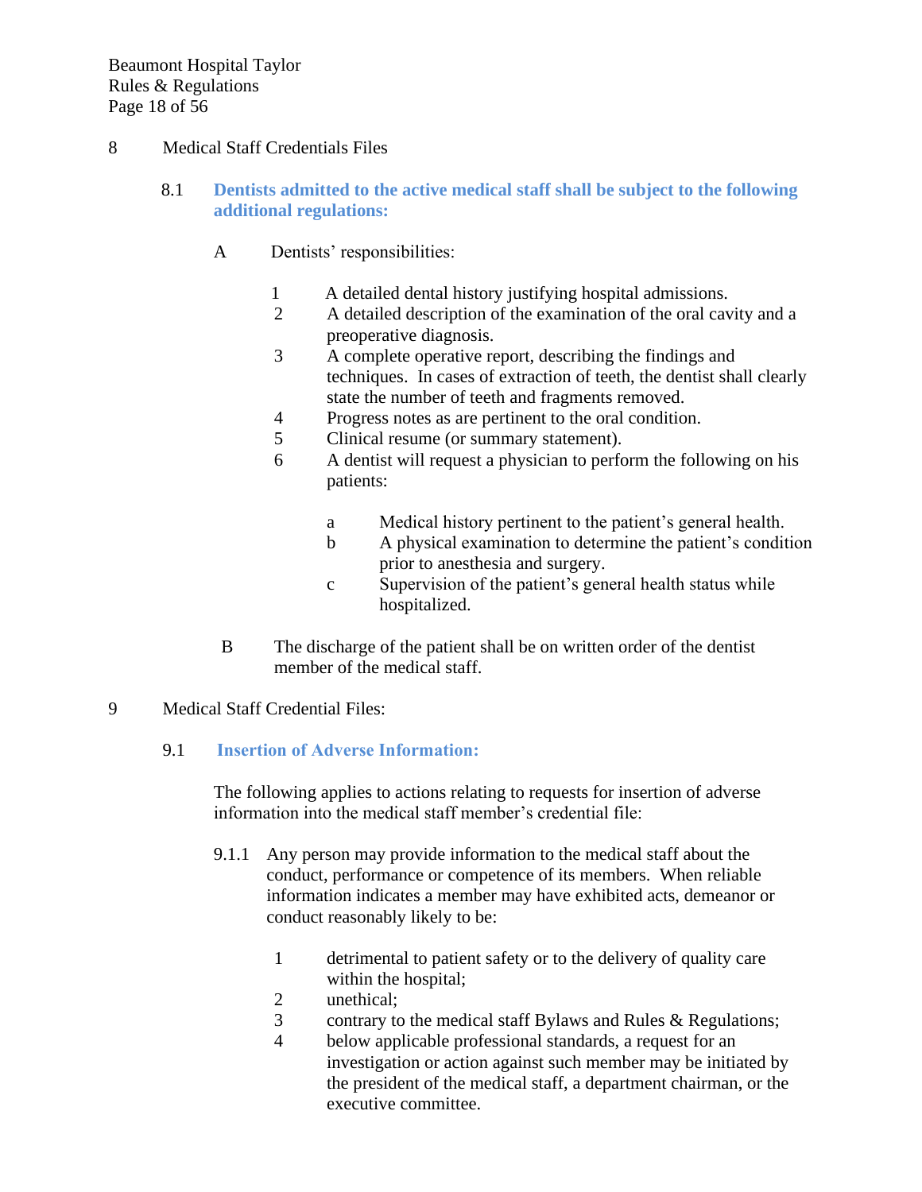## 8 Medical Staff Credentials Files

### 8.1 **Dentists admitted to the active medical staff shall be subject to the following additional regulations:**

A Dentists' responsibilities:

1 A detailed dental history justifying hospital admissions.
2 A detailed description of the examination of the oral cavity and a preoperative diagnosis.
3 A complete operative report, describing the findings and techniques. In cases of extraction of teeth, the dentist shall clearly state the number of teeth and fragments removed.
4 Progress notes as are pertinent to the oral condition.
5 Clinical resume (or summary statement).
6 A dentist will request a physician to perform the following on his patients:

   a Medical history pertinent to the patient's general health.
   b A physical examination to determine the patient's condition prior to anesthesia and surgery.
   c Supervision of the patient's general health status while hospitalized.

B The discharge of the patient shall be on written order of the dentist member of the medical staff.

## 9 Medical Staff Credential Files:

### 9.1 **Insertion of Adverse Information:**

The following applies to actions relating to requests for insertion of adverse information into the medical staff member's credential file:

9.1.1 Any person may provide information to the medical staff about the conduct, performance or competence of its members. When reliable information indicates a member may have exhibited acts, demeanor or conduct reasonably likely to be:

1 detrimental to patient safety or to the delivery of quality care within the hospital;
2 unethical;
3 contrary to the medical staff Bylaws and Rules & Regulations;
4 below applicable professional standards, a request for an investigation or action against such member may be initiated by the president of the medical staff, a department chairman, or the executive committee.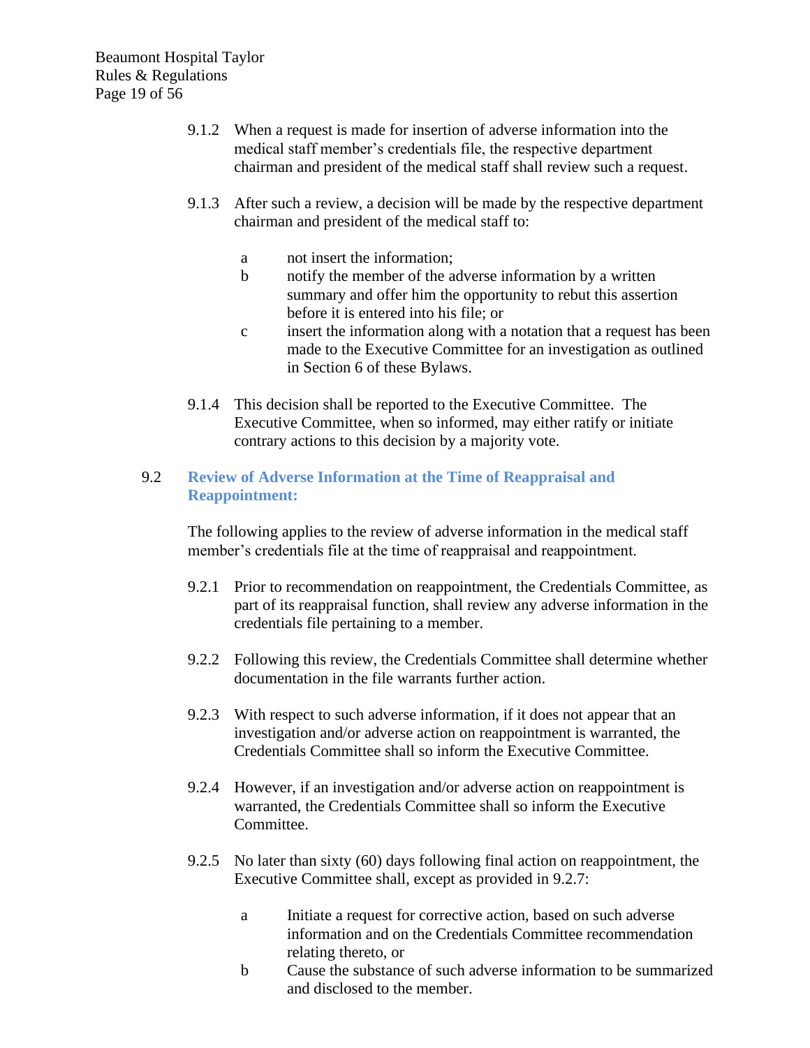9.1.2 When a request is made for insertion of adverse information into the medical staff member's credentials file, the respective department chairman and president of the medical staff shall review such a request.

9.1.3 After such a review, a decision will be made by the respective department chairman and president of the medical staff to:

- a not insert the information;
- b notify the member of the adverse information by a written summary and offer him the opportunity to rebut this assertion before it is entered into his file; or
- c insert the information along with a notation that a request has been made to the Executive Committee for an investigation as outlined in Section 6 of these Bylaws.

9.1.4 This decision shall be reported to the Executive Committee. The Executive Committee, when so informed, may either ratify or initiate contrary actions to this decision by a majority vote.

## 9.2 Review of Adverse Information at the Time of Reappraisal and Reappointment:

The following applies to the review of adverse information in the medical staff member's credentials file at the time of reappraisal and reappointment.

9.2.1 Prior to recommendation on reappointment, the Credentials Committee, as part of its reappraisal function, shall review any adverse information in the credentials file pertaining to a member.

9.2.2 Following this review, the Credentials Committee shall determine whether documentation in the file warrants further action.

9.2.3 With respect to such adverse information, if it does not appear that an investigation and/or adverse action on reappointment is warranted, the Credentials Committee shall so inform the Executive Committee.

9.2.4 However, if an investigation and/or adverse action on reappointment is warranted, the Credentials Committee shall so inform the Executive Committee.

9.2.5 No later than sixty (60) days following final action on reappointment, the Executive Committee shall, except as provided in 9.2.7:

- a Initiate a request for corrective action, based on such adverse information and on the Credentials Committee recommendation relating thereto, or
- b Cause the substance of such adverse information to be summarized and disclosed to the member.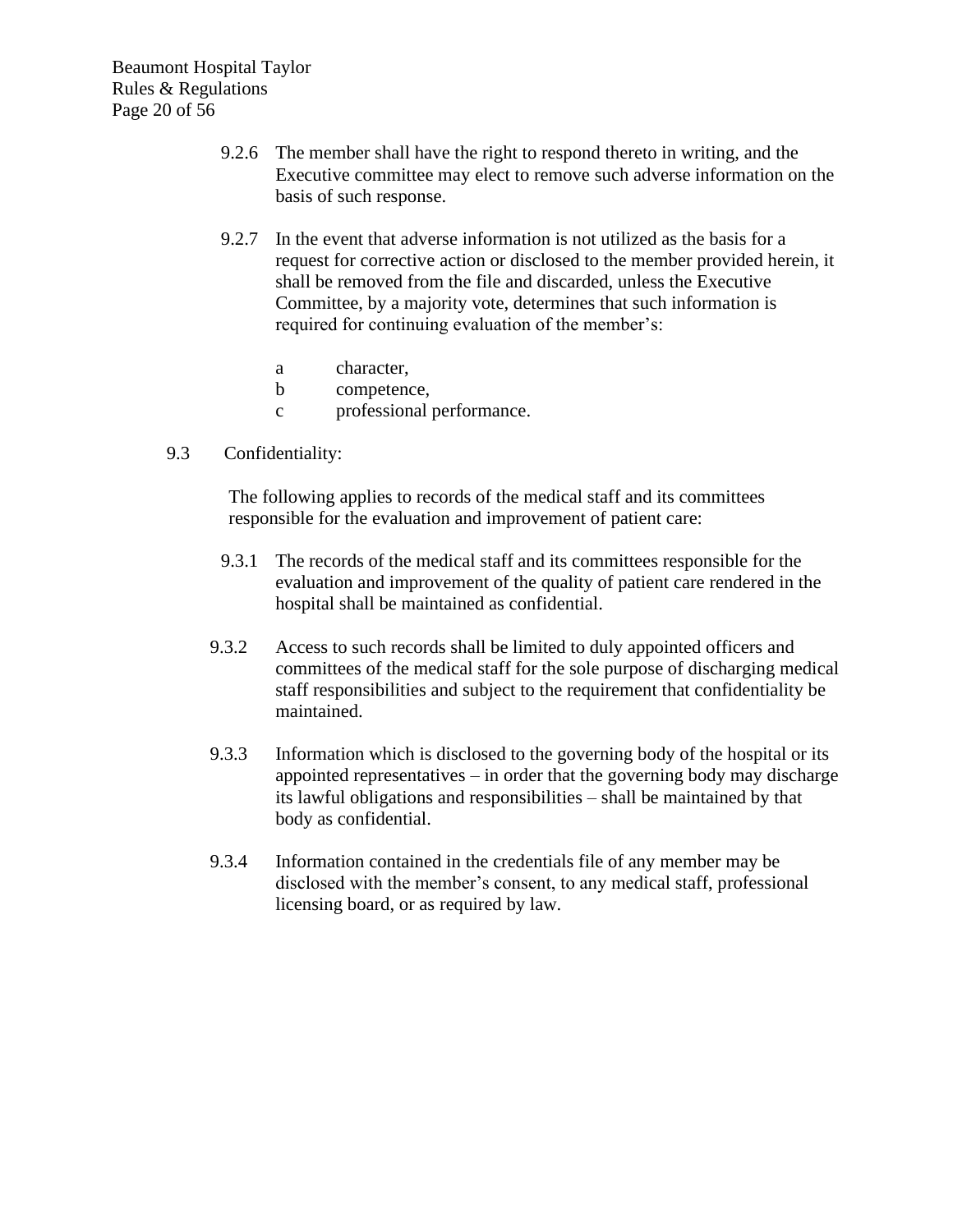9.2.6 The member shall have the right to respond thereto in writing, and the Executive committee may elect to remove such adverse information on the basis of such response.

9.2.7 In the event that adverse information is not utilized as the basis for a request for corrective action or disclosed to the member provided herein, it shall be removed from the file and discarded, unless the Executive Committee, by a majority vote, determines that such information is required for continuing evaluation of the member's:

- a character,
- b competence,
- c professional performance.

9.3 Confidentiality:

The following applies to records of the medical staff and its committees responsible for the evaluation and improvement of patient care:

9.3.1 The records of the medical staff and its committees responsible for the evaluation and improvement of the quality of patient care rendered in the hospital shall be maintained as confidential.

9.3.2 Access to such records shall be limited to duly appointed officers and committees of the medical staff for the sole purpose of discharging medical staff responsibilities and subject to the requirement that confidentiality be maintained.

9.3.3 Information which is disclosed to the governing body of the hospital or its appointed representatives – in order that the governing body may discharge its lawful obligations and responsibilities – shall be maintained by that body as confidential.

9.3.4 Information contained in the credentials file of any member may be disclosed with the member's consent, to any medical staff, professional licensing board, or as required by law.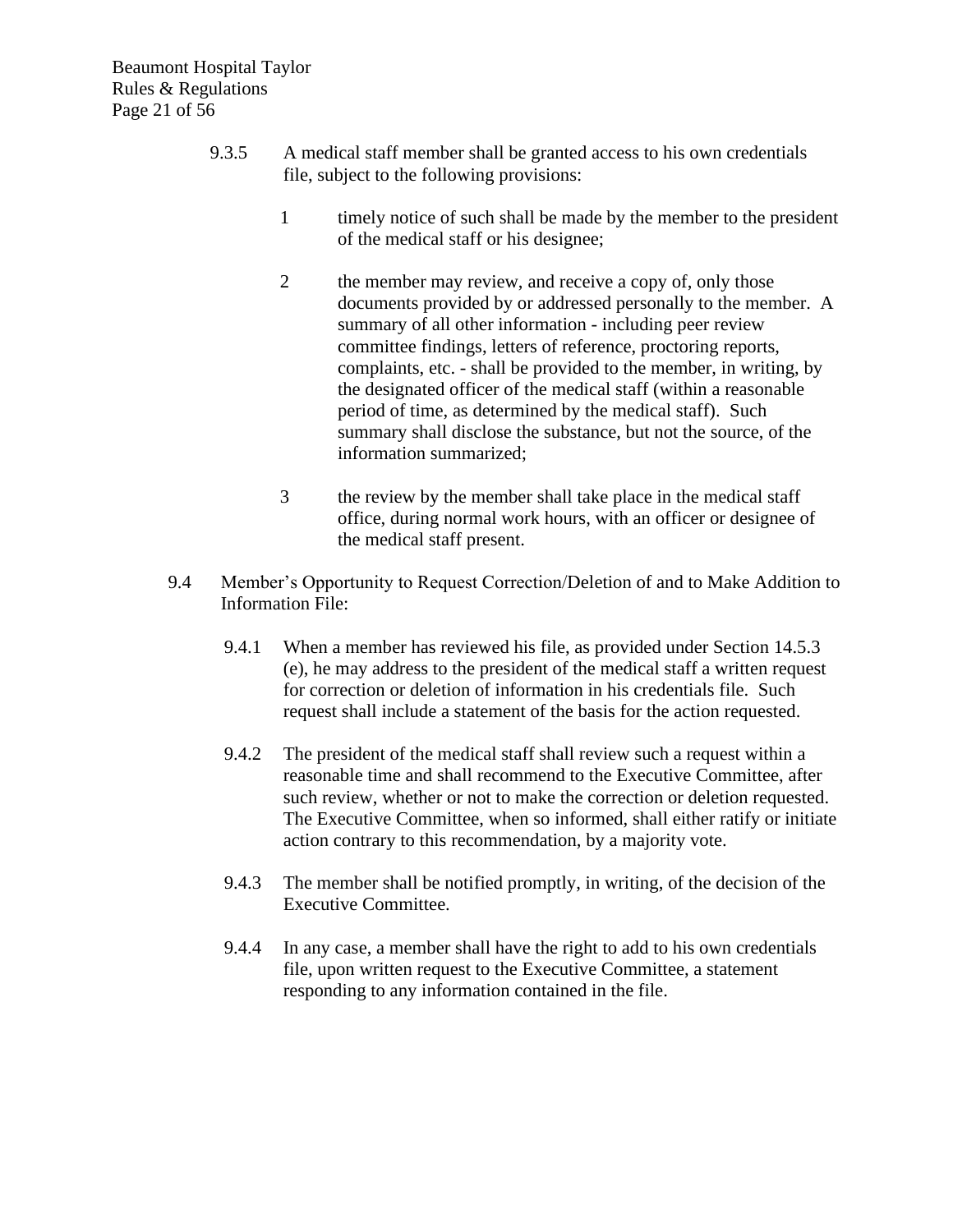9.3.5 A medical staff member shall be granted access to his own credentials file, subject to the following provisions:

1 timely notice of such shall be made by the member to the president of the medical staff or his designee;

2 the member may review, and receive a copy of, only those documents provided by or addressed personally to the member. A summary of all other information - including peer review committee findings, letters of reference, proctoring reports, complaints, etc. - shall be provided to the member, in writing, by the designated officer of the medical staff (within a reasonable period of time, as determined by the medical staff). Such summary shall disclose the substance, but not the source, of the information summarized;

3 the review by the member shall take place in the medical staff office, during normal work hours, with an officer or designee of the medical staff present.

9.4 Member's Opportunity to Request Correction/Deletion of and to Make Addition to Information File:

9.4.1 When a member has reviewed his file, as provided under Section 14.5.3 (e), he may address to the president of the medical staff a written request for correction or deletion of information in his credentials file. Such request shall include a statement of the basis for the action requested.

9.4.2 The president of the medical staff shall review such a request within a reasonable time and shall recommend to the Executive Committee, after such review, whether or not to make the correction or deletion requested. The Executive Committee, when so informed, shall either ratify or initiate action contrary to this recommendation, by a majority vote.

9.4.3 The member shall be notified promptly, in writing, of the decision of the Executive Committee.

9.4.4 In any case, a member shall have the right to add to his own credentials file, upon written request to the Executive Committee, a statement responding to any information contained in the file.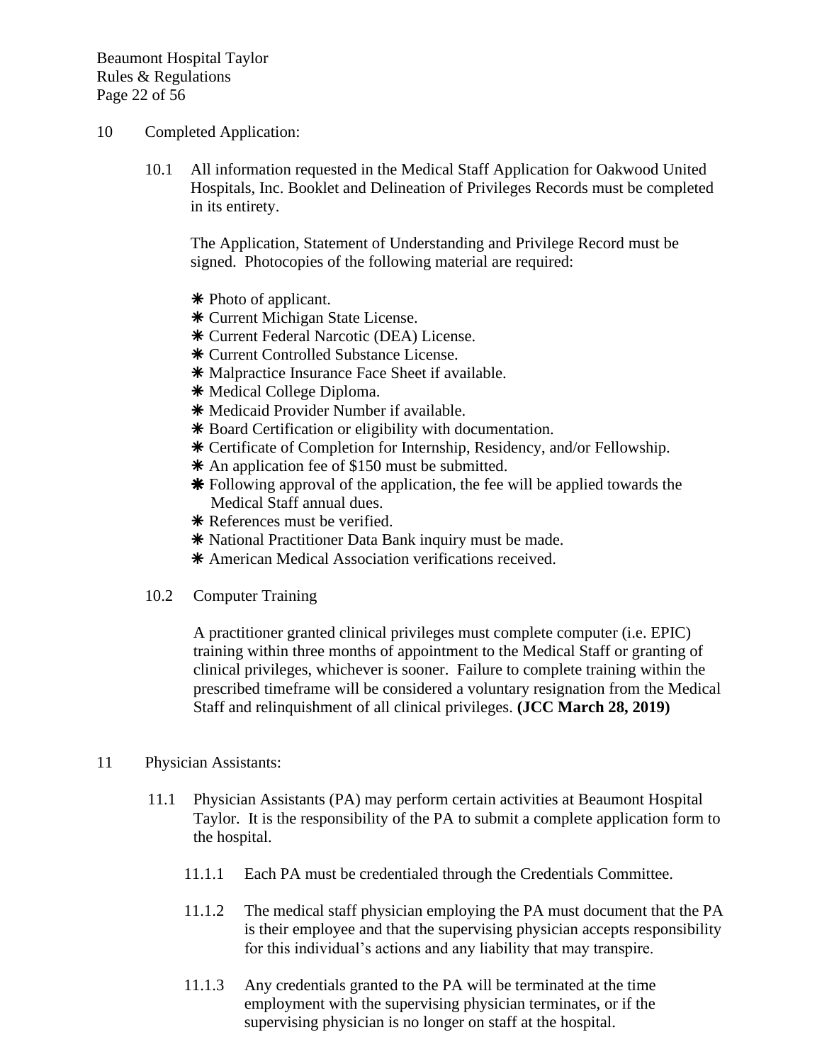10 Completed Application:

10.1 All information requested in the Medical Staff Application for Oakwood United Hospitals, Inc. Booklet and Delineation of Privileges Records must be completed in its entirety.

The Application, Statement of Understanding and Privilege Record must be signed. Photocopies of the following material are required:

- ❋ Photo of applicant.
- ❋ Current Michigan State License.
- ❋ Current Federal Narcotic (DEA) License.
- ❋ Current Controlled Substance License.
- ❋ Malpractice Insurance Face Sheet if available.
- ❋ Medical College Diploma.
- ❋ Medicaid Provider Number if available.
- ❋ Board Certification or eligibility with documentation.
- ❋ Certificate of Completion for Internship, Residency, and/or Fellowship.
- ❋ An application fee of $150 must be submitted.
- ❋ Following approval of the application, the fee will be applied towards the Medical Staff annual dues.
- ❋ References must be verified.
- ❋ National Practitioner Data Bank inquiry must be made.
- ❋ American Medical Association verifications received.

10.2 Computer Training

A practitioner granted clinical privileges must complete computer (i.e. EPIC) training within three months of appointment to the Medical Staff or granting of clinical privileges, whichever is sooner. Failure to complete training within the prescribed timeframe will be considered a voluntary resignation from the Medical Staff and relinquishment of all clinical privileges. **(JCC March 28, 2019)**

11 Physician Assistants:

11.1 Physician Assistants (PA) may perform certain activities at Beaumont Hospital Taylor. It is the responsibility of the PA to submit a complete application form to the hospital.

11.1.1 Each PA must be credentialed through the Credentials Committee.

11.1.2 The medical staff physician employing the PA must document that the PA is their employee and that the supervising physician accepts responsibility for this individual's actions and any liability that may transpire.

11.1.3 Any credentials granted to the PA will be terminated at the time employment with the supervising physician terminates, or if the supervising physician is no longer on staff at the hospital.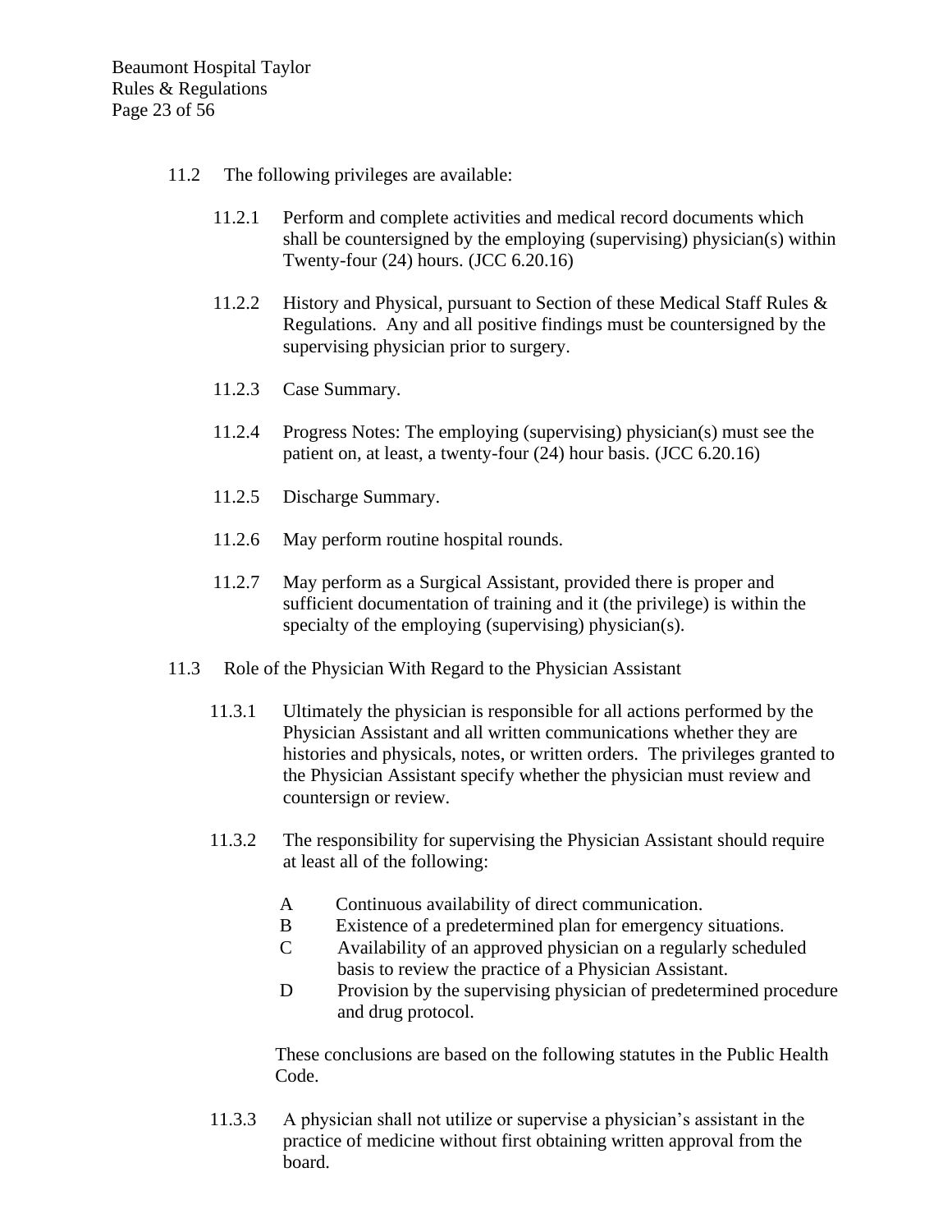11.2 The following privileges are available:

11.2.1 Perform and complete activities and medical record documents which shall be countersigned by the employing (supervising) physician(s) within Twenty-four (24) hours. (JCC 6.20.16)

11.2.2 History and Physical, pursuant to Section of these Medical Staff Rules & Regulations. Any and all positive findings must be countersigned by the supervising physician prior to surgery.

11.2.3 Case Summary.

11.2.4 Progress Notes: The employing (supervising) physician(s) must see the patient on, at least, a twenty-four (24) hour basis. (JCC 6.20.16)

11.2.5 Discharge Summary.

11.2.6 May perform routine hospital rounds.

11.2.7 May perform as a Surgical Assistant, provided there is proper and sufficient documentation of training and it (the privilege) is within the specialty of the employing (supervising) physician(s).

11.3 Role of the Physician With Regard to the Physician Assistant

11.3.1 Ultimately the physician is responsible for all actions performed by the Physician Assistant and all written communications whether they are histories and physicals, notes, or written orders. The privileges granted to the Physician Assistant specify whether the physician must review and countersign or review.

11.3.2 The responsibility for supervising the Physician Assistant should require at least all of the following:

A Continuous availability of direct communication.
B Existence of a predetermined plan for emergency situations.
C Availability of an approved physician on a regularly scheduled basis to review the practice of a Physician Assistant.
D Provision by the supervising physician of predetermined procedure and drug protocol.

These conclusions are based on the following statutes in the Public Health Code.

11.3.3 A physician shall not utilize or supervise a physician's assistant in the practice of medicine without first obtaining written approval from the board.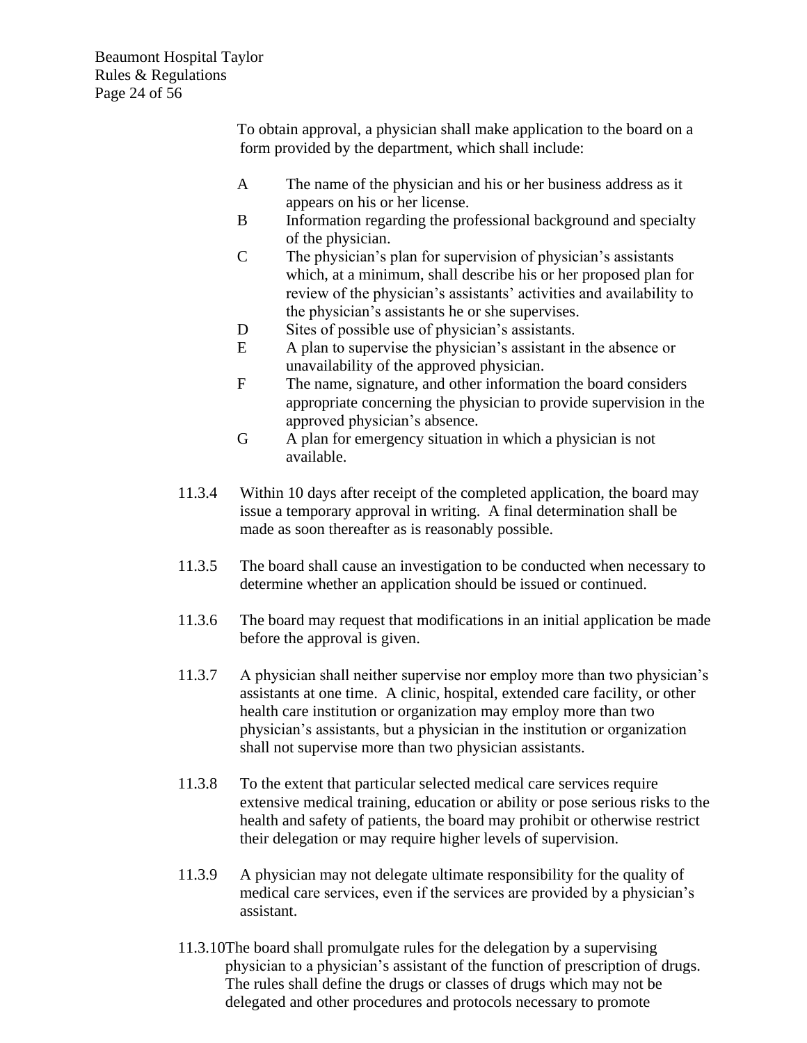To obtain approval, a physician shall make application to the board on a form provided by the department, which shall include:

- A The name of the physician and his or her business address as it appears on his or her license.
- B Information regarding the professional background and specialty of the physician.
- C The physician's plan for supervision of physician's assistants which, at a minimum, shall describe his or her proposed plan for review of the physician's assistants' activities and availability to the physician's assistants he or she supervises.
- D Sites of possible use of physician's assistants.
- E A plan to supervise the physician's assistant in the absence or unavailability of the approved physician.
- F The name, signature, and other information the board considers appropriate concerning the physician to provide supervision in the approved physician's absence.
- G A plan for emergency situation in which a physician is not available.

11.3.4 Within 10 days after receipt of the completed application, the board may issue a temporary approval in writing. A final determination shall be made as soon thereafter as is reasonably possible.

11.3.5 The board shall cause an investigation to be conducted when necessary to determine whether an application should be issued or continued.

11.3.6 The board may request that modifications in an initial application be made before the approval is given.

11.3.7 A physician shall neither supervise nor employ more than two physician's assistants at one time. A clinic, hospital, extended care facility, or other health care institution or organization may employ more than two physician's assistants, but a physician in the institution or organization shall not supervise more than two physician assistants.

11.3.8 To the extent that particular selected medical care services require extensive medical training, education or ability or pose serious risks to the health and safety of patients, the board may prohibit or otherwise restrict their delegation or may require higher levels of supervision.

11.3.9 A physician may not delegate ultimate responsibility for the quality of medical care services, even if the services are provided by a physician's assistant.

11.3.10 The board shall promulgate rules for the delegation by a supervising physician to a physician's assistant of the function of prescription of drugs. The rules shall define the drugs or classes of drugs which may not be delegated and other procedures and protocols necessary to promote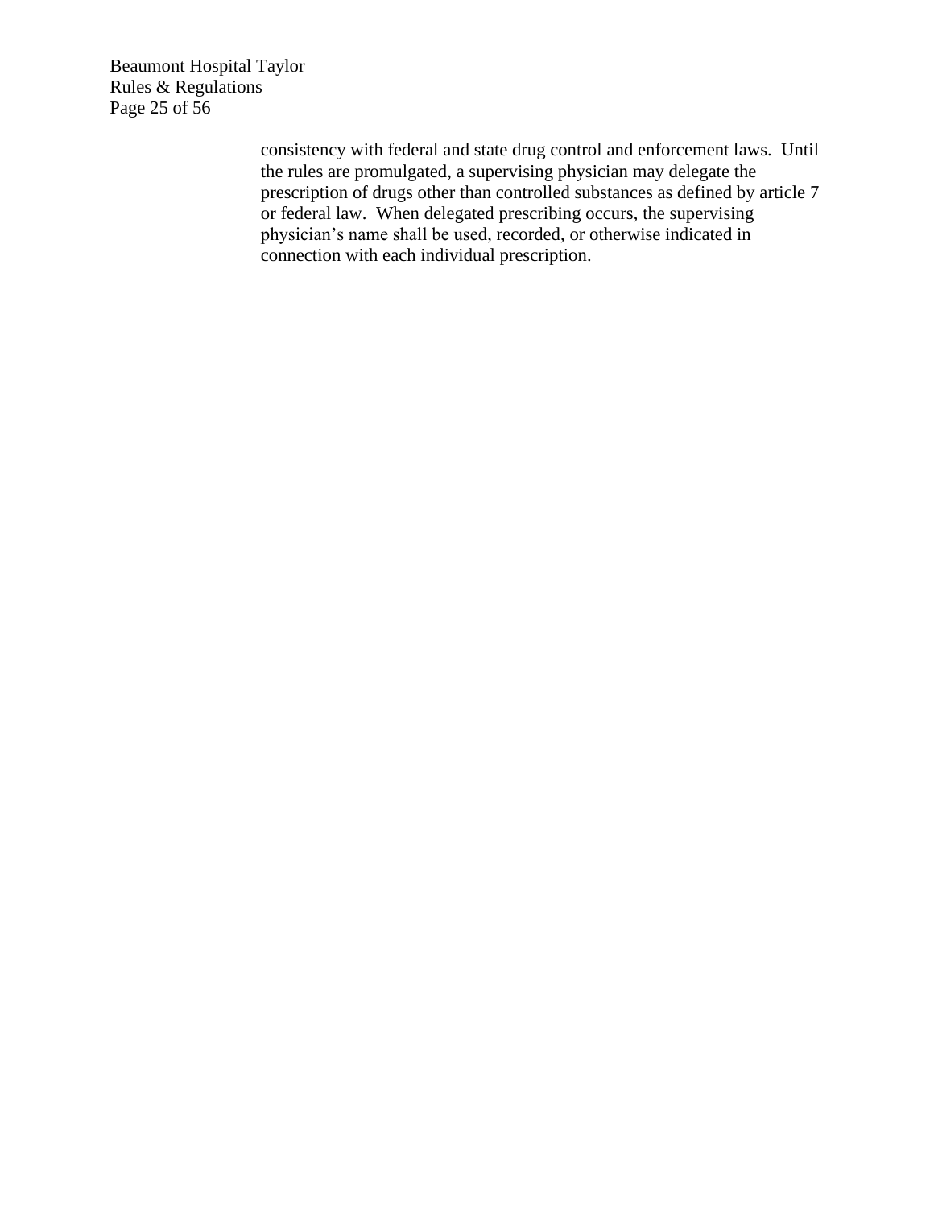consistency with federal and state drug control and enforcement laws. Until the rules are promulgated, a supervising physician may delegate the prescription of drugs other than controlled substances as defined by article 7 or federal law. When delegated prescribing occurs, the supervising physician's name shall be used, recorded, or otherwise indicated in connection with each individual prescription.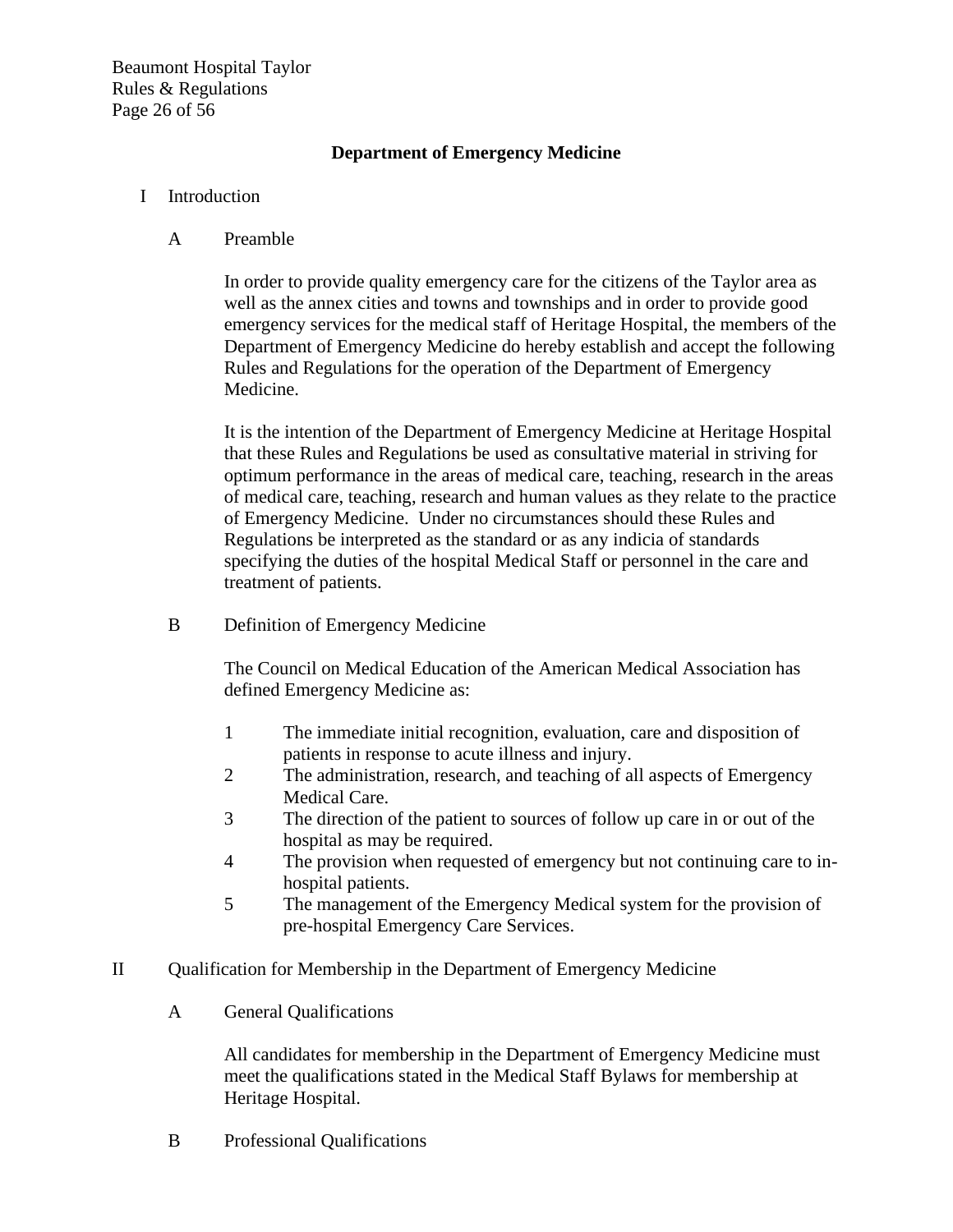## Department of Emergency Medicine

I Introduction

A Preamble

In order to provide quality emergency care for the citizens of the Taylor area as well as the annex cities and towns and townships and in order to provide good emergency services for the medical staff of Heritage Hospital, the members of the Department of Emergency Medicine do hereby establish and accept the following Rules and Regulations for the operation of the Department of Emergency Medicine.

It is the intention of the Department of Emergency Medicine at Heritage Hospital that these Rules and Regulations be used as consultative material in striving for optimum performance in the areas of medical care, teaching, research in the areas of medical care, teaching, research and human values as they relate to the practice of Emergency Medicine. Under no circumstances should these Rules and Regulations be interpreted as the standard or as any indicia of standards specifying the duties of the hospital Medical Staff or personnel in the care and treatment of patients.

B Definition of Emergency Medicine

The Council on Medical Education of the American Medical Association has defined Emergency Medicine as:

1. The immediate initial recognition, evaluation, care and disposition of patients in response to acute illness and injury.
2. The administration, research, and teaching of all aspects of Emergency Medical Care.
3. The direction of the patient to sources of follow up care in or out of the hospital as may be required.
4. The provision when requested of emergency but not continuing care to in-hospital patients.
5. The management of the Emergency Medical system for the provision of pre-hospital Emergency Care Services.

II Qualification for Membership in the Department of Emergency Medicine

A General Qualifications

All candidates for membership in the Department of Emergency Medicine must meet the qualifications stated in the Medical Staff Bylaws for membership at Heritage Hospital.

B Professional Qualifications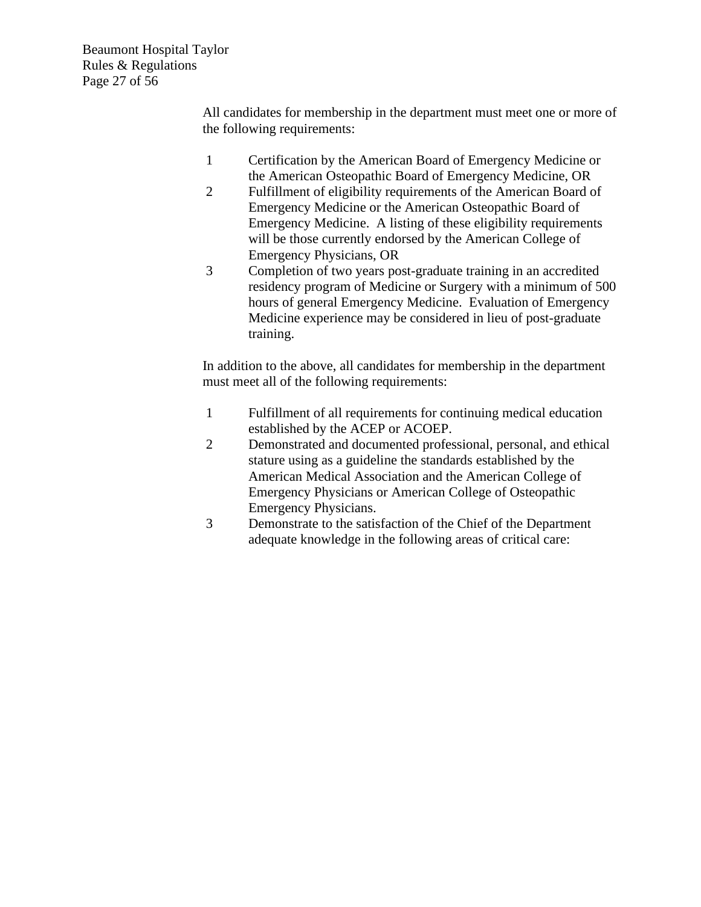All candidates for membership in the department must meet one or more of the following requirements:

1. Certification by the American Board of Emergency Medicine or the American Osteopathic Board of Emergency Medicine, OR
2. Fulfillment of eligibility requirements of the American Board of Emergency Medicine or the American Osteopathic Board of Emergency Medicine. A listing of these eligibility requirements will be those currently endorsed by the American College of Emergency Physicians, OR
3. Completion of two years post-graduate training in an accredited residency program of Medicine or Surgery with a minimum of 500 hours of general Emergency Medicine. Evaluation of Emergency Medicine experience may be considered in lieu of post-graduate training.

In addition to the above, all candidates for membership in the department must meet all of the following requirements:

1. Fulfillment of all requirements for continuing medical education established by the ACEP or ACOEP.
2. Demonstrated and documented professional, personal, and ethical stature using as a guideline the standards established by the American Medical Association and the American College of Emergency Physicians or American College of Osteopathic Emergency Physicians.
3. Demonstrate to the satisfaction of the Chief of the Department adequate knowledge in the following areas of critical care: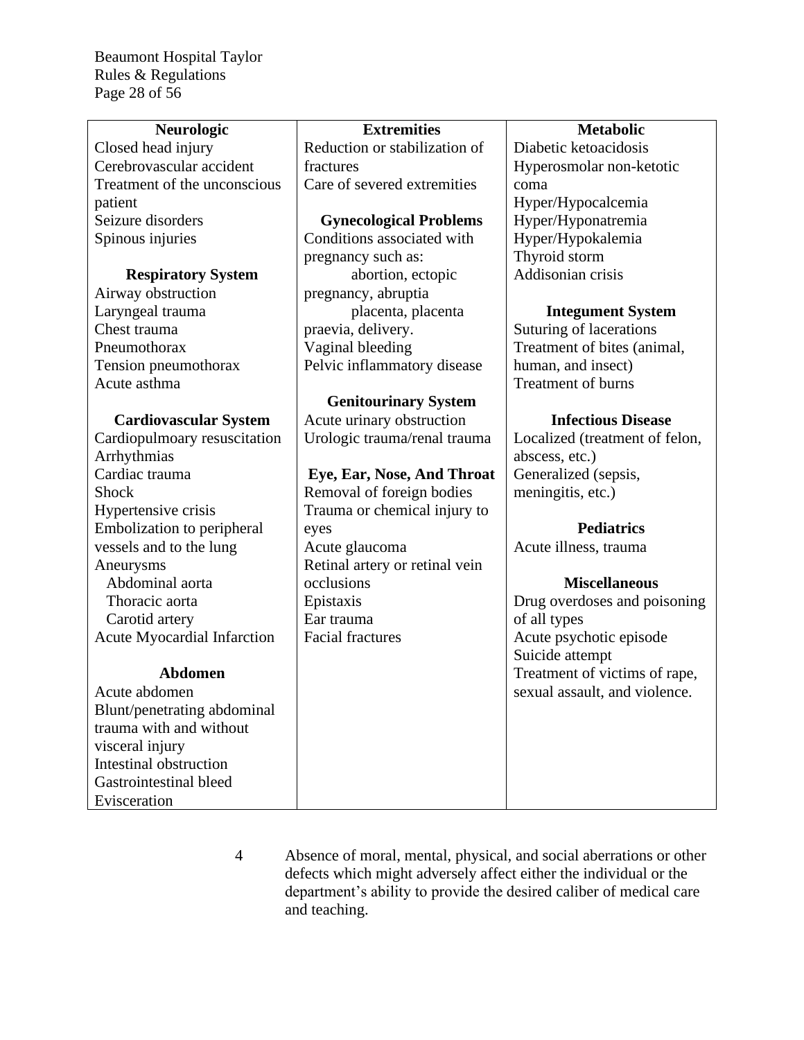| **Neurologic** | **Extremities** | **Metabolic** |
|---|---|---|
| Closed head injury<br>Cerebrovascular accident<br>Treatment of the unconscious patient<br>Seizure disorders<br>Spinous injuries<br><br>**Respiratory System**<br>Airway obstruction<br>Laryngeal trauma<br>Chest trauma<br>Pneumothorax<br>Tension pneumothorax<br>Acute asthma<br><br>**Cardiovascular System**<br>Cardiopulmoary resuscitation<br>Arrhythmias<br>Cardiac trauma<br>Shock<br>Hypertensive crisis<br>Embolization to peripheral vessels and to the lung<br>Aneurysms<br>Abdominal aorta<br>Thoracic aorta<br>Carotid artery<br>Acute Myocardial Infarction<br><br>**Abdomen**<br>Acute abdomen<br>Blunt/penetrating abdominal trauma with and without visceral injury<br>Intestinal obstruction<br>Gastrointestinal bleed<br>Evisceration | Reduction or stabilization of fractures<br>Care of severed extremities<br><br>**Gynecological Problems**<br>Conditions associated with pregnancy such as: abortion, ectopic pregnancy, abruptia placenta, placenta praevia, delivery.<br>Vaginal bleeding<br>Pelvic inflammatory disease<br><br>**Genitourinary System**<br>Acute urinary obstruction<br>Urologic trauma/renal trauma<br><br>**Eye, Ear, Nose, And Throat**<br>Removal of foreign bodies<br>Trauma or chemical injury to eyes<br>Acute glaucoma<br>Retinal artery or retinal vein occlusions<br>Epistaxis<br>Ear trauma<br>Facial fractures | Diabetic ketoacidosis<br>Hyperosmolar non-ketotic coma<br>Hyper/Hypocalcemia<br>Hyper/Hyponatremia<br>Hyper/Hypokalemia<br>Thyroid storm<br>Addisonian crisis<br><br>**Integument System**<br>Suturing of lacerations<br>Treatment of bites (animal, human, and insect)<br>Treatment of burns<br><br>**Infectious Disease**<br>Localized (treatment of felon, abscess, etc.)<br>Generalized (sepsis, meningitis, etc.)<br><br>**Pediatrics**<br>Acute illness, trauma<br><br>**Miscellaneous**<br>Drug overdoses and poisoning of all types<br>Acute psychotic episode<br>Suicide attempt<br>Treatment of victims of rape, sexual assault, and violence. |

4 Absence of moral, mental, physical, and social aberrations or other defects which might adversely affect either the individual or the department's ability to provide the desired caliber of medical care and teaching.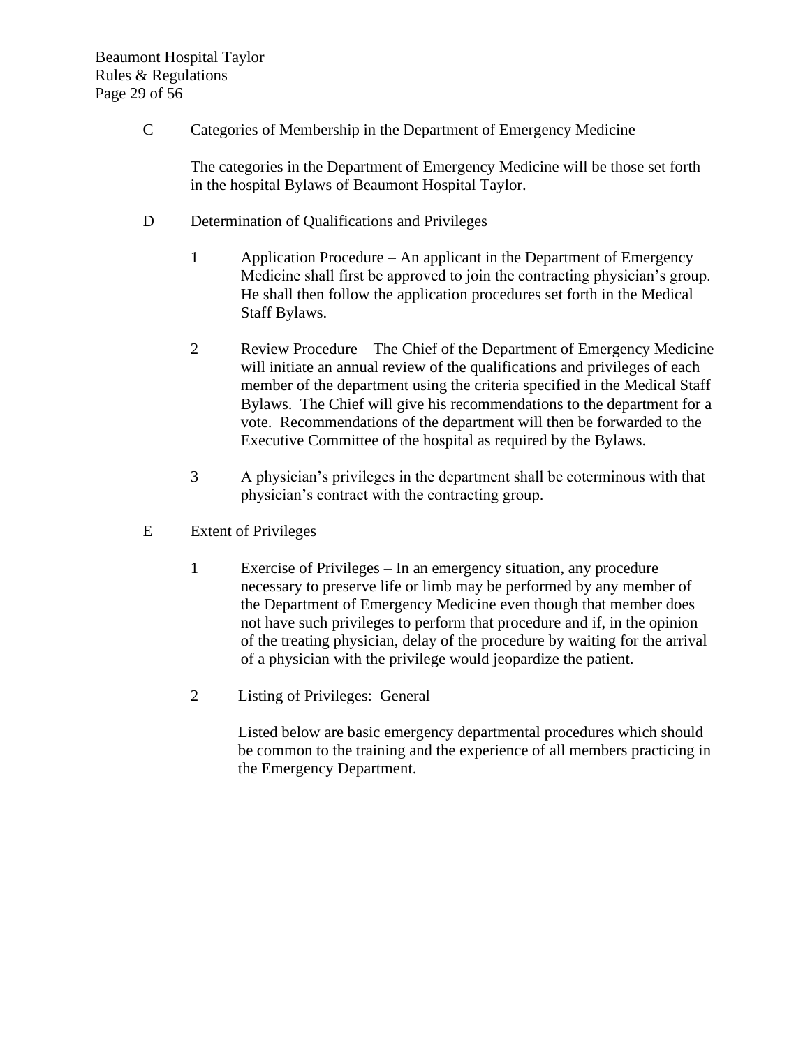C Categories of Membership in the Department of Emergency Medicine

The categories in the Department of Emergency Medicine will be those set forth in the hospital Bylaws of Beaumont Hospital Taylor.

D Determination of Qualifications and Privileges

1 Application Procedure – An applicant in the Department of Emergency Medicine shall first be approved to join the contracting physician's group. He shall then follow the application procedures set forth in the Medical Staff Bylaws.

2 Review Procedure – The Chief of the Department of Emergency Medicine will initiate an annual review of the qualifications and privileges of each member of the department using the criteria specified in the Medical Staff Bylaws. The Chief will give his recommendations to the department for a vote. Recommendations of the department will then be forwarded to the Executive Committee of the hospital as required by the Bylaws.

3 A physician's privileges in the department shall be coterminous with that physician's contract with the contracting group.

E Extent of Privileges

1 Exercise of Privileges – In an emergency situation, any procedure necessary to preserve life or limb may be performed by any member of the Department of Emergency Medicine even though that member does not have such privileges to perform that procedure and if, in the opinion of the treating physician, delay of the procedure by waiting for the arrival of a physician with the privilege would jeopardize the patient.

2 Listing of Privileges: General

Listed below are basic emergency departmental procedures which should be common to the training and the experience of all members practicing in the Emergency Department.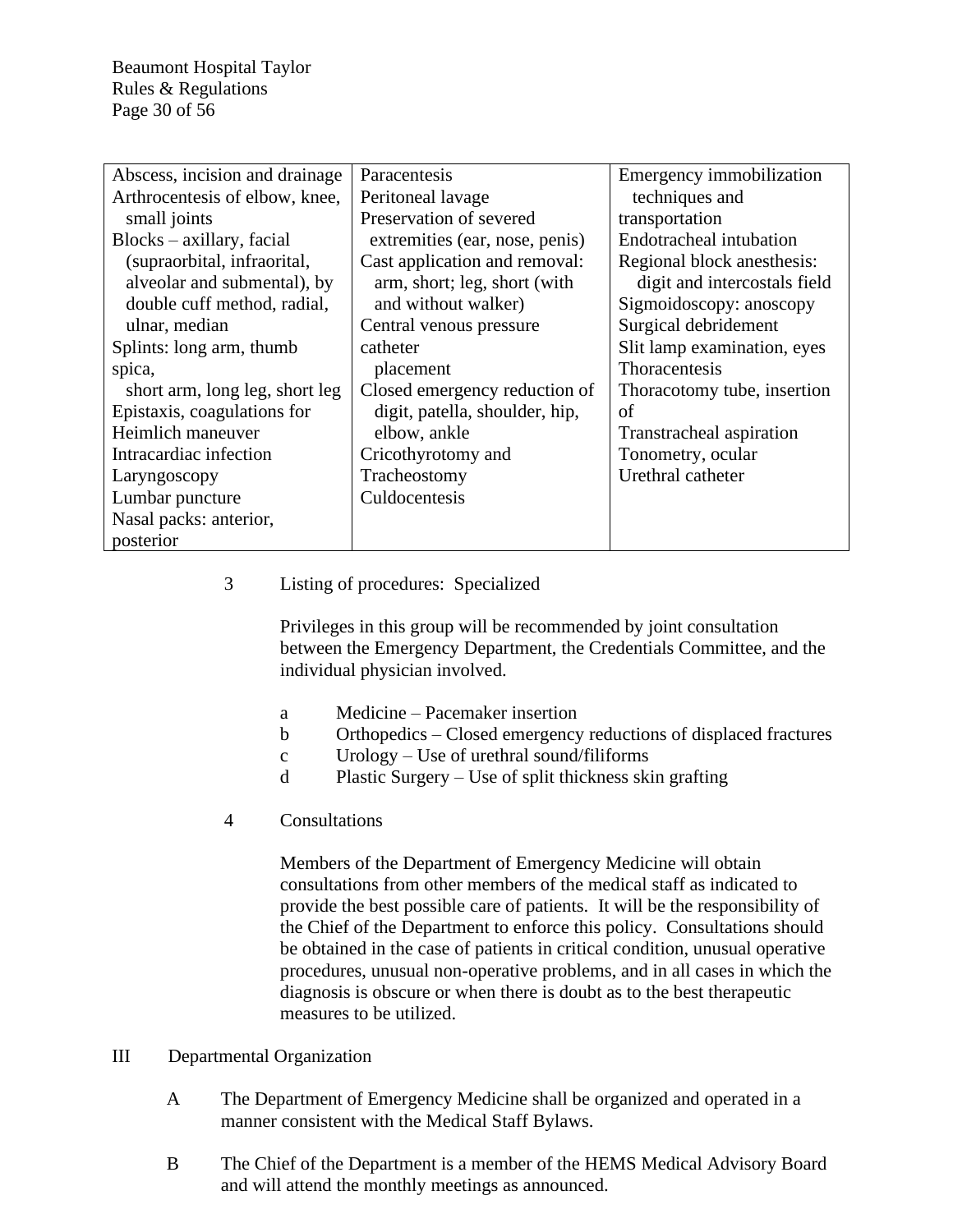| | | |
|---|---|---|
| Abscess, incision and drainage<br>Arthrocentesis of elbow, knee, small joints<br>Blocks – axillary, facial (supraorbital, infraorital, alveolar and submental), by double cuff method, radial, ulnar, median<br>Splints: long arm, thumb spica, short arm, long leg, short leg<br>Epistaxis, coagulations for<br>Heimlich maneuver<br>Intracardiac infection<br>Laryngoscopy<br>Lumbar puncture<br>Nasal packs: anterior, posterior | Paracentesis<br>Peritoneal lavage<br>Preservation of severed extremities (ear, nose, penis)<br>Cast application and removal: arm, short; leg, short (with and without walker)<br>Central venous pressure catheter placement<br>Closed emergency reduction of digit, patella, shoulder, hip, elbow, ankle<br>Cricothyrotomy and Tracheostomy<br>Culdocentesis | Emergency immobilization techniques and transportation<br>Endotracheal intubation<br>Regional block anesthesis: digit and intercostals field<br>Sigmoidoscopy: anoscopy<br>Surgical debridement<br>Slit lamp examination, eyes<br>Thoracentesis<br>Thoracotomy tube, insertion of<br>Transtracheal aspiration<br>Tonometry, ocular<br>Urethral catheter |

3 Listing of procedures: Specialized

Privileges in this group will be recommended by joint consultation between the Emergency Department, the Credentials Committee, and the individual physician involved.

- a Medicine – Pacemaker insertion
- b Orthopedics – Closed emergency reductions of displaced fractures
- c Urology – Use of urethral sound/filiforms
- d Plastic Surgery – Use of split thickness skin grafting

4 Consultations

Members of the Department of Emergency Medicine will obtain consultations from other members of the medical staff as indicated to provide the best possible care of patients. It will be the responsibility of the Chief of the Department to enforce this policy. Consultations should be obtained in the case of patients in critical condition, unusual operative procedures, unusual non-operative problems, and in all cases in which the diagnosis is obscure or when there is doubt as to the best therapeutic measures to be utilized.

III Departmental Organization

A The Department of Emergency Medicine shall be organized and operated in a manner consistent with the Medical Staff Bylaws.

B The Chief of the Department is a member of the HEMS Medical Advisory Board and will attend the monthly meetings as announced.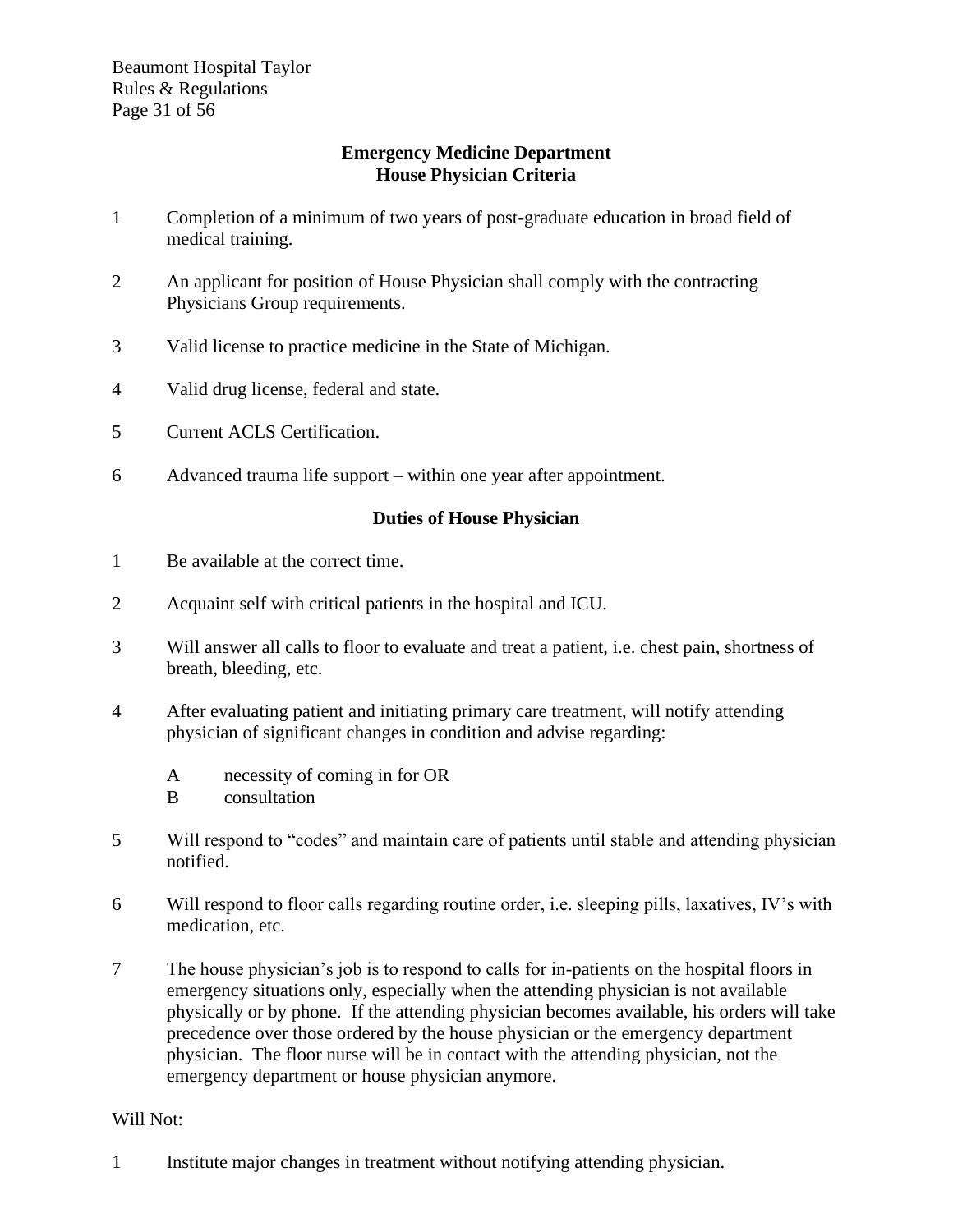## Emergency Medicine Department
## House Physician Criteria

1. Completion of a minimum of two years of post-graduate education in broad field of medical training.

2. An applicant for position of House Physician shall comply with the contracting Physicians Group requirements.

3. Valid license to practice medicine in the State of Michigan.

4. Valid drug license, federal and state.

5. Current ACLS Certification.

6. Advanced trauma life support – within one year after appointment.

### Duties of House Physician

1. Be available at the correct time.

2. Acquaint self with critical patients in the hospital and ICU.

3. Will answer all calls to floor to evaluate and treat a patient, i.e. chest pain, shortness of breath, bleeding, etc.

4. After evaluating patient and initiating primary care treatment, will notify attending physician of significant changes in condition and advise regarding:

   A. necessity of coming in for OR
   B. consultation

5. Will respond to "codes" and maintain care of patients until stable and attending physician notified.

6. Will respond to floor calls regarding routine order, i.e. sleeping pills, laxatives, IV's with medication, etc.

7. The house physician's job is to respond to calls for in-patients on the hospital floors in emergency situations only, especially when the attending physician is not available physically or by phone. If the attending physician becomes available, his orders will take precedence over those ordered by the house physician or the emergency department physician. The floor nurse will be in contact with the attending physician, not the emergency department or house physician anymore.

Will Not:

1. Institute major changes in treatment without notifying attending physician.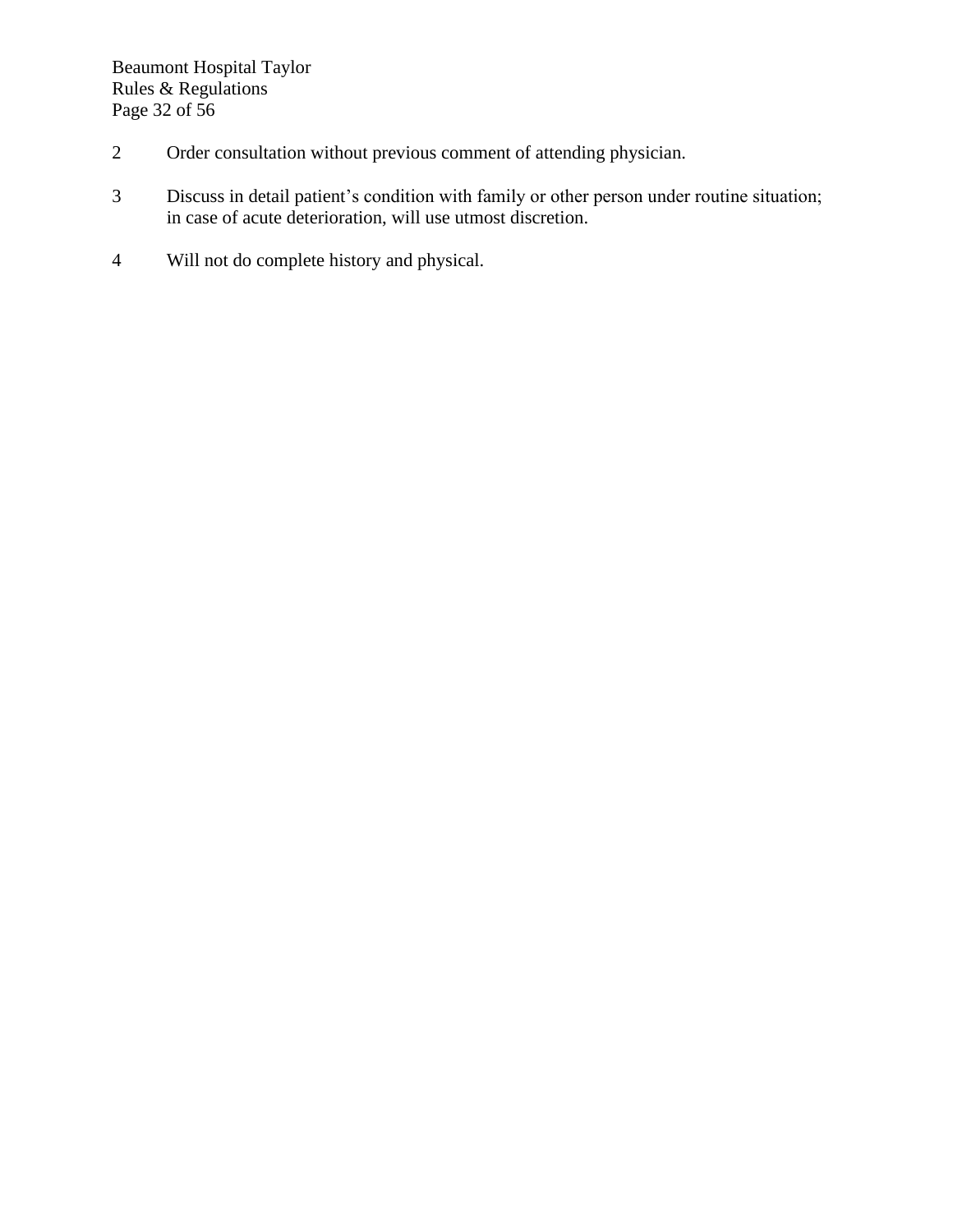2 Order consultation without previous comment of attending physician.

3 Discuss in detail patient’s condition with family or other person under routine situation; in case of acute deterioration, will use utmost discretion.

4 Will not do complete history and physical.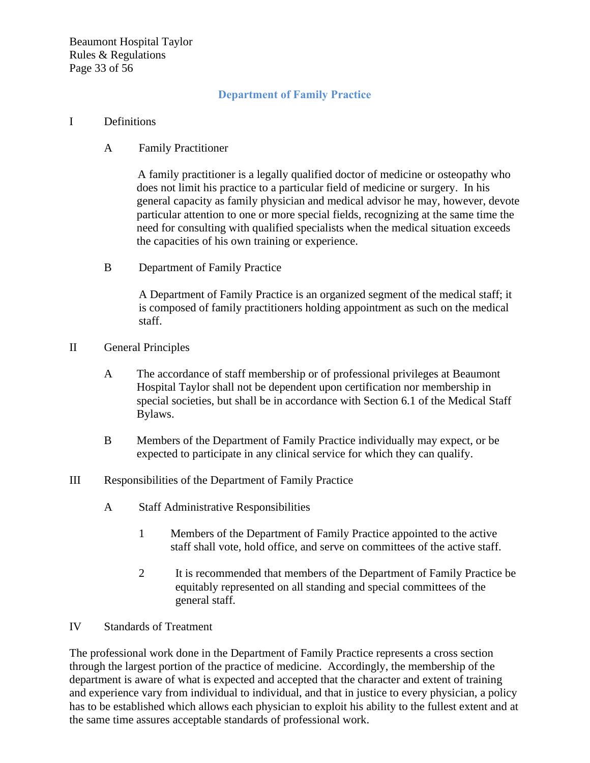## Department of Family Practice

I Definitions

A Family Practitioner

A family practitioner is a legally qualified doctor of medicine or osteopathy who does not limit his practice to a particular field of medicine or surgery. In his general capacity as family physician and medical advisor he may, however, devote particular attention to one or more special fields, recognizing at the same time the need for consulting with qualified specialists when the medical situation exceeds the capacities of his own training or experience.

B Department of Family Practice

A Department of Family Practice is an organized segment of the medical staff; it is composed of family practitioners holding appointment as such on the medical staff.

II General Principles

A The accordance of staff membership or of professional privileges at Beaumont Hospital Taylor shall not be dependent upon certification nor membership in special societies, but shall be in accordance with Section 6.1 of the Medical Staff Bylaws.

B Members of the Department of Family Practice individually may expect, or be expected to participate in any clinical service for which they can qualify.

III Responsibilities of the Department of Family Practice

A Staff Administrative Responsibilities

1 Members of the Department of Family Practice appointed to the active staff shall vote, hold office, and serve on committees of the active staff.

2 It is recommended that members of the Department of Family Practice be equitably represented on all standing and special committees of the general staff.

IV Standards of Treatment

The professional work done in the Department of Family Practice represents a cross section through the largest portion of the practice of medicine. Accordingly, the membership of the department is aware of what is expected and accepted that the character and extent of training and experience vary from individual to individual, and that in justice to every physician, a policy has to be established which allows each physician to exploit his ability to the fullest extent and at the same time assures acceptable standards of professional work.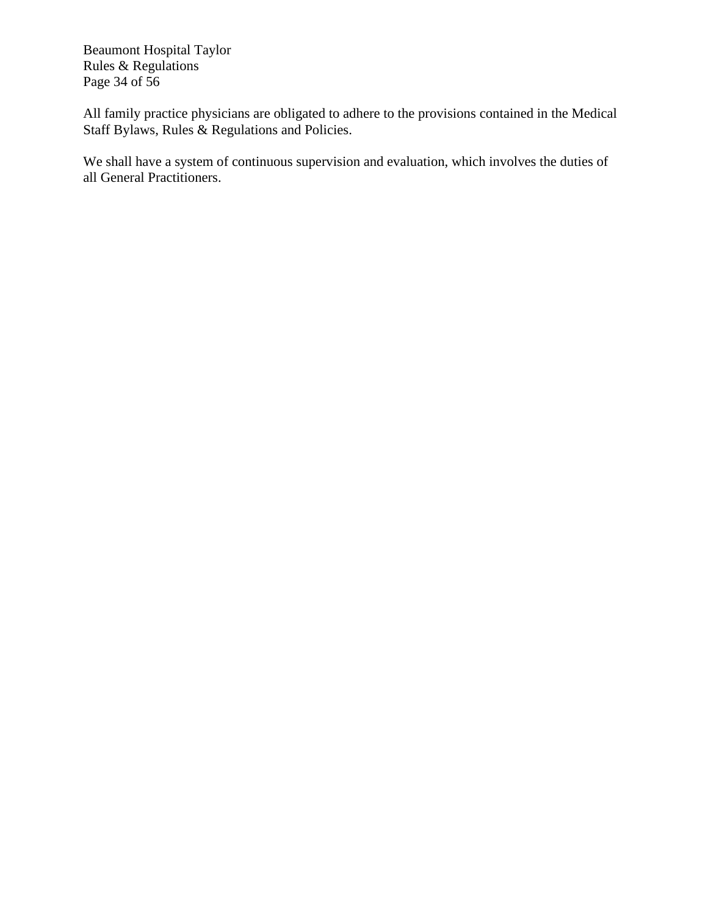All family practice physicians are obligated to adhere to the provisions contained in the Medical Staff Bylaws, Rules & Regulations and Policies.

We shall have a system of continuous supervision and evaluation, which involves the duties of all General Practitioners.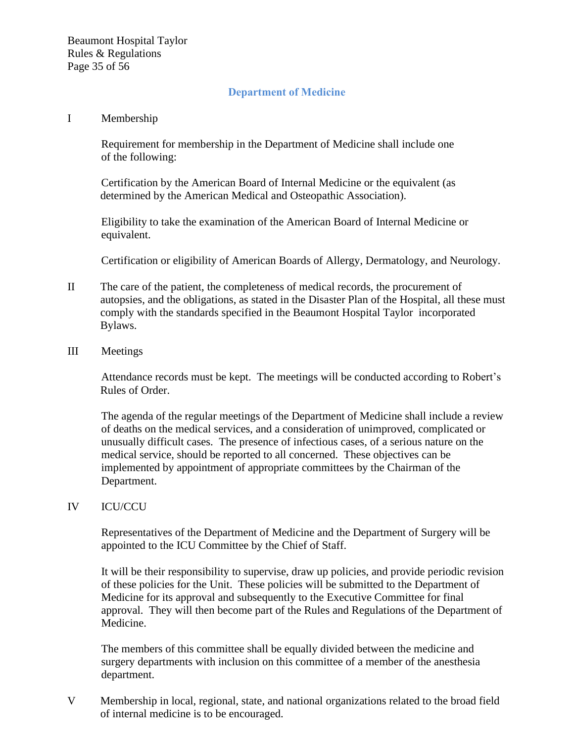## Department of Medicine

I Membership

Requirement for membership in the Department of Medicine shall include one of the following:

Certification by the American Board of Internal Medicine or the equivalent (as determined by the American Medical and Osteopathic Association).

Eligibility to take the examination of the American Board of Internal Medicine or equivalent.

Certification or eligibility of American Boards of Allergy, Dermatology, and Neurology.

II The care of the patient, the completeness of medical records, the procurement of autopsies, and the obligations, as stated in the Disaster Plan of the Hospital, all these must comply with the standards specified in the Beaumont Hospital Taylor incorporated Bylaws.

III Meetings

Attendance records must be kept. The meetings will be conducted according to Robert's Rules of Order.

The agenda of the regular meetings of the Department of Medicine shall include a review of deaths on the medical services, and a consideration of unimproved, complicated or unusually difficult cases. The presence of infectious cases, of a serious nature on the medical service, should be reported to all concerned. These objectives can be implemented by appointment of appropriate committees by the Chairman of the Department.

IV ICU/CCU

Representatives of the Department of Medicine and the Department of Surgery will be appointed to the ICU Committee by the Chief of Staff.

It will be their responsibility to supervise, draw up policies, and provide periodic revision of these policies for the Unit. These policies will be submitted to the Department of Medicine for its approval and subsequently to the Executive Committee for final approval. They will then become part of the Rules and Regulations of the Department of Medicine.

The members of this committee shall be equally divided between the medicine and surgery departments with inclusion on this committee of a member of the anesthesia department.

V Membership in local, regional, state, and national organizations related to the broad field of internal medicine is to be encouraged.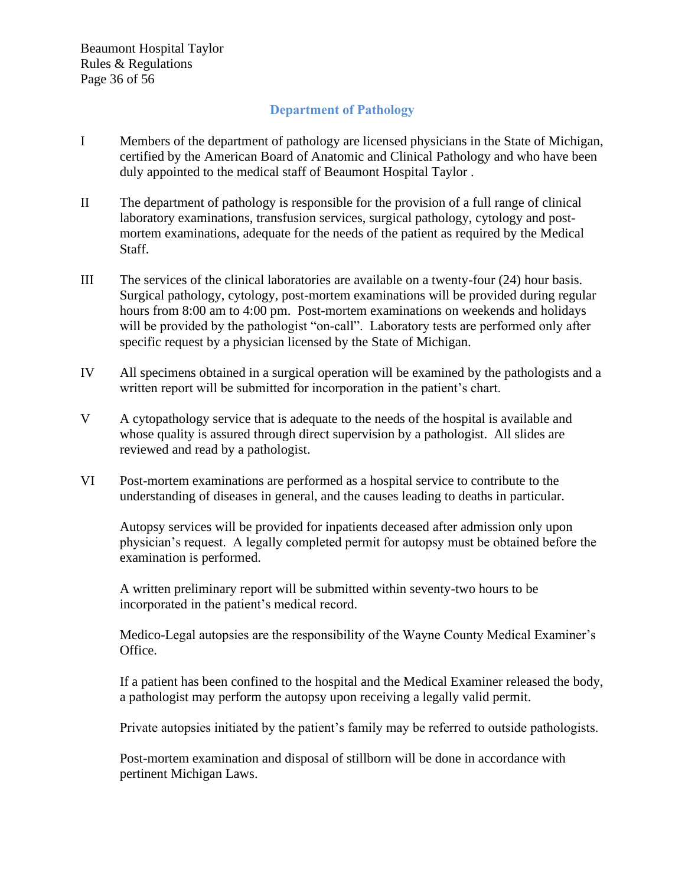## Department of Pathology

I Members of the department of pathology are licensed physicians in the State of Michigan, certified by the American Board of Anatomic and Clinical Pathology and who have been duly appointed to the medical staff of Beaumont Hospital Taylor .

II The department of pathology is responsible for the provision of a full range of clinical laboratory examinations, transfusion services, surgical pathology, cytology and post-mortem examinations, adequate for the needs of the patient as required by the Medical Staff.

III The services of the clinical laboratories are available on a twenty-four (24) hour basis. Surgical pathology, cytology, post-mortem examinations will be provided during regular hours from 8:00 am to 4:00 pm. Post-mortem examinations on weekends and holidays will be provided by the pathologist "on-call". Laboratory tests are performed only after specific request by a physician licensed by the State of Michigan.

IV All specimens obtained in a surgical operation will be examined by the pathologists and a written report will be submitted for incorporation in the patient's chart.

V A cytopathology service that is adequate to the needs of the hospital is available and whose quality is assured through direct supervision by a pathologist. All slides are reviewed and read by a pathologist.

VI Post-mortem examinations are performed as a hospital service to contribute to the understanding of diseases in general, and the causes leading to deaths in particular.

Autopsy services will be provided for inpatients deceased after admission only upon physician's request. A legally completed permit for autopsy must be obtained before the examination is performed.

A written preliminary report will be submitted within seventy-two hours to be incorporated in the patient's medical record.

Medico-Legal autopsies are the responsibility of the Wayne County Medical Examiner's Office.

If a patient has been confined to the hospital and the Medical Examiner released the body, a pathologist may perform the autopsy upon receiving a legally valid permit.

Private autopsies initiated by the patient's family may be referred to outside pathologists.

Post-mortem examination and disposal of stillborn will be done in accordance with pertinent Michigan Laws.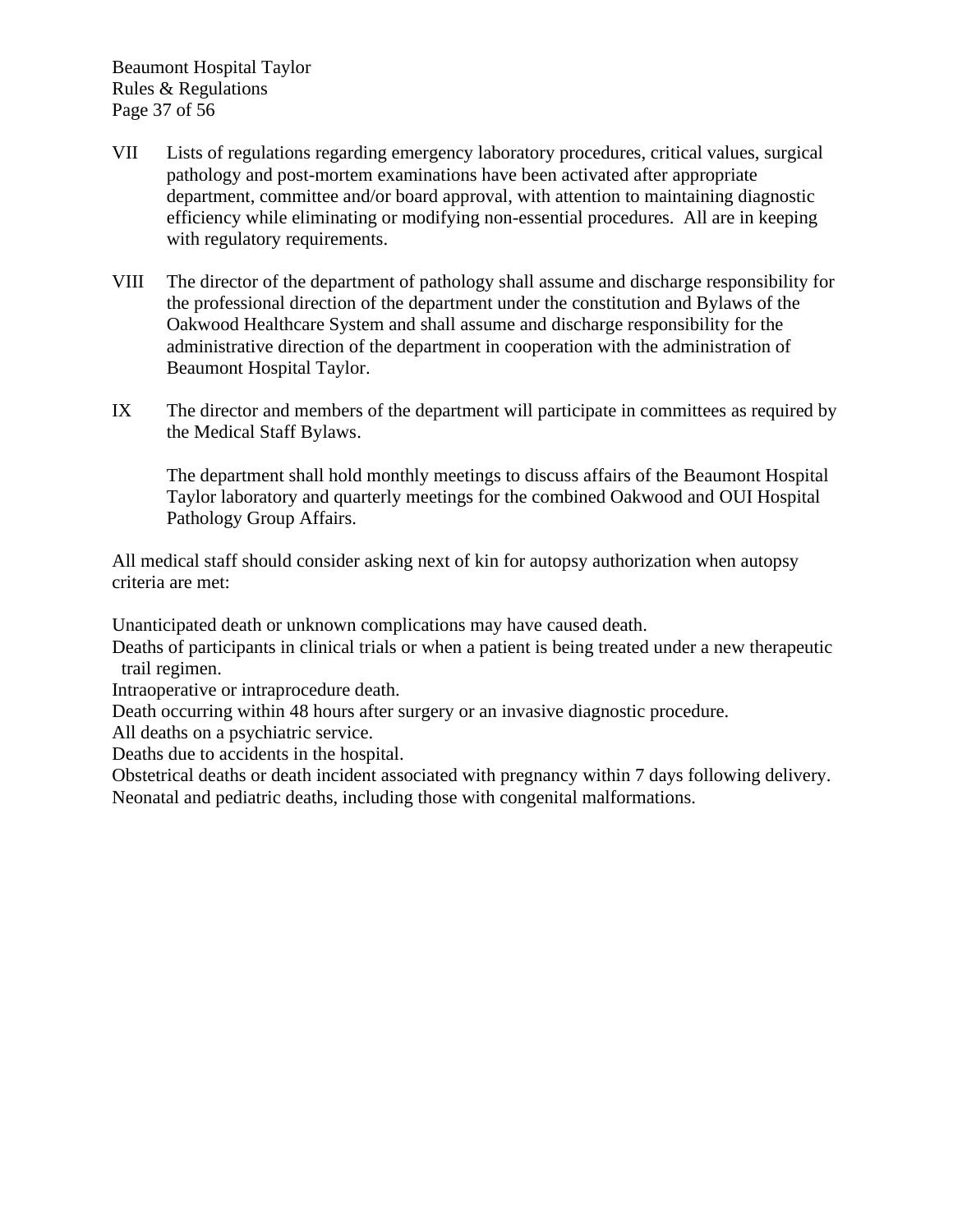VII Lists of regulations regarding emergency laboratory procedures, critical values, surgical pathology and post-mortem examinations have been activated after appropriate department, committee and/or board approval, with attention to maintaining diagnostic efficiency while eliminating or modifying non-essential procedures. All are in keeping with regulatory requirements.

VIII The director of the department of pathology shall assume and discharge responsibility for the professional direction of the department under the constitution and Bylaws of the Oakwood Healthcare System and shall assume and discharge responsibility for the administrative direction of the department in cooperation with the administration of Beaumont Hospital Taylor.

IX The director and members of the department will participate in committees as required by the Medical Staff Bylaws.

The department shall hold monthly meetings to discuss affairs of the Beaumont Hospital Taylor laboratory and quarterly meetings for the combined Oakwood and OUI Hospital Pathology Group Affairs.

All medical staff should consider asking next of kin for autopsy authorization when autopsy criteria are met:

Unanticipated death or unknown complications may have caused death.
Deaths of participants in clinical trials or when a patient is being treated under a new therapeutic trail regimen.
Intraoperative or intraprocedure death.
Death occurring within 48 hours after surgery or an invasive diagnostic procedure.
All deaths on a psychiatric service.
Deaths due to accidents in the hospital.
Obstetrical deaths or death incident associated with pregnancy within 7 days following delivery.
Neonatal and pediatric deaths, including those with congenital malformations.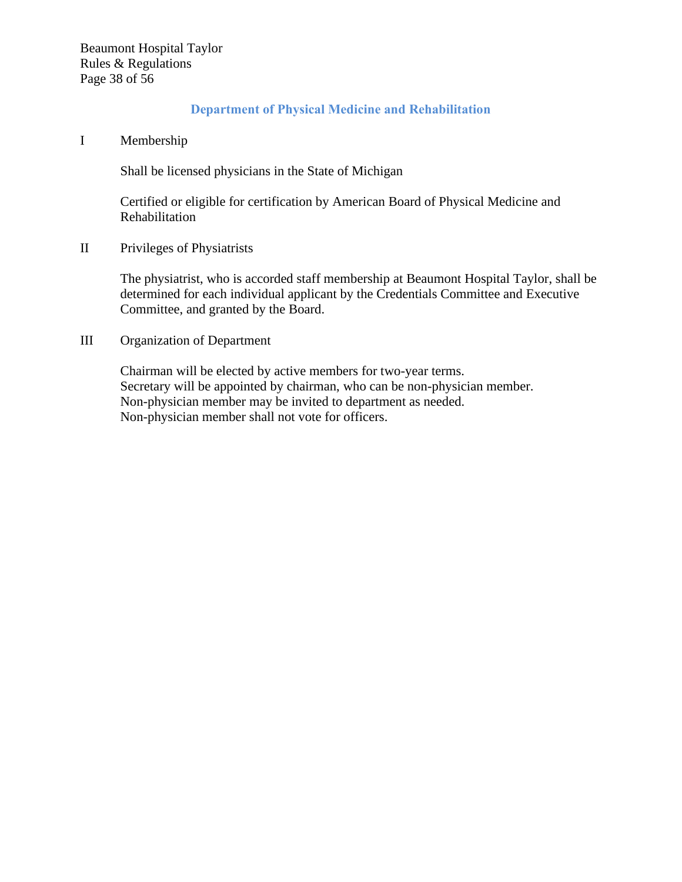## Department of Physical Medicine and Rehabilitation

I Membership

Shall be licensed physicians in the State of Michigan

Certified or eligible for certification by American Board of Physical Medicine and Rehabilitation

II Privileges of Physiatrists

The physiatrist, who is accorded staff membership at Beaumont Hospital Taylor, shall be determined for each individual applicant by the Credentials Committee and Executive Committee, and granted by the Board.

III Organization of Department

Chairman will be elected by active members for two-year terms.
Secretary will be appointed by chairman, who can be non-physician member.
Non-physician member may be invited to department as needed.
Non-physician member shall not vote for officers.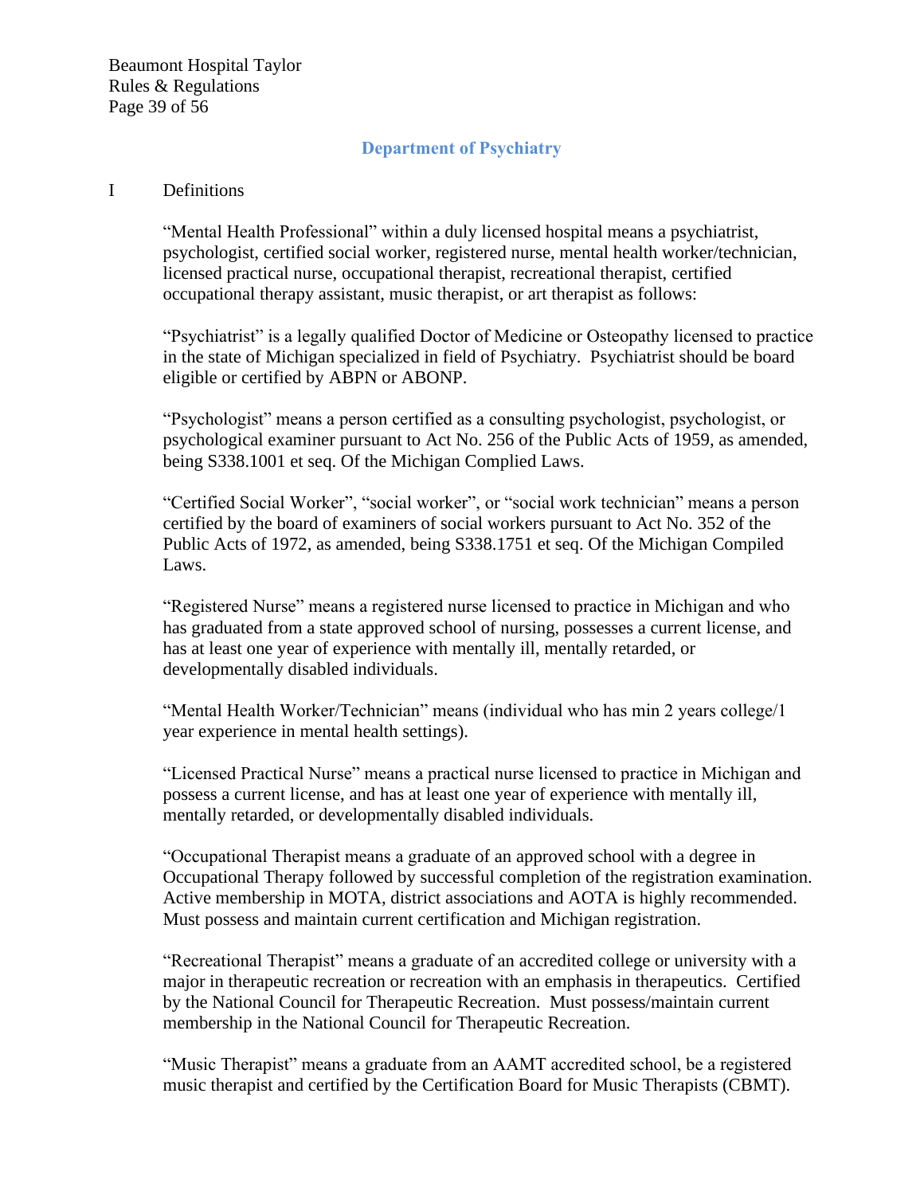## Department of Psychiatry

I Definitions

"Mental Health Professional" within a duly licensed hospital means a psychiatrist, psychologist, certified social worker, registered nurse, mental health worker/technician, licensed practical nurse, occupational therapist, recreational therapist, certified occupational therapy assistant, music therapist, or art therapist as follows:

"Psychiatrist" is a legally qualified Doctor of Medicine or Osteopathy licensed to practice in the state of Michigan specialized in field of Psychiatry. Psychiatrist should be board eligible or certified by ABPN or ABONP.

"Psychologist" means a person certified as a consulting psychologist, psychologist, or psychological examiner pursuant to Act No. 256 of the Public Acts of 1959, as amended, being S338.1001 et seq. Of the Michigan Complied Laws.

"Certified Social Worker", "social worker", or "social work technician" means a person certified by the board of examiners of social workers pursuant to Act No. 352 of the Public Acts of 1972, as amended, being S338.1751 et seq. Of the Michigan Compiled Laws.

"Registered Nurse" means a registered nurse licensed to practice in Michigan and who has graduated from a state approved school of nursing, possesses a current license, and has at least one year of experience with mentally ill, mentally retarded, or developmentally disabled individuals.

"Mental Health Worker/Technician" means (individual who has min 2 years college/1 year experience in mental health settings).

"Licensed Practical Nurse" means a practical nurse licensed to practice in Michigan and possess a current license, and has at least one year of experience with mentally ill, mentally retarded, or developmentally disabled individuals.

"Occupational Therapist means a graduate of an approved school with a degree in Occupational Therapy followed by successful completion of the registration examination. Active membership in MOTA, district associations and AOTA is highly recommended. Must possess and maintain current certification and Michigan registration.

"Recreational Therapist" means a graduate of an accredited college or university with a major in therapeutic recreation or recreation with an emphasis in therapeutics. Certified by the National Council for Therapeutic Recreation. Must possess/maintain current membership in the National Council for Therapeutic Recreation.

"Music Therapist" means a graduate from an AAMT accredited school, be a registered music therapist and certified by the Certification Board for Music Therapists (CBMT).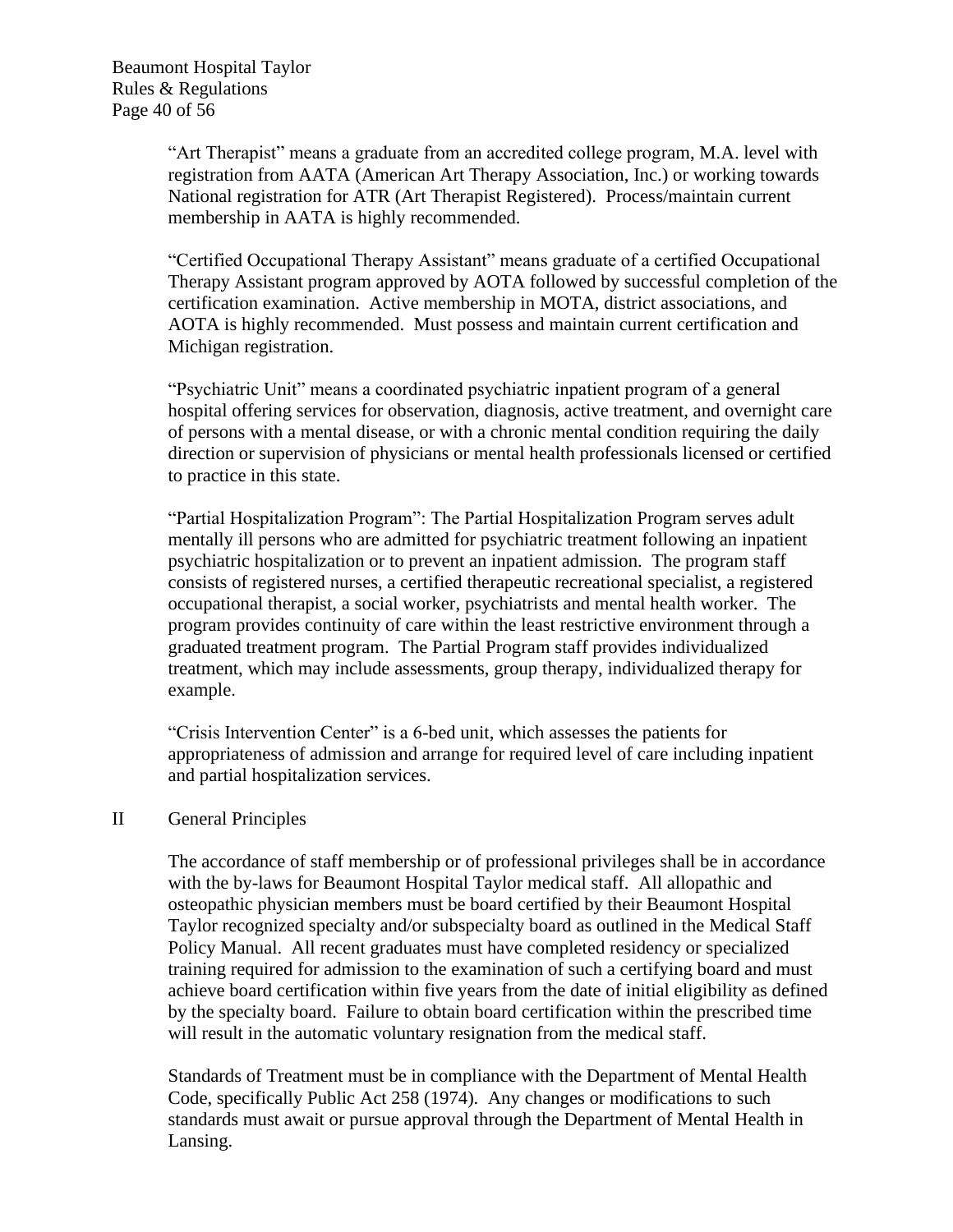"Art Therapist" means a graduate from an accredited college program, M.A. level with registration from AATA (American Art Therapy Association, Inc.) or working towards National registration for ATR (Art Therapist Registered). Process/maintain current membership in AATA is highly recommended.

"Certified Occupational Therapy Assistant" means graduate of a certified Occupational Therapy Assistant program approved by AOTA followed by successful completion of the certification examination. Active membership in MOTA, district associations, and AOTA is highly recommended. Must possess and maintain current certification and Michigan registration.

"Psychiatric Unit" means a coordinated psychiatric inpatient program of a general hospital offering services for observation, diagnosis, active treatment, and overnight care of persons with a mental disease, or with a chronic mental condition requiring the daily direction or supervision of physicians or mental health professionals licensed or certified to practice in this state.

"Partial Hospitalization Program": The Partial Hospitalization Program serves adult mentally ill persons who are admitted for psychiatric treatment following an inpatient psychiatric hospitalization or to prevent an inpatient admission. The program staff consists of registered nurses, a certified therapeutic recreational specialist, a registered occupational therapist, a social worker, psychiatrists and mental health worker. The program provides continuity of care within the least restrictive environment through a graduated treatment program. The Partial Program staff provides individualized treatment, which may include assessments, group therapy, individualized therapy for example.

"Crisis Intervention Center" is a 6-bed unit, which assesses the patients for appropriateness of admission and arrange for required level of care including inpatient and partial hospitalization services.

## II General Principles

The accordance of staff membership or of professional privileges shall be in accordance with the by-laws for Beaumont Hospital Taylor medical staff. All allopathic and osteopathic physician members must be board certified by their Beaumont Hospital Taylor recognized specialty and/or subspecialty board as outlined in the Medical Staff Policy Manual. All recent graduates must have completed residency or specialized training required for admission to the examination of such a certifying board and must achieve board certification within five years from the date of initial eligibility as defined by the specialty board. Failure to obtain board certification within the prescribed time will result in the automatic voluntary resignation from the medical staff.

Standards of Treatment must be in compliance with the Department of Mental Health Code, specifically Public Act 258 (1974). Any changes or modifications to such standards must await or pursue approval through the Department of Mental Health in Lansing.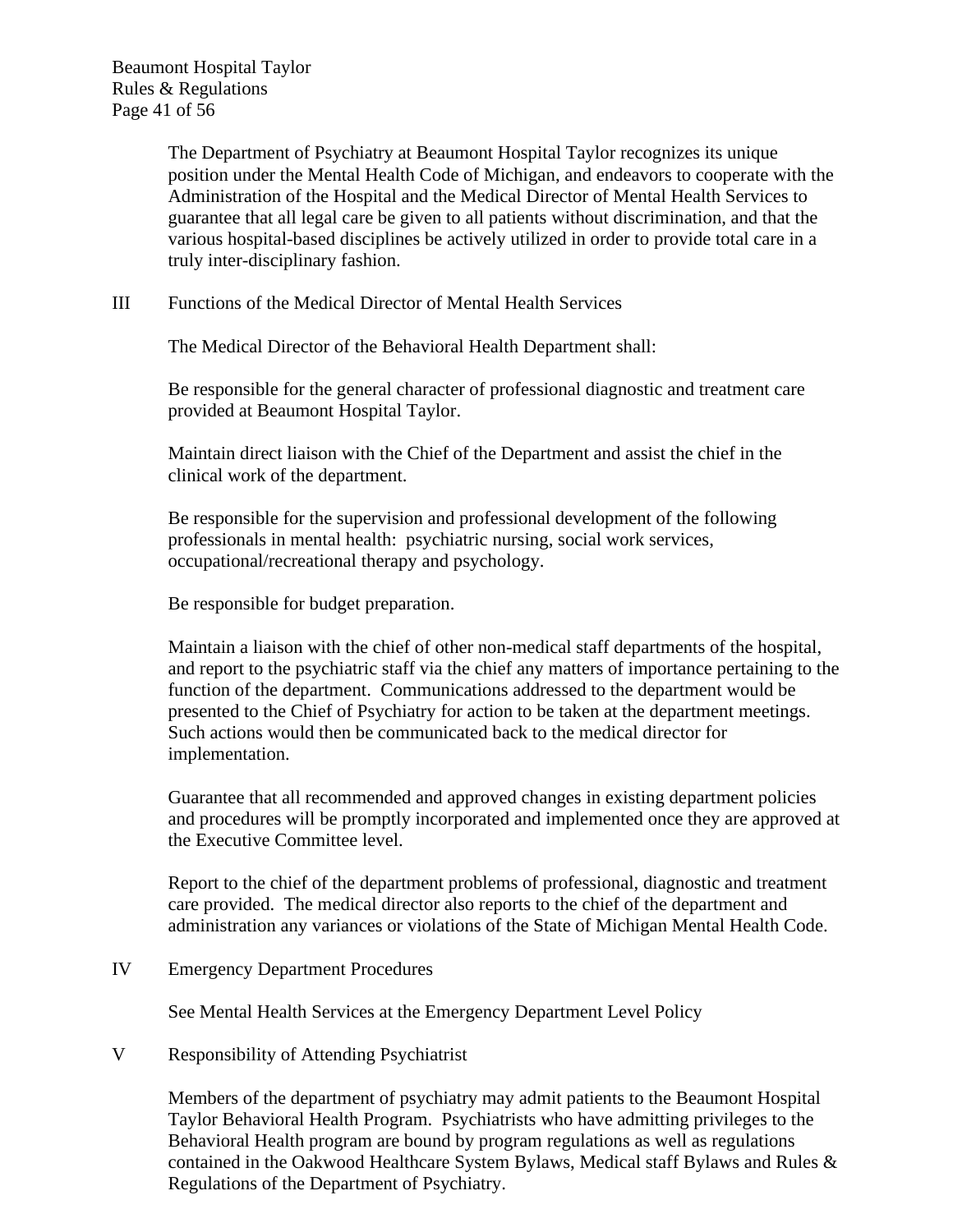The Department of Psychiatry at Beaumont Hospital Taylor recognizes its unique position under the Mental Health Code of Michigan, and endeavors to cooperate with the Administration of the Hospital and the Medical Director of Mental Health Services to guarantee that all legal care be given to all patients without discrimination, and that the various hospital-based disciplines be actively utilized in order to provide total care in a truly inter-disciplinary fashion.

## III Functions of the Medical Director of Mental Health Services

The Medical Director of the Behavioral Health Department shall:

Be responsible for the general character of professional diagnostic and treatment care provided at Beaumont Hospital Taylor.

Maintain direct liaison with the Chief of the Department and assist the chief in the clinical work of the department.

Be responsible for the supervision and professional development of the following professionals in mental health: psychiatric nursing, social work services, occupational/recreational therapy and psychology.

Be responsible for budget preparation.

Maintain a liaison with the chief of other non-medical staff departments of the hospital, and report to the psychiatric staff via the chief any matters of importance pertaining to the function of the department. Communications addressed to the department would be presented to the Chief of Psychiatry for action to be taken at the department meetings. Such actions would then be communicated back to the medical director for implementation.

Guarantee that all recommended and approved changes in existing department policies and procedures will be promptly incorporated and implemented once they are approved at the Executive Committee level.

Report to the chief of the department problems of professional, diagnostic and treatment care provided. The medical director also reports to the chief of the department and administration any variances or violations of the State of Michigan Mental Health Code.

## IV Emergency Department Procedures

See Mental Health Services at the Emergency Department Level Policy

## V Responsibility of Attending Psychiatrist

Members of the department of psychiatry may admit patients to the Beaumont Hospital Taylor Behavioral Health Program. Psychiatrists who have admitting privileges to the Behavioral Health program are bound by program regulations as well as regulations contained in the Oakwood Healthcare System Bylaws, Medical staff Bylaws and Rules & Regulations of the Department of Psychiatry.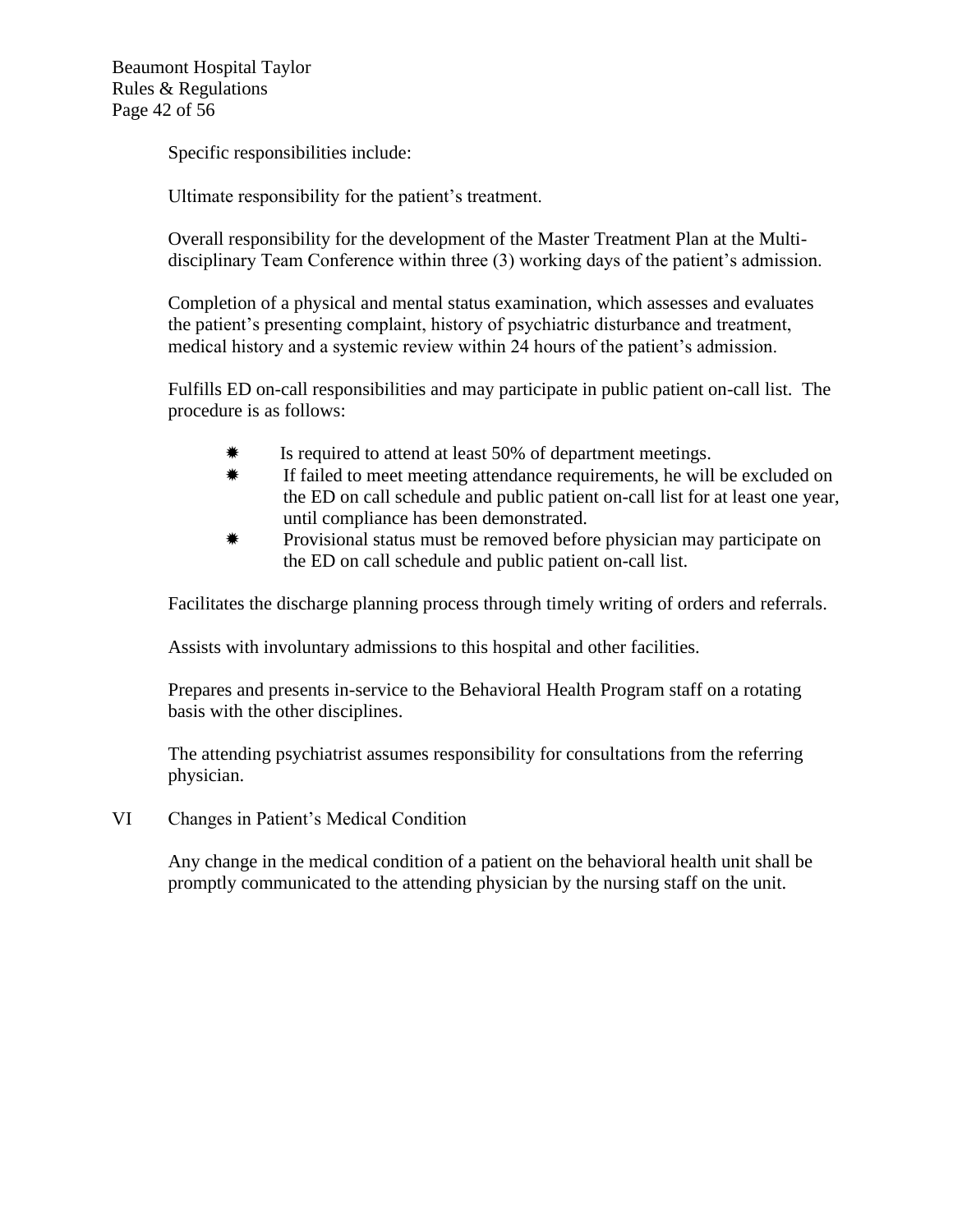Specific responsibilities include:

Ultimate responsibility for the patient's treatment.

Overall responsibility for the development of the Master Treatment Plan at the Multi-disciplinary Team Conference within three (3) working days of the patient's admission.

Completion of a physical and mental status examination, which assesses and evaluates the patient's presenting complaint, history of psychiatric disturbance and treatment, medical history and a systemic review within 24 hours of the patient's admission.

Fulfills ED on-call responsibilities and may participate in public patient on-call list. The procedure is as follows:

- Is required to attend at least 50% of department meetings.
- If failed to meet meeting attendance requirements, he will be excluded on the ED on call schedule and public patient on-call list for at least one year, until compliance has been demonstrated.
- Provisional status must be removed before physician may participate on the ED on call schedule and public patient on-call list.

Facilitates the discharge planning process through timely writing of orders and referrals.

Assists with involuntary admissions to this hospital and other facilities.

Prepares and presents in-service to the Behavioral Health Program staff on a rotating basis with the other disciplines.

The attending psychiatrist assumes responsibility for consultations from the referring physician.

## VI Changes in Patient's Medical Condition

Any change in the medical condition of a patient on the behavioral health unit shall be promptly communicated to the attending physician by the nursing staff on the unit.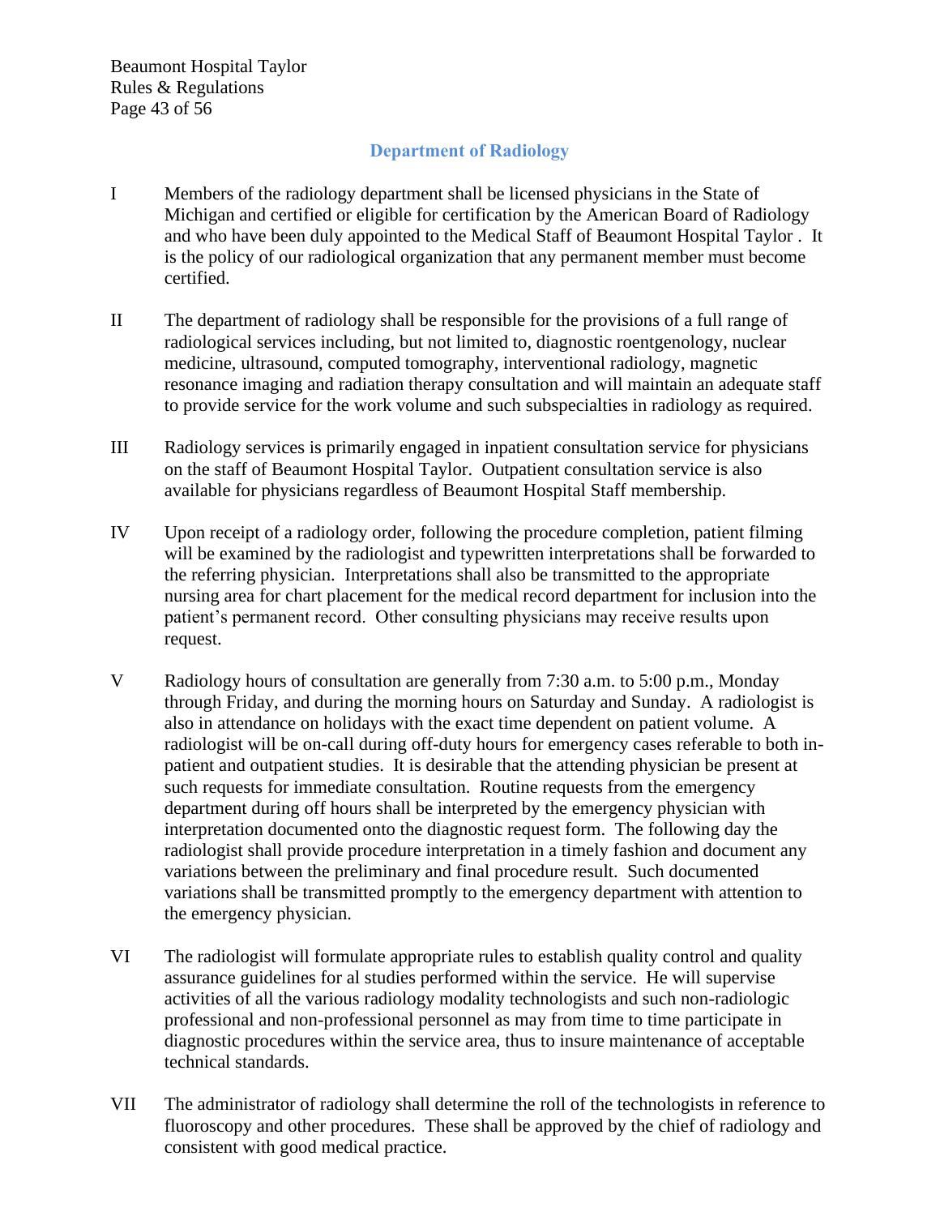## Department of Radiology

I Members of the radiology department shall be licensed physicians in the State of Michigan and certified or eligible for certification by the American Board of Radiology and who have been duly appointed to the Medical Staff of Beaumont Hospital Taylor . It is the policy of our radiological organization that any permanent member must become certified.

II The department of radiology shall be responsible for the provisions of a full range of radiological services including, but not limited to, diagnostic roentgenology, nuclear medicine, ultrasound, computed tomography, interventional radiology, magnetic resonance imaging and radiation therapy consultation and will maintain an adequate staff to provide service for the work volume and such subspecialties in radiology as required.

III Radiology services is primarily engaged in inpatient consultation service for physicians on the staff of Beaumont Hospital Taylor. Outpatient consultation service is also available for physicians regardless of Beaumont Hospital Staff membership.

IV Upon receipt of a radiology order, following the procedure completion, patient filming will be examined by the radiologist and typewritten interpretations shall be forwarded to the referring physician. Interpretations shall also be transmitted to the appropriate nursing area for chart placement for the medical record department for inclusion into the patient's permanent record. Other consulting physicians may receive results upon request.

V Radiology hours of consultation are generally from 7:30 a.m. to 5:00 p.m., Monday through Friday, and during the morning hours on Saturday and Sunday. A radiologist is also in attendance on holidays with the exact time dependent on patient volume. A radiologist will be on-call during off-duty hours for emergency cases referable to both in-patient and outpatient studies. It is desirable that the attending physician be present at such requests for immediate consultation. Routine requests from the emergency department during off hours shall be interpreted by the emergency physician with interpretation documented onto the diagnostic request form. The following day the radiologist shall provide procedure interpretation in a timely fashion and document any variations between the preliminary and final procedure result. Such documented variations shall be transmitted promptly to the emergency department with attention to the emergency physician.

VI The radiologist will formulate appropriate rules to establish quality control and quality assurance guidelines for al studies performed within the service. He will supervise activities of all the various radiology modality technologists and such non-radiologic professional and non-professional personnel as may from time to time participate in diagnostic procedures within the service area, thus to insure maintenance of acceptable technical standards.

VII The administrator of radiology shall determine the roll of the technologists in reference to fluoroscopy and other procedures. These shall be approved by the chief of radiology and consistent with good medical practice.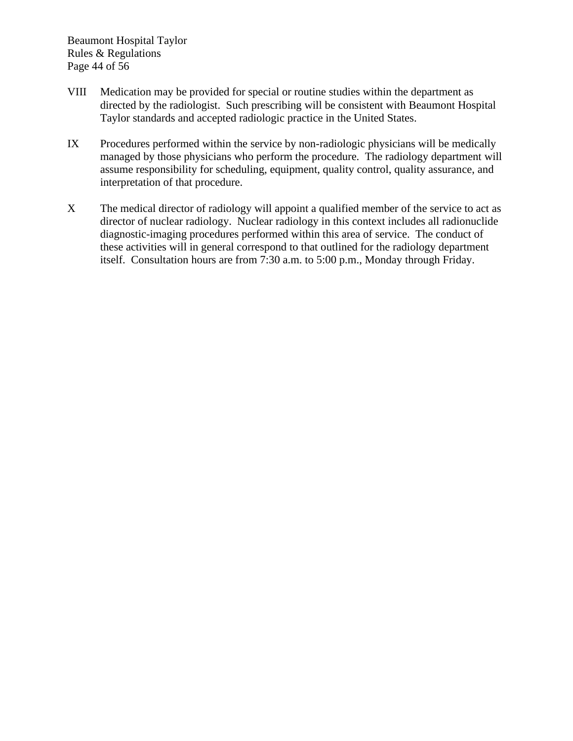VIII Medication may be provided for special or routine studies within the department as directed by the radiologist. Such prescribing will be consistent with Beaumont Hospital Taylor standards and accepted radiologic practice in the United States.

IX Procedures performed within the service by non-radiologic physicians will be medically managed by those physicians who perform the procedure. The radiology department will assume responsibility for scheduling, equipment, quality control, quality assurance, and interpretation of that procedure.

X The medical director of radiology will appoint a qualified member of the service to act as director of nuclear radiology. Nuclear radiology in this context includes all radionuclide diagnostic-imaging procedures performed within this area of service. The conduct of these activities will in general correspond to that outlined for the radiology department itself. Consultation hours are from 7:30 a.m. to 5:00 p.m., Monday through Friday.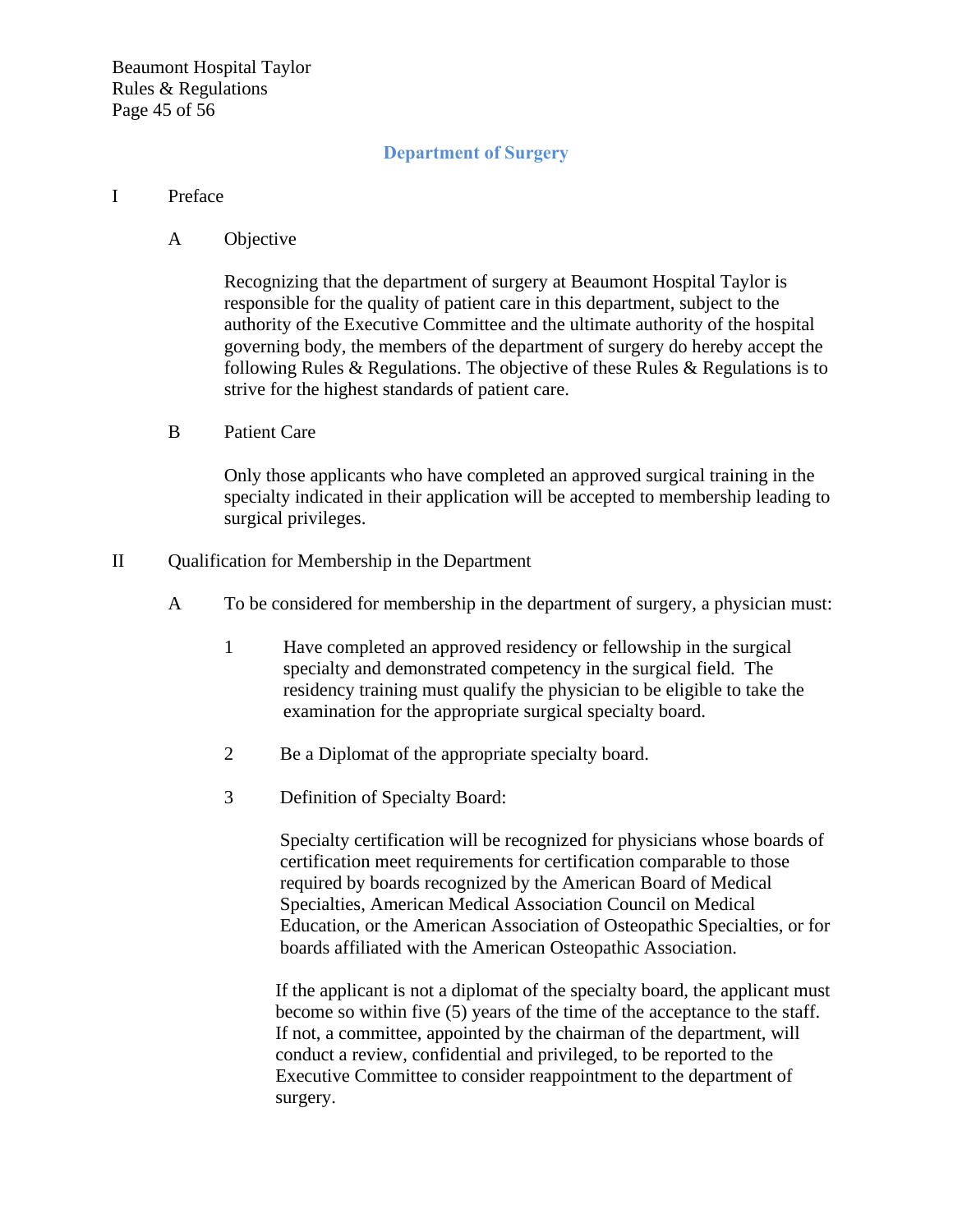## Department of Surgery

I Preface

A Objective

Recognizing that the department of surgery at Beaumont Hospital Taylor is responsible for the quality of patient care in this department, subject to the authority of the Executive Committee and the ultimate authority of the hospital governing body, the members of the department of surgery do hereby accept the following Rules & Regulations. The objective of these Rules & Regulations is to strive for the highest standards of patient care.

B Patient Care

Only those applicants who have completed an approved surgical training in the specialty indicated in their application will be accepted to membership leading to surgical privileges.

II Qualification for Membership in the Department

A To be considered for membership in the department of surgery, a physician must:

1 Have completed an approved residency or fellowship in the surgical specialty and demonstrated competency in the surgical field. The residency training must qualify the physician to be eligible to take the examination for the appropriate surgical specialty board.

2 Be a Diplomat of the appropriate specialty board.

3 Definition of Specialty Board:

Specialty certification will be recognized for physicians whose boards of certification meet requirements for certification comparable to those required by boards recognized by the American Board of Medical Specialties, American Medical Association Council on Medical Education, or the American Association of Osteopathic Specialties, or for boards affiliated with the American Osteopathic Association.

If the applicant is not a diplomat of the specialty board, the applicant must become so within five (5) years of the time of the acceptance to the staff. If not, a committee, appointed by the chairman of the department, will conduct a review, confidential and privileged, to be reported to the Executive Committee to consider reappointment to the department of surgery.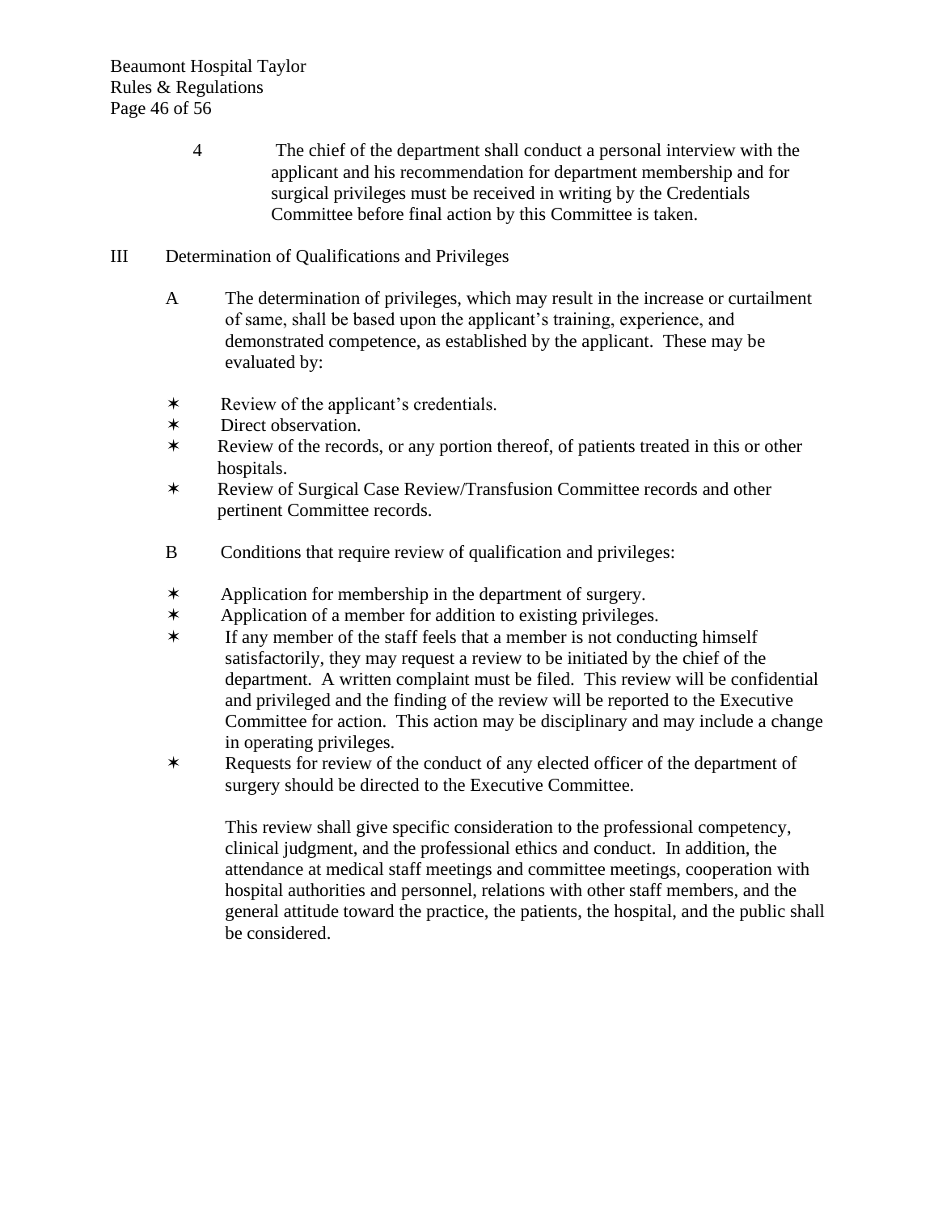4. The chief of the department shall conduct a personal interview with the applicant and his recommendation for department membership and for surgical privileges must be received in writing by the Credentials Committee before final action by this Committee is taken.

## III Determination of Qualifications and Privileges

A. The determination of privileges, which may result in the increase or curtailment of same, shall be based upon the applicant's training, experience, and demonstrated competence, as established by the applicant. These may be evaluated by:

- Review of the applicant's credentials.
- Direct observation.
- Review of the records, or any portion thereof, of patients treated in this or other hospitals.
- Review of Surgical Case Review/Transfusion Committee records and other pertinent Committee records.

B. Conditions that require review of qualification and privileges:

- Application for membership in the department of surgery.
- Application of a member for addition to existing privileges.
- If any member of the staff feels that a member is not conducting himself satisfactorily, they may request a review to be initiated by the chief of the department. A written complaint must be filed. This review will be confidential and privileged and the finding of the review will be reported to the Executive Committee for action. This action may be disciplinary and may include a change in operating privileges.
- Requests for review of the conduct of any elected officer of the department of surgery should be directed to the Executive Committee.

This review shall give specific consideration to the professional competency, clinical judgment, and the professional ethics and conduct. In addition, the attendance at medical staff meetings and committee meetings, cooperation with hospital authorities and personnel, relations with other staff members, and the general attitude toward the practice, the patients, the hospital, and the public shall be considered.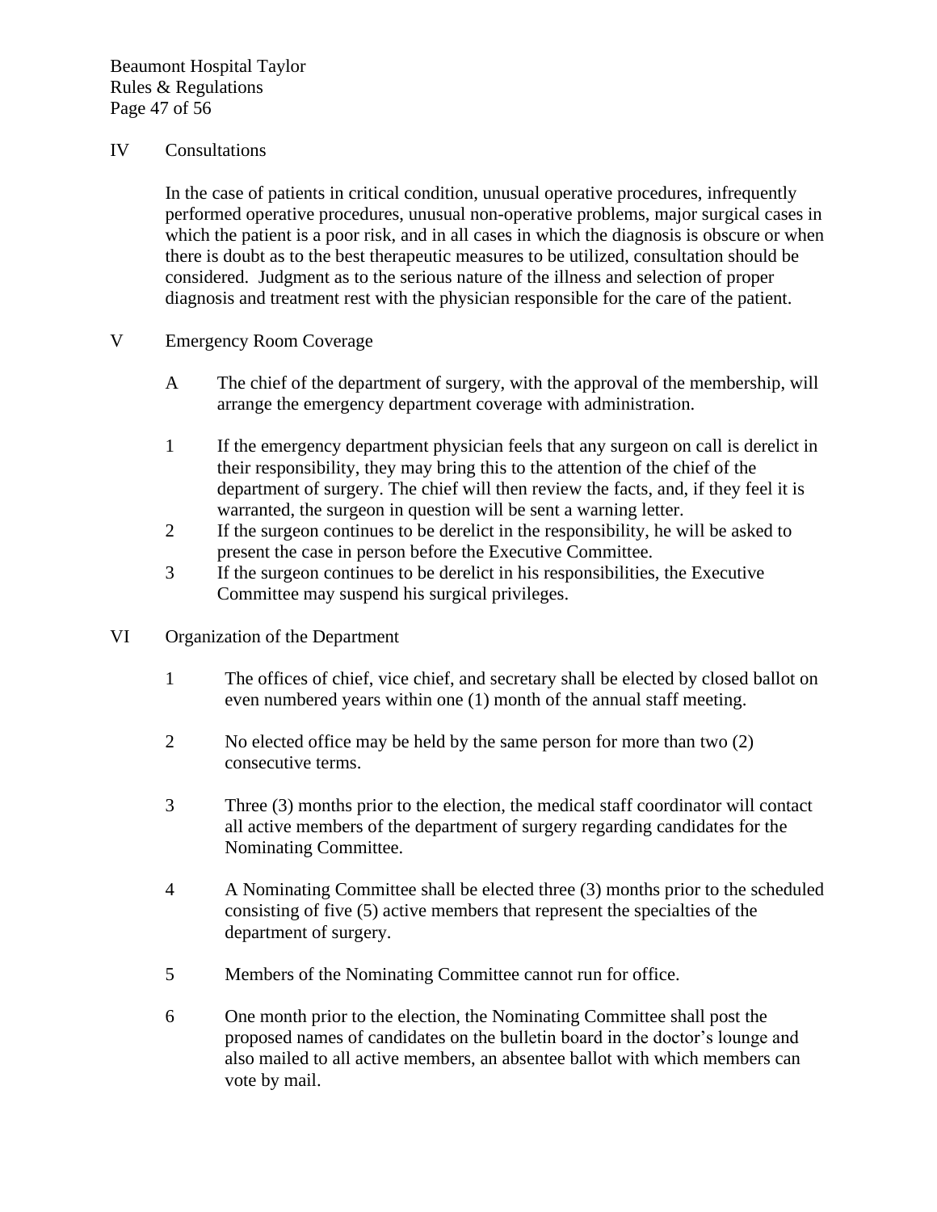## IV Consultations

In the case of patients in critical condition, unusual operative procedures, infrequently performed operative procedures, unusual non-operative problems, major surgical cases in which the patient is a poor risk, and in all cases in which the diagnosis is obscure or when there is doubt as to the best therapeutic measures to be utilized, consultation should be considered. Judgment as to the serious nature of the illness and selection of proper diagnosis and treatment rest with the physician responsible for the care of the patient.

## V Emergency Room Coverage

A The chief of the department of surgery, with the approval of the membership, will arrange the emergency department coverage with administration.

1 If the emergency department physician feels that any surgeon on call is derelict in their responsibility, they may bring this to the attention of the chief of the department of surgery. The chief will then review the facts, and, if they feel it is warranted, the surgeon in question will be sent a warning letter.

2 If the surgeon continues to be derelict in the responsibility, he will be asked to present the case in person before the Executive Committee.

3 If the surgeon continues to be derelict in his responsibilities, the Executive Committee may suspend his surgical privileges.

## VI Organization of the Department

1 The offices of chief, vice chief, and secretary shall be elected by closed ballot on even numbered years within one (1) month of the annual staff meeting.

2 No elected office may be held by the same person for more than two (2) consecutive terms.

3 Three (3) months prior to the election, the medical staff coordinator will contact all active members of the department of surgery regarding candidates for the Nominating Committee.

4 A Nominating Committee shall be elected three (3) months prior to the scheduled consisting of five (5) active members that represent the specialties of the department of surgery.

5 Members of the Nominating Committee cannot run for office.

6 One month prior to the election, the Nominating Committee shall post the proposed names of candidates on the bulletin board in the doctor's lounge and also mailed to all active members, an absentee ballot with which members can vote by mail.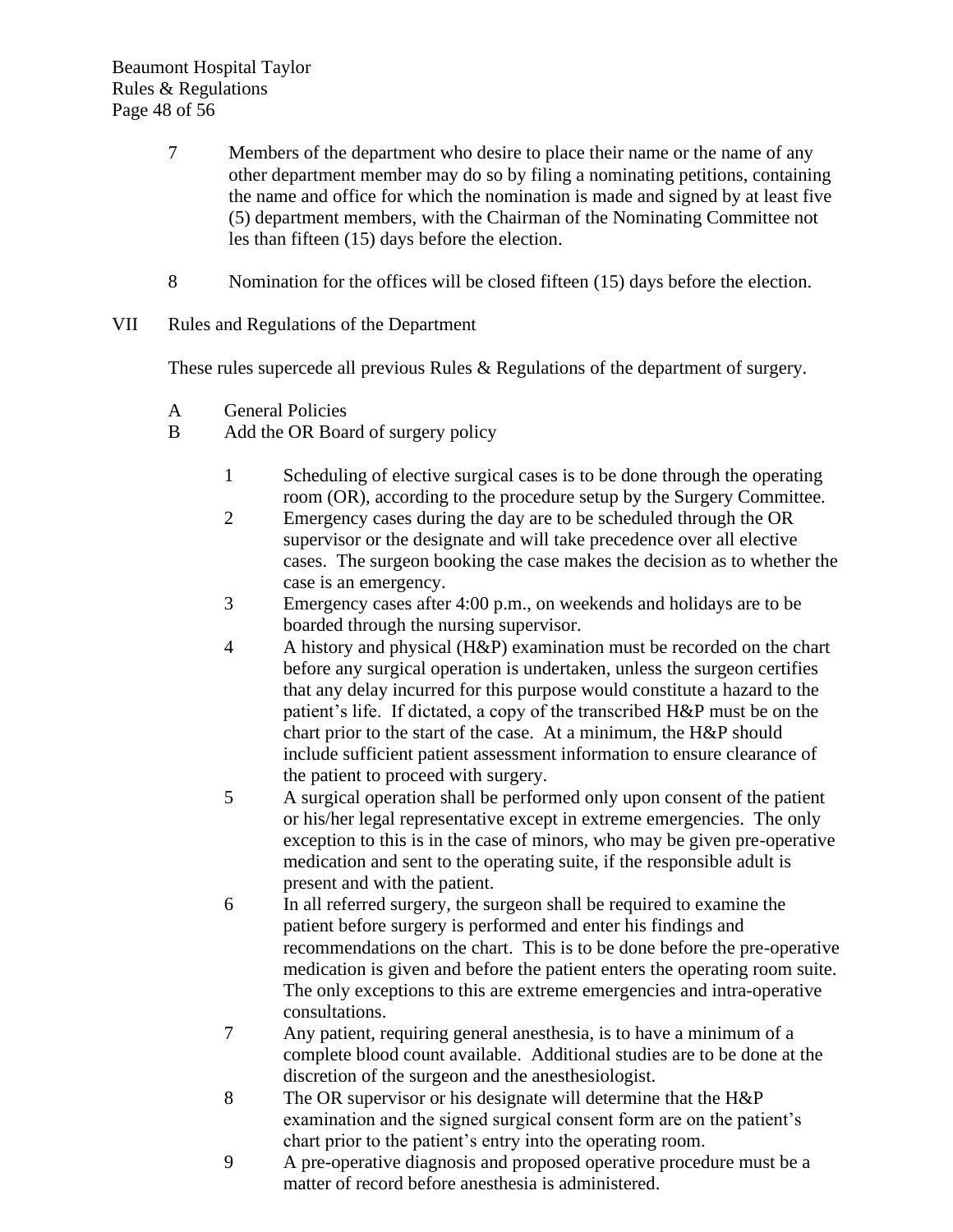7. Members of the department who desire to place their name or the name of any other department member may do so by filing a nominating petitions, containing the name and office for which the nomination is made and signed by at least five (5) department members, with the Chairman of the Nominating Committee not les than fifteen (15) days before the election.

8. Nomination for the offices will be closed fifteen (15) days before the election.

VII Rules and Regulations of the Department

These rules supercede all previous Rules & Regulations of the department of surgery.

A General Policies
B Add the OR Board of surgery policy

1. Scheduling of elective surgical cases is to be done through the operating room (OR), according to the procedure setup by the Surgery Committee.
2. Emergency cases during the day are to be scheduled through the OR supervisor or the designate and will take precedence over all elective cases. The surgeon booking the case makes the decision as to whether the case is an emergency.
3. Emergency cases after 4:00 p.m., on weekends and holidays are to be boarded through the nursing supervisor.
4. A history and physical (H&P) examination must be recorded on the chart before any surgical operation is undertaken, unless the surgeon certifies that any delay incurred for this purpose would constitute a hazard to the patient's life. If dictated, a copy of the transcribed H&P must be on the chart prior to the start of the case. At a minimum, the H&P should include sufficient patient assessment information to ensure clearance of the patient to proceed with surgery.
5. A surgical operation shall be performed only upon consent of the patient or his/her legal representative except in extreme emergencies. The only exception to this is in the case of minors, who may be given pre-operative medication and sent to the operating suite, if the responsible adult is present and with the patient.
6. In all referred surgery, the surgeon shall be required to examine the patient before surgery is performed and enter his findings and recommendations on the chart. This is to be done before the pre-operative medication is given and before the patient enters the operating room suite. The only exceptions to this are extreme emergencies and intra-operative consultations.
7. Any patient, requiring general anesthesia, is to have a minimum of a complete blood count available. Additional studies are to be done at the discretion of the surgeon and the anesthesiologist.
8. The OR supervisor or his designate will determine that the H&P examination and the signed surgical consent form are on the patient's chart prior to the patient's entry into the operating room.
9. A pre-operative diagnosis and proposed operative procedure must be a matter of record before anesthesia is administered.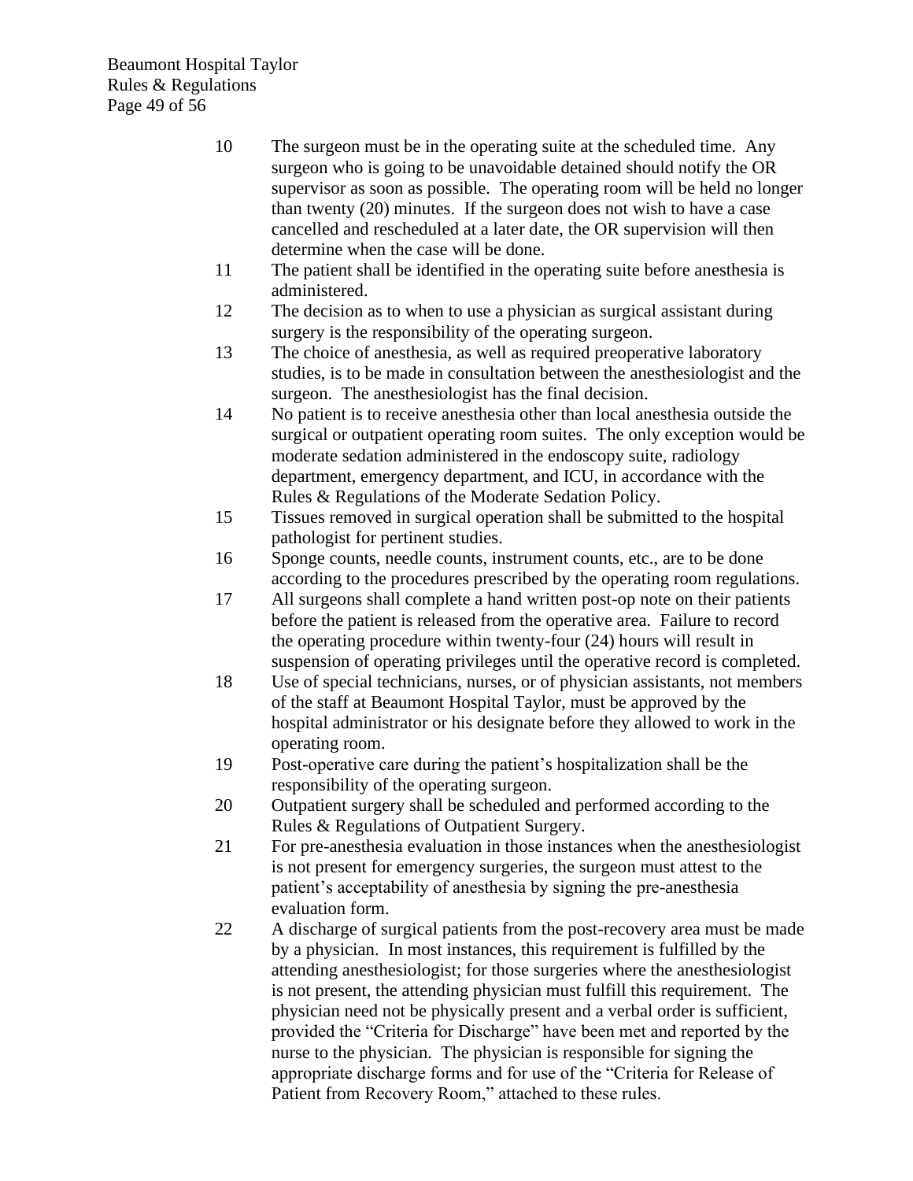10. The surgeon must be in the operating suite at the scheduled time. Any surgeon who is going to be unavoidable detained should notify the OR supervisor as soon as possible. The operating room will be held no longer than twenty (20) minutes. If the surgeon does not wish to have a case cancelled and rescheduled at a later date, the OR supervision will then determine when the case will be done.
11. The patient shall be identified in the operating suite before anesthesia is administered.
12. The decision as to when to use a physician as surgical assistant during surgery is the responsibility of the operating surgeon.
13. The choice of anesthesia, as well as required preoperative laboratory studies, is to be made in consultation between the anesthesiologist and the surgeon. The anesthesiologist has the final decision.
14. No patient is to receive anesthesia other than local anesthesia outside the surgical or outpatient operating room suites. The only exception would be moderate sedation administered in the endoscopy suite, radiology department, emergency department, and ICU, in accordance with the Rules & Regulations of the Moderate Sedation Policy.
15. Tissues removed in surgical operation shall be submitted to the hospital pathologist for pertinent studies.
16. Sponge counts, needle counts, instrument counts, etc., are to be done according to the procedures prescribed by the operating room regulations.
17. All surgeons shall complete a hand written post-op note on their patients before the patient is released from the operative area. Failure to record the operating procedure within twenty-four (24) hours will result in suspension of operating privileges until the operative record is completed.
18. Use of special technicians, nurses, or of physician assistants, not members of the staff at Beaumont Hospital Taylor, must be approved by the hospital administrator or his designate before they allowed to work in the operating room.
19. Post-operative care during the patient's hospitalization shall be the responsibility of the operating surgeon.
20. Outpatient surgery shall be scheduled and performed according to the Rules & Regulations of Outpatient Surgery.
21. For pre-anesthesia evaluation in those instances when the anesthesiologist is not present for emergency surgeries, the surgeon must attest to the patient's acceptability of anesthesia by signing the pre-anesthesia evaluation form.
22. A discharge of surgical patients from the post-recovery area must be made by a physician. In most instances, this requirement is fulfilled by the attending anesthesiologist; for those surgeries where the anesthesiologist is not present, the attending physician must fulfill this requirement. The physician need not be physically present and a verbal order is sufficient, provided the "Criteria for Discharge" have been met and reported by the nurse to the physician. The physician is responsible for signing the appropriate discharge forms and for use of the "Criteria for Release of Patient from Recovery Room," attached to these rules.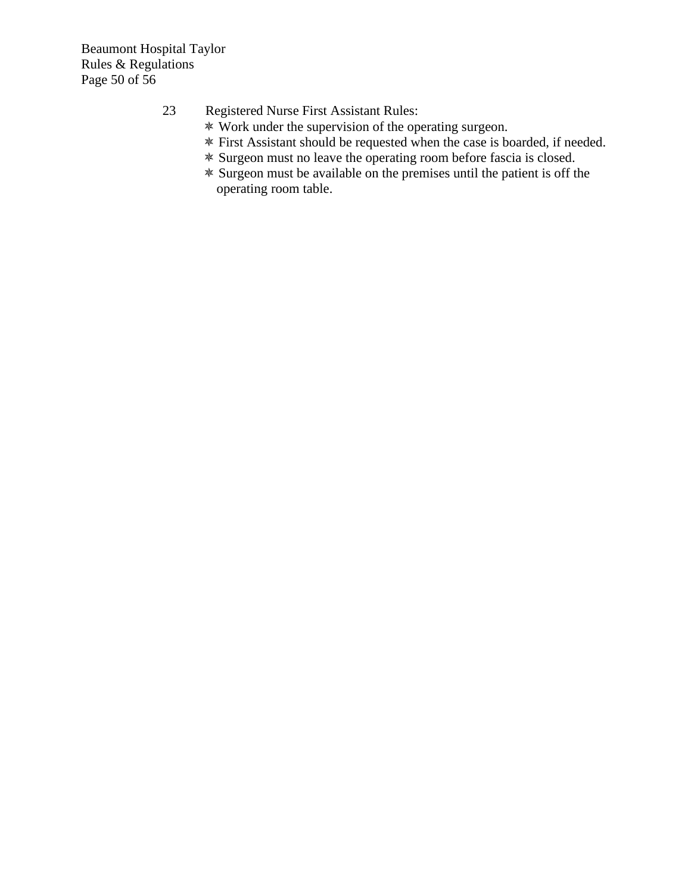23 Registered Nurse First Assistant Rules:

- Work under the supervision of the operating surgeon.
- First Assistant should be requested when the case is boarded, if needed.
- Surgeon must no leave the operating room before fascia is closed.
- Surgeon must be available on the premises until the patient is off the operating room table.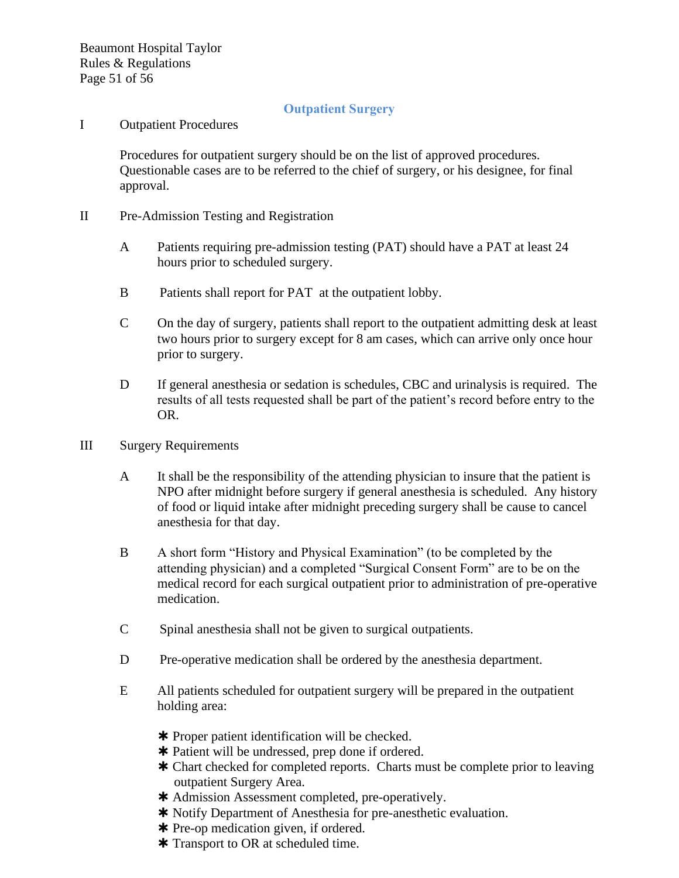## Outpatient Surgery

I Outpatient Procedures

Procedures for outpatient surgery should be on the list of approved procedures. Questionable cases are to be referred to the chief of surgery, or his designee, for final approval.

II Pre-Admission Testing and Registration

A Patients requiring pre-admission testing (PAT) should have a PAT at least 24 hours prior to scheduled surgery.

B Patients shall report for PAT at the outpatient lobby.

C On the day of surgery, patients shall report to the outpatient admitting desk at least two hours prior to surgery except for 8 am cases, which can arrive only once hour prior to surgery.

D If general anesthesia or sedation is schedules, CBC and urinalysis is required. The results of all tests requested shall be part of the patient's record before entry to the OR.

III Surgery Requirements

A It shall be the responsibility of the attending physician to insure that the patient is NPO after midnight before surgery if general anesthesia is scheduled. Any history of food or liquid intake after midnight preceding surgery shall be cause to cancel anesthesia for that day.

B A short form "History and Physical Examination" (to be completed by the attending physician) and a completed "Surgical Consent Form" are to be on the medical record for each surgical outpatient prior to administration of pre-operative medication.

C Spinal anesthesia shall not be given to surgical outpatients.

D Pre-operative medication shall be ordered by the anesthesia department.

E All patients scheduled for outpatient surgery will be prepared in the outpatient holding area:

- Proper patient identification will be checked.
- Patient will be undressed, prep done if ordered.
- Chart checked for completed reports. Charts must be complete prior to leaving outpatient Surgery Area.
- Admission Assessment completed, pre-operatively.
- Notify Department of Anesthesia for pre-anesthetic evaluation.
- Pre-op medication given, if ordered.
- Transport to OR at scheduled time.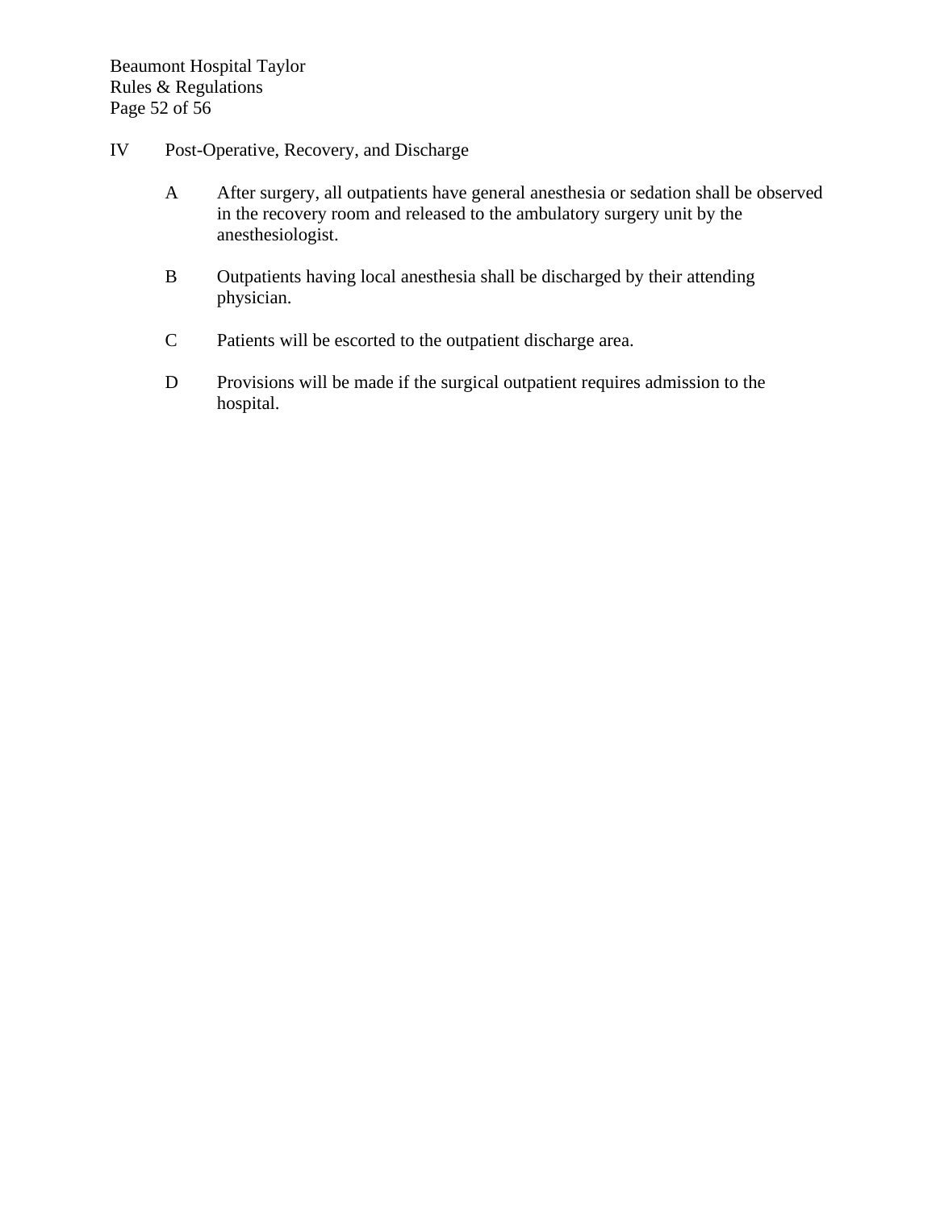## IV Post-Operative, Recovery, and Discharge

A. After surgery, all outpatients have general anesthesia or sedation shall be observed in the recovery room and released to the ambulatory surgery unit by the anesthesiologist.

B. Outpatients having local anesthesia shall be discharged by their attending physician.

C. Patients will be escorted to the outpatient discharge area.

D. Provisions will be made if the surgical outpatient requires admission to the hospital.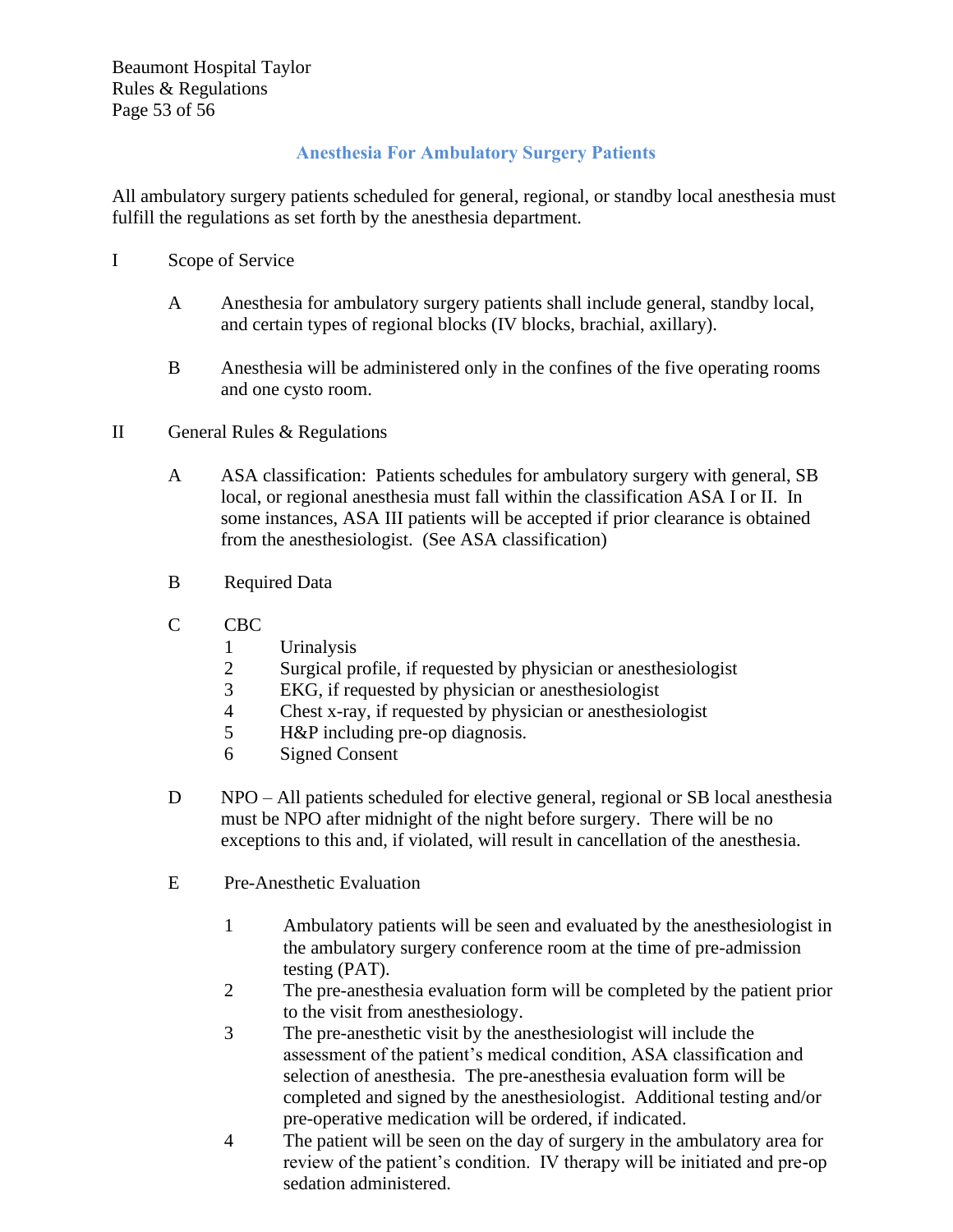## Anesthesia For Ambulatory Surgery Patients

All ambulatory surgery patients scheduled for general, regional, or standby local anesthesia must fulfill the regulations as set forth by the anesthesia department.

I Scope of Service

- A Anesthesia for ambulatory surgery patients shall include general, standby local, and certain types of regional blocks (IV blocks, brachial, axillary).
- B Anesthesia will be administered only in the confines of the five operating rooms and one cysto room.

II General Rules & Regulations

- A ASA classification: Patients schedules for ambulatory surgery with general, SB local, or regional anesthesia must fall within the classification ASA I or II. In some instances, ASA III patients will be accepted if prior clearance is obtained from the anesthesiologist. (See ASA classification)
- B Required Data
- C CBC
  1. Urinalysis
  2. Surgical profile, if requested by physician or anesthesiologist
  3. EKG, if requested by physician or anesthesiologist
  4. Chest x-ray, if requested by physician or anesthesiologist
  5. H&P including pre-op diagnosis.
  6. Signed Consent
- D NPO – All patients scheduled for elective general, regional or SB local anesthesia must be NPO after midnight of the night before surgery. There will be no exceptions to this and, if violated, will result in cancellation of the anesthesia.
- E Pre-Anesthetic Evaluation
  1. Ambulatory patients will be seen and evaluated by the anesthesiologist in the ambulatory surgery conference room at the time of pre-admission testing (PAT).
  2. The pre-anesthesia evaluation form will be completed by the patient prior to the visit from anesthesiology.
  3. The pre-anesthetic visit by the anesthesiologist will include the assessment of the patient's medical condition, ASA classification and selection of anesthesia. The pre-anesthesia evaluation form will be completed and signed by the anesthesiologist. Additional testing and/or pre-operative medication will be ordered, if indicated.
  4. The patient will be seen on the day of surgery in the ambulatory area for review of the patient's condition. IV therapy will be initiated and pre-op sedation administered.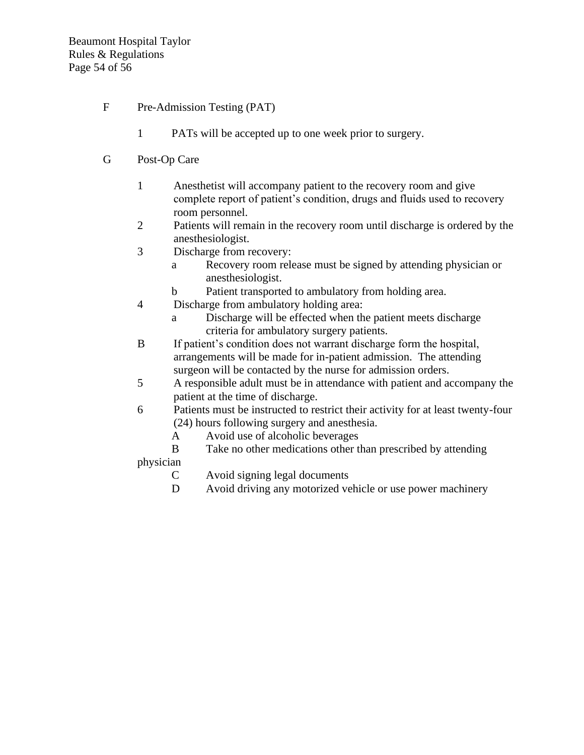F Pre-Admission Testing (PAT)

1 PATs will be accepted up to one week prior to surgery.

G Post-Op Care

1 Anesthetist will accompany patient to the recovery room and give complete report of patient's condition, drugs and fluids used to recovery room personnel.

2 Patients will remain in the recovery room until discharge is ordered by the anesthesiologist.

3 Discharge from recovery:
   - a Recovery room release must be signed by attending physician or anesthesiologist.
   - b Patient transported to ambulatory from holding area.

4 Discharge from ambulatory holding area:
   - a Discharge will be effected when the patient meets discharge criteria for ambulatory surgery patients.

B If patient's condition does not warrant discharge form the hospital, arrangements will be made for in-patient admission. The attending surgeon will be contacted by the nurse for admission orders.

5 A responsible adult must be in attendance with patient and accompany the patient at the time of discharge.

6 Patients must be instructed to restrict their activity for at least twenty-four (24) hours following surgery and anesthesia.
   - A Avoid use of alcoholic beverages
   - B Take no other medications other than prescribed by attending physician
   - C Avoid signing legal documents
   - D Avoid driving any motorized vehicle or use power machinery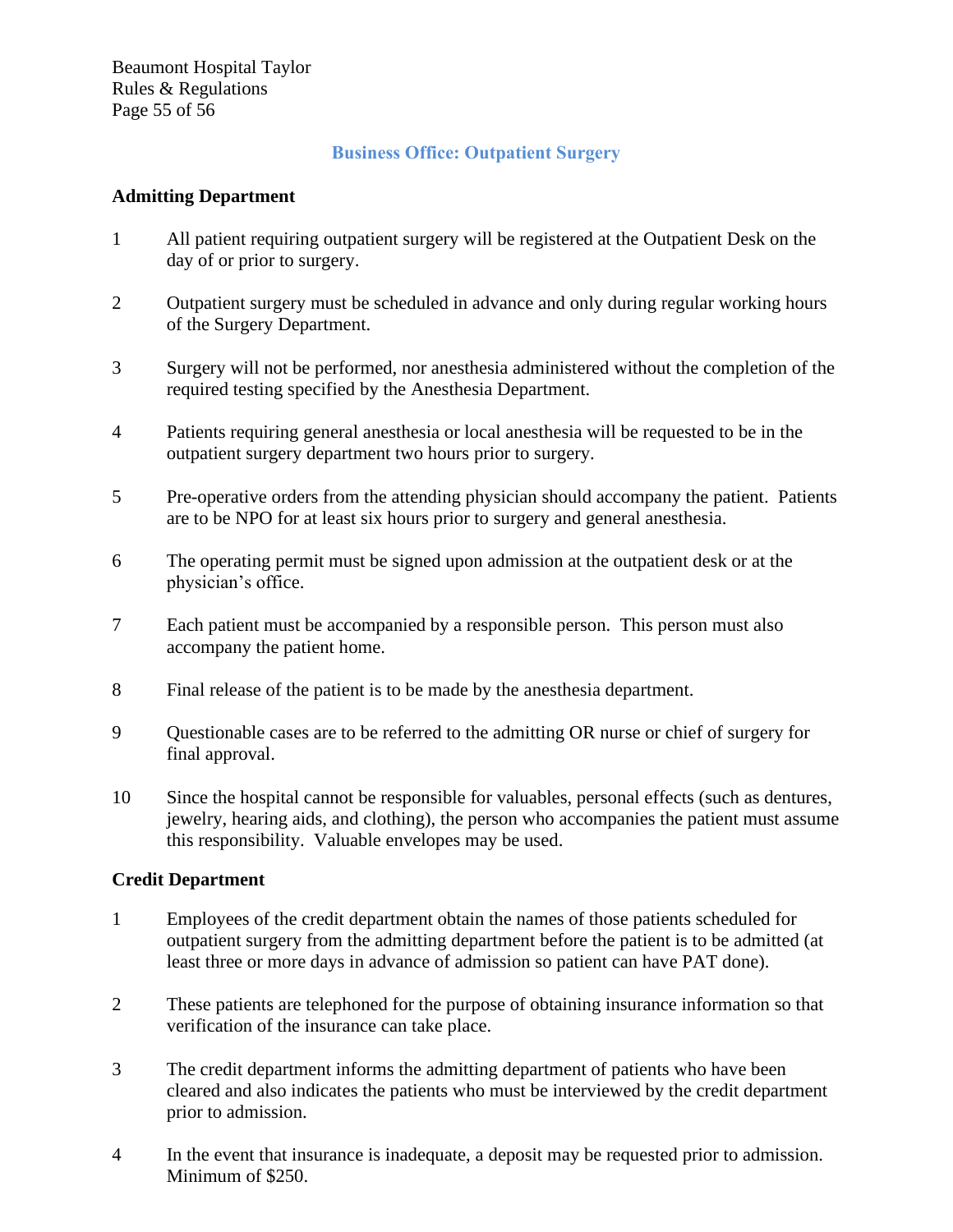## Business Office: Outpatient Surgery

### Admitting Department

1. All patient requiring outpatient surgery will be registered at the Outpatient Desk on the day of or prior to surgery.

2. Outpatient surgery must be scheduled in advance and only during regular working hours of the Surgery Department.

3. Surgery will not be performed, nor anesthesia administered without the completion of the required testing specified by the Anesthesia Department.

4. Patients requiring general anesthesia or local anesthesia will be requested to be in the outpatient surgery department two hours prior to surgery.

5. Pre-operative orders from the attending physician should accompany the patient. Patients are to be NPO for at least six hours prior to surgery and general anesthesia.

6. The operating permit must be signed upon admission at the outpatient desk or at the physician's office.

7. Each patient must be accompanied by a responsible person. This person must also accompany the patient home.

8. Final release of the patient is to be made by the anesthesia department.

9. Questionable cases are to be referred to the admitting OR nurse or chief of surgery for final approval.

10. Since the hospital cannot be responsible for valuables, personal effects (such as dentures, jewelry, hearing aids, and clothing), the person who accompanies the patient must assume this responsibility. Valuable envelopes may be used.

### Credit Department

1. Employees of the credit department obtain the names of those patients scheduled for outpatient surgery from the admitting department before the patient is to be admitted (at least three or more days in advance of admission so patient can have PAT done).

2. These patients are telephoned for the purpose of obtaining insurance information so that verification of the insurance can take place.

3. The credit department informs the admitting department of patients who have been cleared and also indicates the patients who must be interviewed by the credit department prior to admission.

4. In the event that insurance is inadequate, a deposit may be requested prior to admission. Minimum of $250.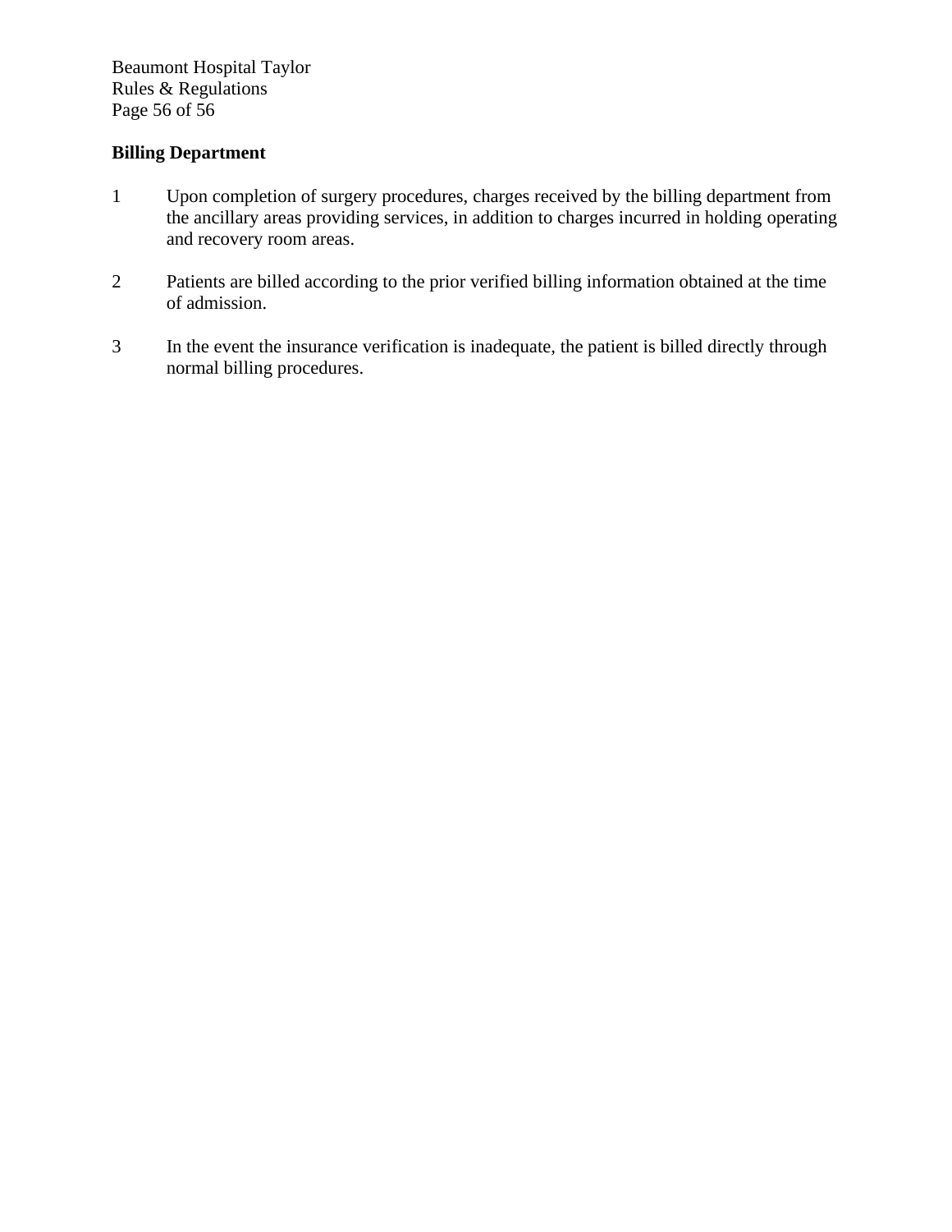**Billing Department**

1. Upon completion of surgery procedures, charges received by the billing department from the ancillary areas providing services, in addition to charges incurred in holding operating and recovery room areas.

2. Patients are billed according to the prior verified billing information obtained at the time of admission.

3. In the event the insurance verification is inadequate, the patient is billed directly through normal billing procedures.